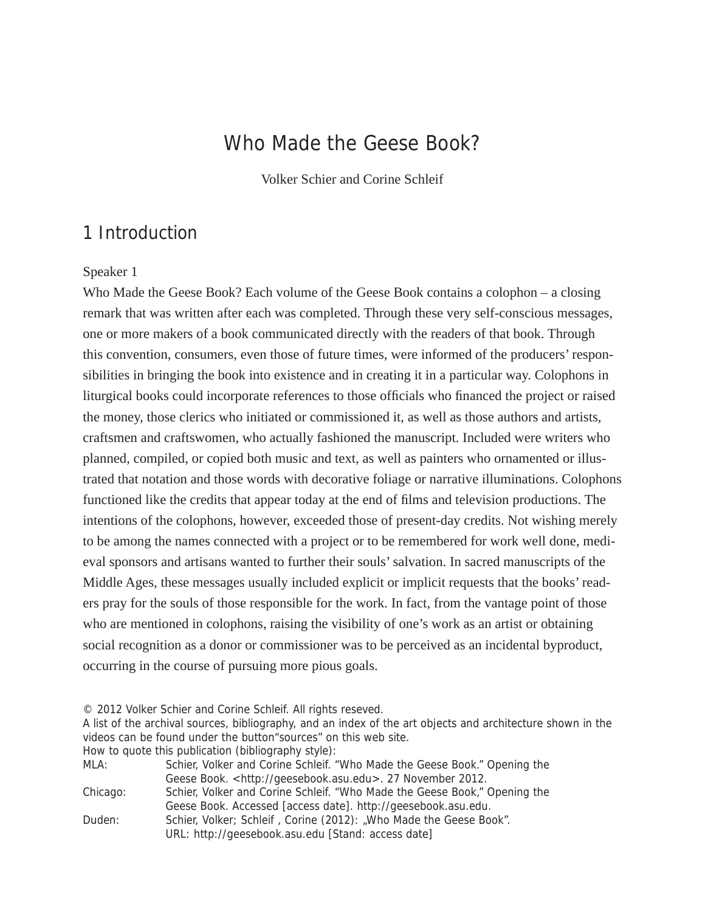# Who Made the Geese Book?

Volker Schier and Corine Schleif

## 1 Introduction

Speaker 1

Who Made the Geese Book? Each volume of the Geese Book contains a colophon – a closing remark that was written after each was completed. Through these very self-conscious messages, one or more makers of a book communicated directly with the readers of that book. Through this convention, consumers, even those of future times, were informed of the producers' responsibilities in bringing the book into existence and in creating it in a particular way. Colophons in liturgical books could incorporate references to those officials who financed the project or raised the money, those clerics who initiated or commissioned it, as well as those authors and artists, craftsmen and craftswomen, who actually fashioned the manuscript. Included were writers who planned, compiled, or copied both music and text, as well as painters who ornamented or illustrated that notation and those words with decorative foliage or narrative illuminations. Colophons functioned like the credits that appear today at the end of films and television productions. The intentions of the colophons, however, exceeded those of present-day credits. Not wishing merely to be among the names connected with a project or to be remembered for work well done, medieval sponsors and artisans wanted to further their souls' salvation. In sacred manuscripts of the Middle Ages, these messages usually included explicit or implicit requests that the books' readers pray for the souls of those responsible for the work. In fact, from the vantage point of those who are mentioned in colophons, raising the visibility of one's work as an artist or obtaining social recognition as a donor or commissioner was to be perceived as an incidental byproduct, occurring in the course of pursuing more pious goals.

© 2012 Volker Schier and Corine Schleif. All rights reseved.
A list of the archival sources, bibliography, and an index of the art objects and architecture shown in the videos can be found under the button"sources" on this web site.
How to quote this publication (bibliography style):

| | |
|---|---|
| MLA: | Schier, Volker and Corine Schleif. "Who Made the Geese Book." Opening the Geese Book. <http://geesebook.asu.edu>. 27 November 2012. |
| Chicago: | Schier, Volker and Corine Schleif. "Who Made the Geese Book," Opening the Geese Book. Accessed [access date]. http://geesebook.asu.edu. |
| Duden: | Schier, Volker; Schleif , Corine (2012): „Who Made the Geese Book". URL: http://geesebook.asu.edu [Stand: access date] |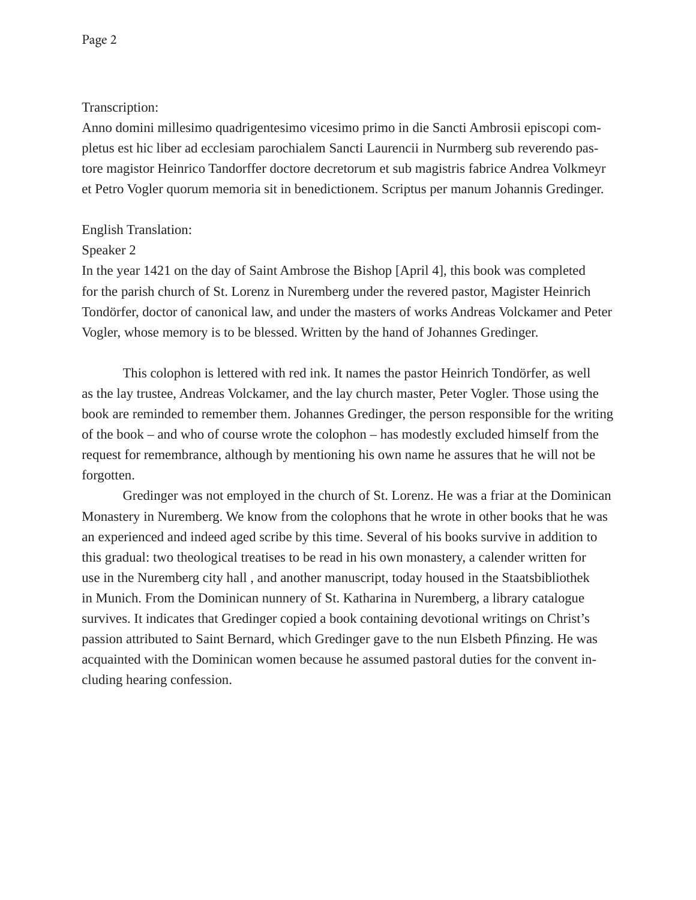Transcription:

Anno domini millesimo quadrigentesimo vicesimo primo in die Sancti Ambrosii episcopi completus est hic liber ad ecclesiam parochialem Sancti Laurencii in Nurmberg sub reverendo pastore magistor Heinrico Tandorffer doctore decretorum et sub magistris fabrice Andrea Volkmeyr et Petro Vogler quorum memoria sit in benedictionem. Scriptus per manum Johannis Gredinger.

English Translation:

Speaker 2

In the year 1421 on the day of Saint Ambrose the Bishop [April 4], this book was completed for the parish church of St. Lorenz in Nuremberg under the revered pastor, Magister Heinrich Tondörfer, doctor of canonical law, and under the masters of works Andreas Volckamer and Peter Vogler, whose memory is to be blessed. Written by the hand of Johannes Gredinger.

This colophon is lettered with red ink. It names the pastor Heinrich Tondörfer, as well as the lay trustee, Andreas Volckamer, and the lay church master, Peter Vogler. Those using the book are reminded to remember them. Johannes Gredinger, the person responsible for the writing of the book – and who of course wrote the colophon – has modestly excluded himself from the request for remembrance, although by mentioning his own name he assures that he will not be forgotten.

Gredinger was not employed in the church of St. Lorenz. He was a friar at the Dominican Monastery in Nuremberg. We know from the colophons that he wrote in other books that he was an experienced and indeed aged scribe by this time. Several of his books survive in addition to this gradual: two theological treatises to be read in his own monastery, a calender written for use in the Nuremberg city hall , and another manuscript, today housed in the Staatsbibliothek in Munich. From the Dominican nunnery of St. Katharina in Nuremberg, a library catalogue survives. It indicates that Gredinger copied a book containing devotional writings on Christ's passion attributed to Saint Bernard, which Gredinger gave to the nun Elsbeth Pfinzing. He was acquainted with the Dominican women because he assumed pastoral duties for the convent including hearing confession.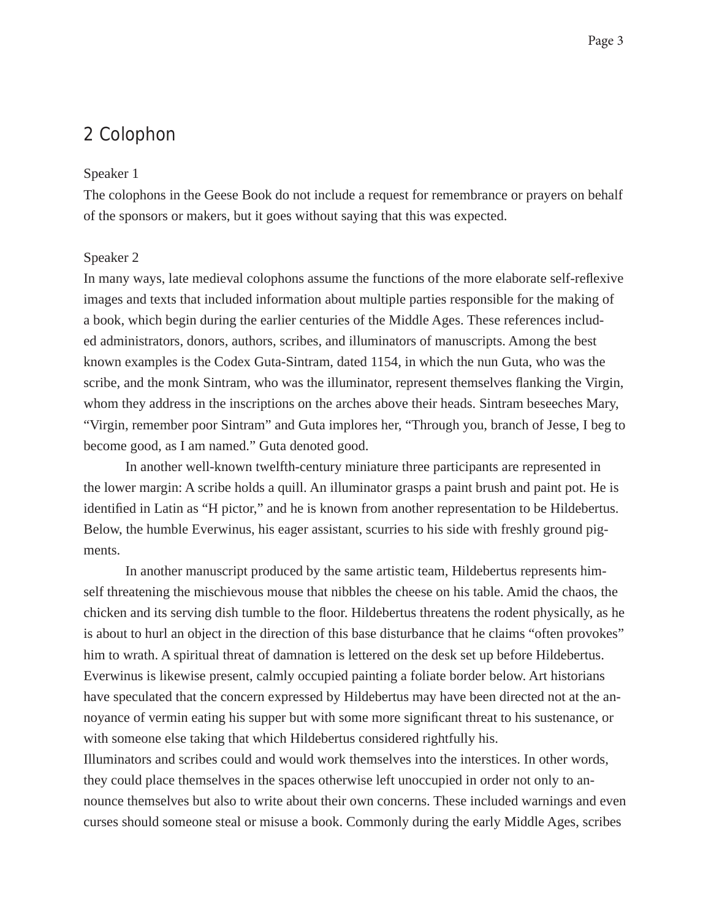## 2 Colophon

Speaker 1

The colophons in the Geese Book do not include a request for remembrance or prayers on behalf of the sponsors or makers, but it goes without saying that this was expected.

Speaker 2

In many ways, late medieval colophons assume the functions of the more elaborate self-reflexive images and texts that included information about multiple parties responsible for the making of a book, which begin during the earlier centuries of the Middle Ages. These references included administrators, donors, authors, scribes, and illuminators of manuscripts. Among the best known examples is the Codex Guta-Sintram, dated 1154, in which the nun Guta, who was the scribe, and the monk Sintram, who was the illuminator, represent themselves flanking the Virgin, whom they address in the inscriptions on the arches above their heads. Sintram beseeches Mary, "Virgin, remember poor Sintram" and Guta implores her, "Through you, branch of Jesse, I beg to become good, as I am named." Guta denoted good.

In another well-known twelfth-century miniature three participants are represented in the lower margin: A scribe holds a quill. An illuminator grasps a paint brush and paint pot. He is identified in Latin as "H pictor," and he is known from another representation to be Hildebertus. Below, the humble Everwinus, his eager assistant, scurries to his side with freshly ground pigments.

In another manuscript produced by the same artistic team, Hildebertus represents himself threatening the mischievous mouse that nibbles the cheese on his table. Amid the chaos, the chicken and its serving dish tumble to the floor. Hildebertus threatens the rodent physically, as he is about to hurl an object in the direction of this base disturbance that he claims "often provokes" him to wrath. A spiritual threat of damnation is lettered on the desk set up before Hildebertus. Everwinus is likewise present, calmly occupied painting a foliate border below. Art historians have speculated that the concern expressed by Hildebertus may have been directed not at the annoyance of vermin eating his supper but with some more significant threat to his sustenance, or with someone else taking that which Hildebertus considered rightfully his.

Illuminators and scribes could and would work themselves into the interstices. In other words, they could place themselves in the spaces otherwise left unoccupied in order not only to announce themselves but also to write about their own concerns. These included warnings and even curses should someone steal or misuse a book. Commonly during the early Middle Ages, scribes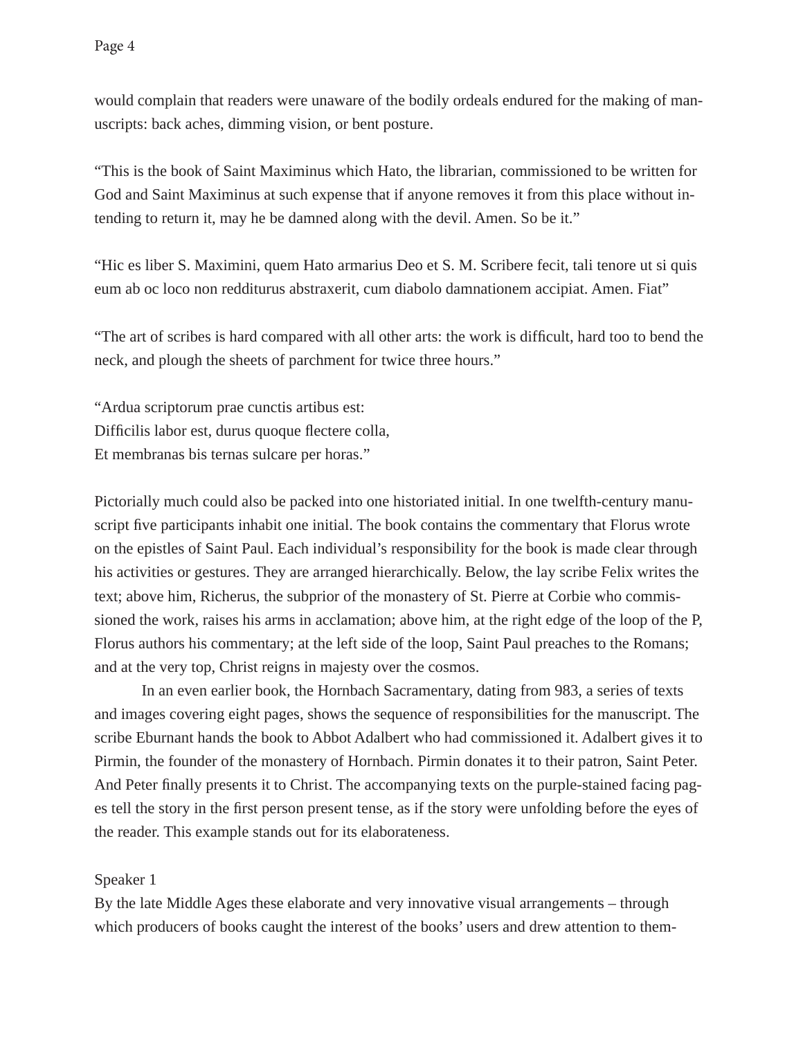would complain that readers were unaware of the bodily ordeals endured for the making of manuscripts: back aches, dimming vision, or bent posture.

“This is the book of Saint Maximinus which Hato, the librarian, commissioned to be written for God and Saint Maximinus at such expense that if anyone removes it from this place without intending to return it, may he be damned along with the devil. Amen. So be it.”

“Hic es liber S. Maximini, quem Hato armarius Deo et S. M. Scribere fecit, tali tenore ut si quis eum ab oc loco non redditurus abstraxerit, cum diabolo damnationem accipiat. Amen. Fiat”

“The art of scribes is hard compared with all other arts: the work is difficult, hard too to bend the neck, and plough the sheets of parchment for twice three hours.”

“Ardua scriptorum prae cunctis artibus est:
Difficilis labor est, durus quoque flectere colla,
Et membranas bis ternas sulcare per horas.”

Pictorially much could also be packed into one historiated initial. In one twelfth-century manuscript five participants inhabit one initial. The book contains the commentary that Florus wrote on the epistles of Saint Paul. Each individual’s responsibility for the book is made clear through his activities or gestures. They are arranged hierarchically. Below, the lay scribe Felix writes the text; above him, Richerus, the subprior of the monastery of St. Pierre at Corbie who commissioned the work, raises his arms in acclamation; above him, at the right edge of the loop of the P, Florus authors his commentary; at the left side of the loop, Saint Paul preaches to the Romans; and at the very top, Christ reigns in majesty over the cosmos.

In an even earlier book, the Hornbach Sacramentary, dating from 983, a series of texts and images covering eight pages, shows the sequence of responsibilities for the manuscript. The scribe Eburnant hands the book to Abbot Adalbert who had commissioned it. Adalbert gives it to Pirmin, the founder of the monastery of Hornbach. Pirmin donates it to their patron, Saint Peter. And Peter finally presents it to Christ. The accompanying texts on the purple-stained facing pages tell the story in the first person present tense, as if the story were unfolding before the eyes of the reader. This example stands out for its elaborateness.

Speaker 1
By the late Middle Ages these elaborate and very innovative visual arrangements – through which producers of books caught the interest of the books’ users and drew attention to them-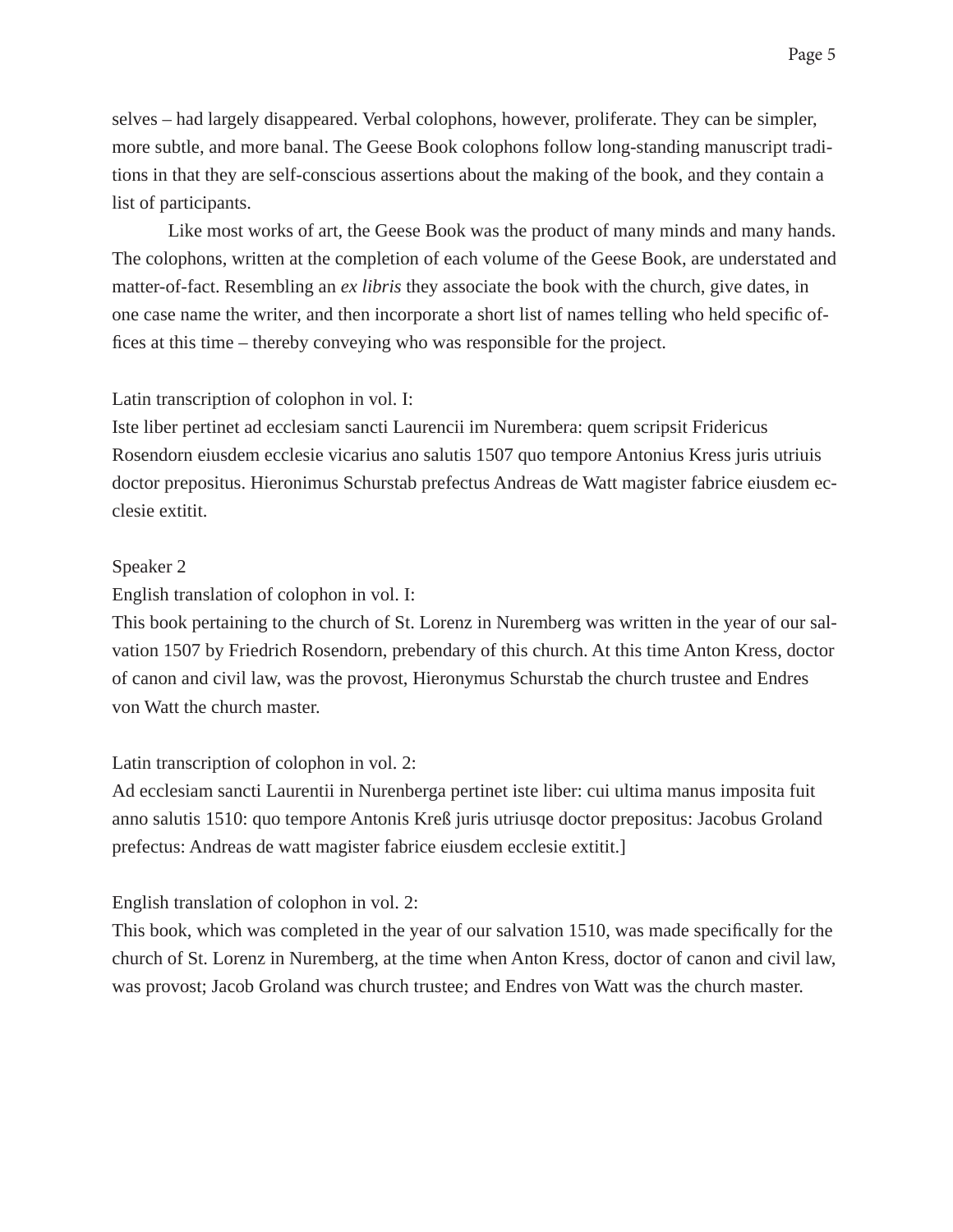selves – had largely disappeared. Verbal colophons, however, proliferate. They can be simpler, more subtle, and more banal. The Geese Book colophons follow long-standing manuscript traditions in that they are self-conscious assertions about the making of the book, and they contain a list of participants.

Like most works of art, the Geese Book was the product of many minds and many hands. The colophons, written at the completion of each volume of the Geese Book, are understated and matter-of-fact. Resembling an *ex libris* they associate the book with the church, give dates, in one case name the writer, and then incorporate a short list of names telling who held specific offices at this time – thereby conveying who was responsible for the project.

Latin transcription of colophon in vol. I:
Iste liber pertinet ad ecclesiam sancti Laurencii im Nurembera: quem scripsit Fridericus Rosendorn eiusdem ecclesie vicarius ano salutis 1507 quo tempore Antonius Kress juris utriuis doctor prepositus. Hieronimus Schurstab prefectus Andreas de Watt magister fabrice eiusdem ecclesie extitit.

Speaker 2
English translation of colophon in vol. I:
This book pertaining to the church of St. Lorenz in Nuremberg was written in the year of our salvation 1507 by Friedrich Rosendorn, prebendary of this church. At this time Anton Kress, doctor of canon and civil law, was the provost, Hieronymus Schurstab the church trustee and Endres von Watt the church master.

Latin transcription of colophon in vol. 2:
Ad ecclesiam sancti Laurentii in Nurenberga pertinet iste liber: cui ultima manus imposita fuit anno salutis 1510: quo tempore Antonis Kreß juris utriusqe doctor prepositus: Jacobus Groland prefectus: Andreas de watt magister fabrice eiusdem ecclesie extitit.]

English translation of colophon in vol. 2:
This book, which was completed in the year of our salvation 1510, was made specifically for the church of St. Lorenz in Nuremberg, at the time when Anton Kress, doctor of canon and civil law, was provost; Jacob Groland was church trustee; and Endres von Watt was the church master.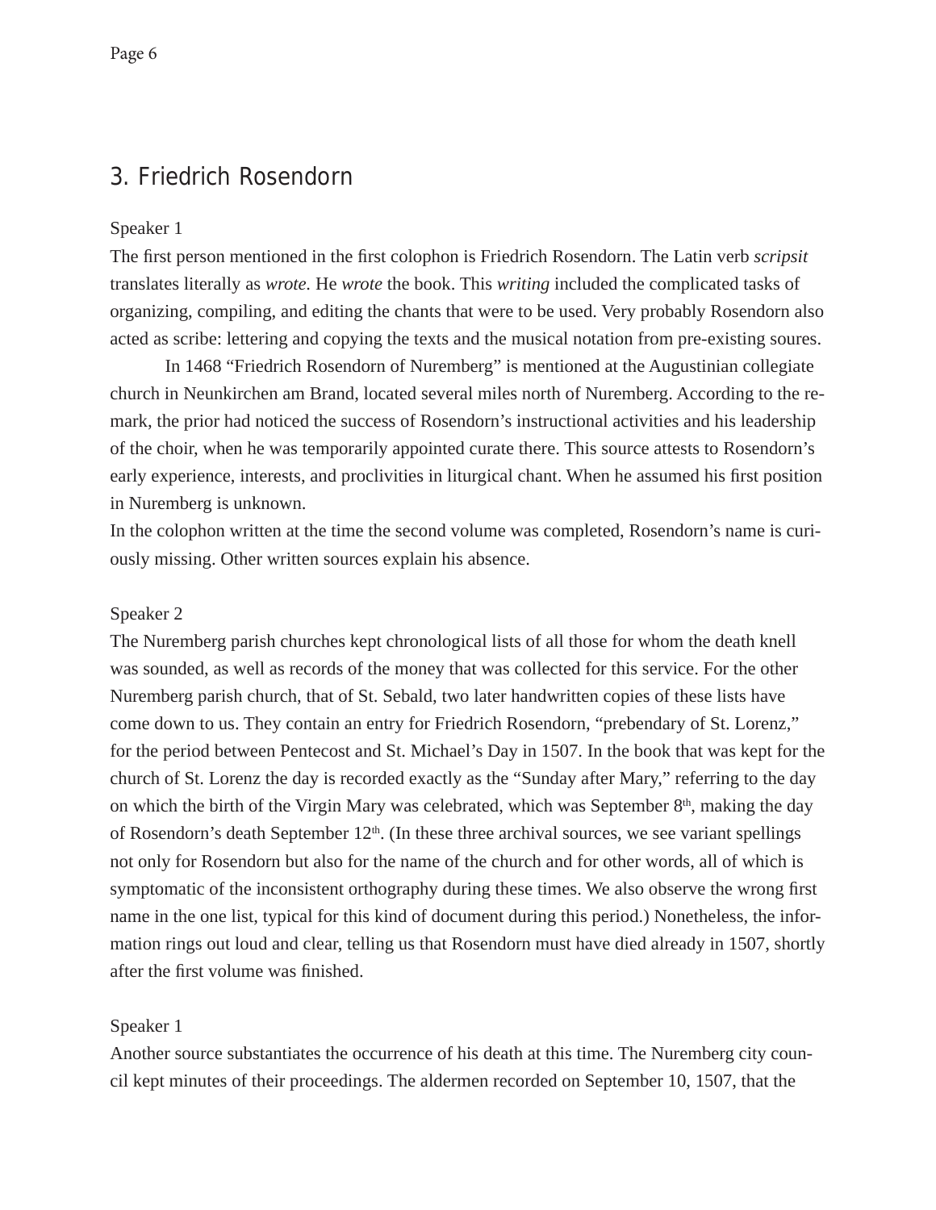## 3. Friedrich Rosendorn

Speaker 1

The first person mentioned in the first colophon is Friedrich Rosendorn. The Latin verb *scripsit* translates literally as *wrote.* He *wrote* the book. This *writing* included the complicated tasks of organizing, compiling, and editing the chants that were to be used. Very probably Rosendorn also acted as scribe: lettering and copying the texts and the musical notation from pre-existing soures.

In 1468 "Friedrich Rosendorn of Nuremberg" is mentioned at the Augustinian collegiate church in Neunkirchen am Brand, located several miles north of Nuremberg. According to the remark, the prior had noticed the success of Rosendorn's instructional activities and his leadership of the choir, when he was temporarily appointed curate there. This source attests to Rosendorn's early experience, interests, and proclivities in liturgical chant. When he assumed his first position in Nuremberg is unknown.

In the colophon written at the time the second volume was completed, Rosendorn's name is curiously missing. Other written sources explain his absence.

Speaker 2

The Nuremberg parish churches kept chronological lists of all those for whom the death knell was sounded, as well as records of the money that was collected for this service. For the other Nuremberg parish church, that of St. Sebald, two later handwritten copies of these lists have come down to us. They contain an entry for Friedrich Rosendorn, "prebendary of St. Lorenz," for the period between Pentecost and St. Michael's Day in 1507. In the book that was kept for the church of St. Lorenz the day is recorded exactly as the "Sunday after Mary," referring to the day on which the birth of the Virgin Mary was celebrated, which was September 8th, making the day of Rosendorn's death September 12th. (In these three archival sources, we see variant spellings not only for Rosendorn but also for the name of the church and for other words, all of which is symptomatic of the inconsistent orthography during these times. We also observe the wrong first name in the one list, typical for this kind of document during this period.) Nonetheless, the information rings out loud and clear, telling us that Rosendorn must have died already in 1507, shortly after the first volume was finished.

Speaker 1

Another source substantiates the occurrence of his death at this time. The Nuremberg city council kept minutes of their proceedings. The aldermen recorded on September 10, 1507, that the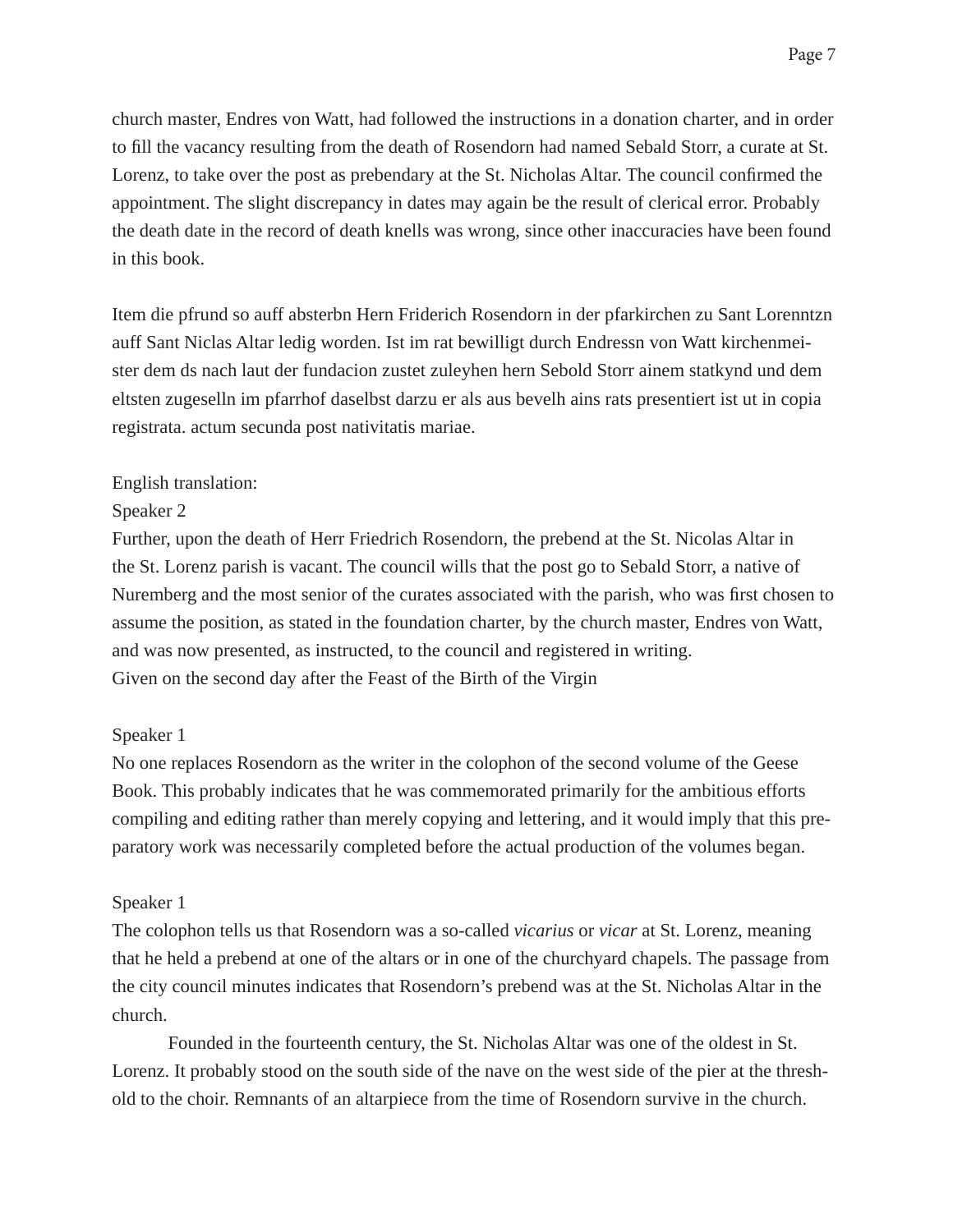church master, Endres von Watt, had followed the instructions in a donation charter, and in order to fill the vacancy resulting from the death of Rosendorn had named Sebald Storr, a curate at St. Lorenz, to take over the post as prebendary at the St. Nicholas Altar. The council confirmed the appointment. The slight discrepancy in dates may again be the result of clerical error. Probably the death date in the record of death knells was wrong, since other inaccuracies have been found in this book.

Item die pfrund so auff absterbn Hern Friderich Rosendorn in der pfarkirchen zu Sant Lorenntzn auff Sant Niclas Altar ledig worden. Ist im rat bewilligt durch Endressn von Watt kirchenmeister dem ds nach laut der fundacion zustet zuleyhen hern Sebold Storr ainem statkynd und dem eltsten zugeselln im pfarrhof daselbst darzu er als aus bevelh ains rats presentiert ist ut in copia registrata. actum secunda post nativitatis mariae.

English translation:
Speaker 2
Further, upon the death of Herr Friedrich Rosendorn, the prebend at the St. Nicolas Altar in the St. Lorenz parish is vacant. The council wills that the post go to Sebald Storr, a native of Nuremberg and the most senior of the curates associated with the parish, who was first chosen to assume the position, as stated in the foundation charter, by the church master, Endres von Watt, and was now presented, as instructed, to the council and registered in writing.
Given on the second day after the Feast of the Birth of the Virgin

Speaker 1
No one replaces Rosendorn as the writer in the colophon of the second volume of the Geese Book. This probably indicates that he was commemorated primarily for the ambitious efforts compiling and editing rather than merely copying and lettering, and it would imply that this preparatory work was necessarily completed before the actual production of the volumes began.

Speaker 1
The colophon tells us that Rosendorn was a so-called *vicarius* or *vicar* at St. Lorenz, meaning that he held a prebend at one of the altars or in one of the churchyard chapels. The passage from the city council minutes indicates that Rosendorn's prebend was at the St. Nicholas Altar in the church.

Founded in the fourteenth century, the St. Nicholas Altar was one of the oldest in St. Lorenz. It probably stood on the south side of the nave on the west side of the pier at the threshold to the choir. Remnants of an altarpiece from the time of Rosendorn survive in the church.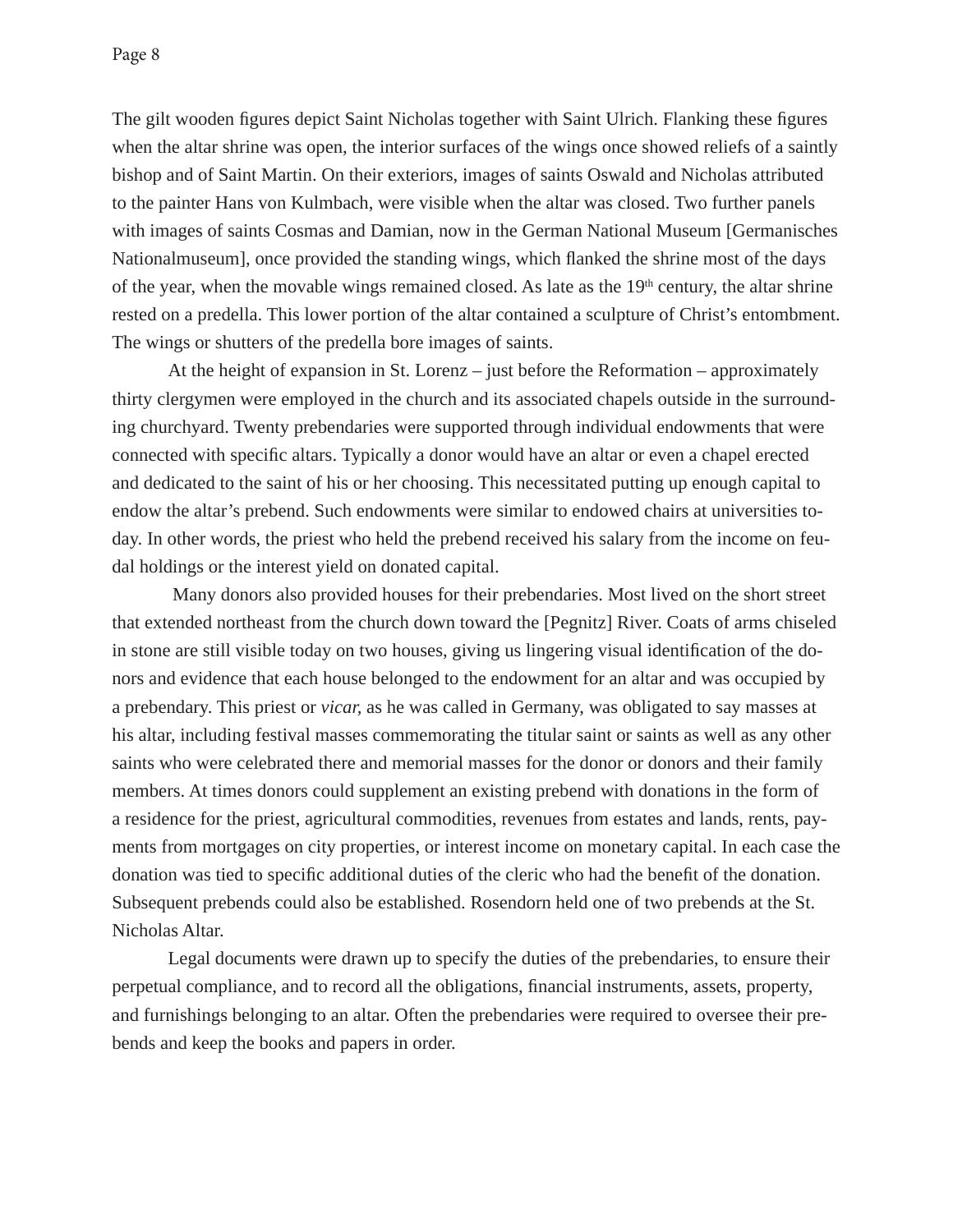The gilt wooden figures depict Saint Nicholas together with Saint Ulrich. Flanking these figures when the altar shrine was open, the interior surfaces of the wings once showed reliefs of a saintly bishop and of Saint Martin. On their exteriors, images of saints Oswald and Nicholas attributed to the painter Hans von Kulmbach, were visible when the altar was closed. Two further panels with images of saints Cosmas and Damian, now in the German National Museum [Germanisches Nationalmuseum], once provided the standing wings, which flanked the shrine most of the days of the year, when the movable wings remained closed. As late as the 19th century, the altar shrine rested on a predella. This lower portion of the altar contained a sculpture of Christ's entombment. The wings or shutters of the predella bore images of saints.

At the height of expansion in St. Lorenz – just before the Reformation – approximately thirty clergymen were employed in the church and its associated chapels outside in the surrounding churchyard. Twenty prebendaries were supported through individual endowments that were connected with specific altars. Typically a donor would have an altar or even a chapel erected and dedicated to the saint of his or her choosing. This necessitated putting up enough capital to endow the altar's prebend. Such endowments were similar to endowed chairs at universities today. In other words, the priest who held the prebend received his salary from the income on feudal holdings or the interest yield on donated capital.

Many donors also provided houses for their prebendaries. Most lived on the short street that extended northeast from the church down toward the [Pegnitz] River. Coats of arms chiseled in stone are still visible today on two houses, giving us lingering visual identification of the donors and evidence that each house belonged to the endowment for an altar and was occupied by a prebendary. This priest or *vicar,* as he was called in Germany, was obligated to say masses at his altar, including festival masses commemorating the titular saint or saints as well as any other saints who were celebrated there and memorial masses for the donor or donors and their family members. At times donors could supplement an existing prebend with donations in the form of a residence for the priest, agricultural commodities, revenues from estates and lands, rents, payments from mortgages on city properties, or interest income on monetary capital. In each case the donation was tied to specific additional duties of the cleric who had the benefit of the donation. Subsequent prebends could also be established. Rosendorn held one of two prebends at the St. Nicholas Altar.

Legal documents were drawn up to specify the duties of the prebendaries, to ensure their perpetual compliance, and to record all the obligations, financial instruments, assets, property, and furnishings belonging to an altar. Often the prebendaries were required to oversee their prebends and keep the books and papers in order.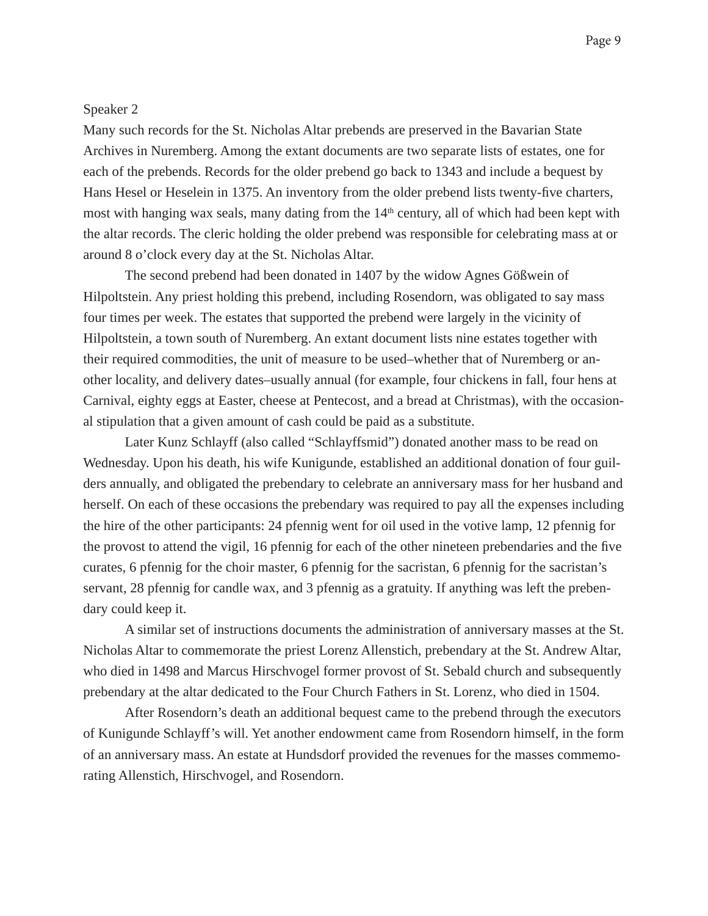Speaker 2

Many such records for the St. Nicholas Altar prebends are preserved in the Bavarian State Archives in Nuremberg. Among the extant documents are two separate lists of estates, one for each of the prebends. Records for the older prebend go back to 1343 and include a bequest by Hans Hesel or Heselein in 1375. An inventory from the older prebend lists twenty-five charters, most with hanging wax seals, many dating from the 14th century, all of which had been kept with the altar records. The cleric holding the older prebend was responsible for celebrating mass at or around 8 o'clock every day at the St. Nicholas Altar.

The second prebend had been donated in 1407 by the widow Agnes Gößwein of Hilpoltstein. Any priest holding this prebend, including Rosendorn, was obligated to say mass four times per week. The estates that supported the prebend were largely in the vicinity of Hilpoltstein, a town south of Nuremberg. An extant document lists nine estates together with their required commodities, the unit of measure to be used–whether that of Nuremberg or another locality, and delivery dates–usually annual (for example, four chickens in fall, four hens at Carnival, eighty eggs at Easter, cheese at Pentecost, and a bread at Christmas), with the occasional stipulation that a given amount of cash could be paid as a substitute.

Later Kunz Schlayff (also called "Schlayffsmid") donated another mass to be read on Wednesday. Upon his death, his wife Kunigunde, established an additional donation of four guilders annually, and obligated the prebendary to celebrate an anniversary mass for her husband and herself. On each of these occasions the prebendary was required to pay all the expenses including the hire of the other participants: 24 pfennig went for oil used in the votive lamp, 12 pfennig for the provost to attend the vigil, 16 pfennig for each of the other nineteen prebendaries and the five curates, 6 pfennig for the choir master, 6 pfennig for the sacristan, 6 pfennig for the sacristan's servant, 28 pfennig for candle wax, and 3 pfennig as a gratuity. If anything was left the prebendary could keep it.

A similar set of instructions documents the administration of anniversary masses at the St. Nicholas Altar to commemorate the priest Lorenz Allenstich, prebendary at the St. Andrew Altar, who died in 1498 and Marcus Hirschvogel former provost of St. Sebald church and subsequently prebendary at the altar dedicated to the Four Church Fathers in St. Lorenz, who died in 1504.

After Rosendorn's death an additional bequest came to the prebend through the executors of Kunigunde Schlayff's will. Yet another endowment came from Rosendorn himself, in the form of an anniversary mass. An estate at Hundsdorf provided the revenues for the masses commemorating Allenstich, Hirschvogel, and Rosendorn.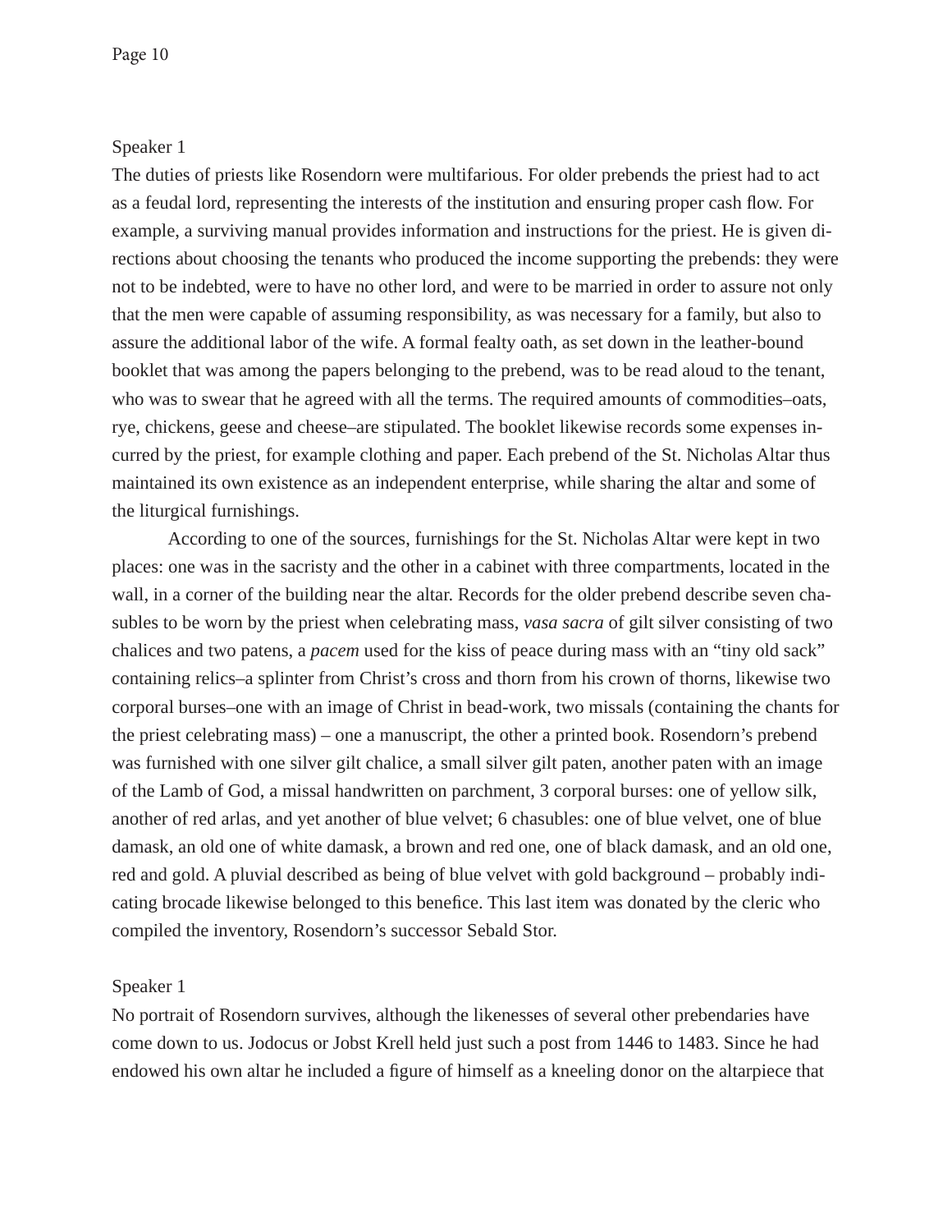Speaker 1

The duties of priests like Rosendorn were multifarious. For older prebends the priest had to act as a feudal lord, representing the interests of the institution and ensuring proper cash flow. For example, a surviving manual provides information and instructions for the priest. He is given directions about choosing the tenants who produced the income supporting the prebends: they were not to be indebted, were to have no other lord, and were to be married in order to assure not only that the men were capable of assuming responsibility, as was necessary for a family, but also to assure the additional labor of the wife. A formal fealty oath, as set down in the leather-bound booklet that was among the papers belonging to the prebend, was to be read aloud to the tenant, who was to swear that he agreed with all the terms. The required amounts of commodities–oats, rye, chickens, geese and cheese–are stipulated. The booklet likewise records some expenses incurred by the priest, for example clothing and paper. Each prebend of the St. Nicholas Altar thus maintained its own existence as an independent enterprise, while sharing the altar and some of the liturgical furnishings.

According to one of the sources, furnishings for the St. Nicholas Altar were kept in two places: one was in the sacristy and the other in a cabinet with three compartments, located in the wall, in a corner of the building near the altar. Records for the older prebend describe seven chasubles to be worn by the priest when celebrating mass, *vasa sacra* of gilt silver consisting of two chalices and two patens, a *pacem* used for the kiss of peace during mass with an "tiny old sack" containing relics–a splinter from Christ's cross and thorn from his crown of thorns, likewise two corporal burses–one with an image of Christ in bead-work, two missals (containing the chants for the priest celebrating mass) – one a manuscript, the other a printed book. Rosendorn's prebend was furnished with one silver gilt chalice, a small silver gilt paten, another paten with an image of the Lamb of God, a missal handwritten on parchment, 3 corporal burses: one of yellow silk, another of red arlas, and yet another of blue velvet; 6 chasubles: one of blue velvet, one of blue damask, an old one of white damask, a brown and red one, one of black damask, and an old one, red and gold. A pluvial described as being of blue velvet with gold background – probably indicating brocade likewise belonged to this benefice. This last item was donated by the cleric who compiled the inventory, Rosendorn's successor Sebald Stor.

Speaker 1

No portrait of Rosendorn survives, although the likenesses of several other prebendaries have come down to us. Jodocus or Jobst Krell held just such a post from 1446 to 1483. Since he had endowed his own altar he included a figure of himself as a kneeling donor on the altarpiece that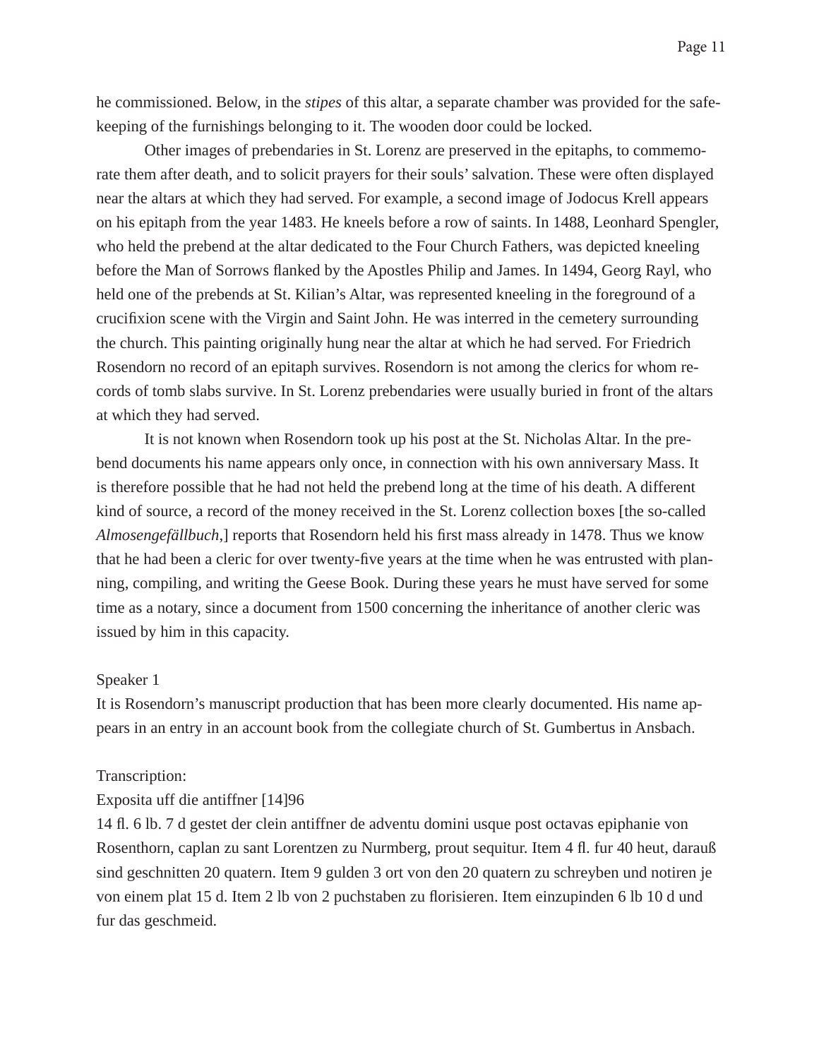he commissioned. Below, in the *stipes* of this altar, a separate chamber was provided for the safekeeping of the furnishings belonging to it. The wooden door could be locked.

Other images of prebendaries in St. Lorenz are preserved in the epitaphs, to commemorate them after death, and to solicit prayers for their souls' salvation. These were often displayed near the altars at which they had served. For example, a second image of Jodocus Krell appears on his epitaph from the year 1483. He kneels before a row of saints. In 1488, Leonhard Spengler, who held the prebend at the altar dedicated to the Four Church Fathers, was depicted kneeling before the Man of Sorrows flanked by the Apostles Philip and James. In 1494, Georg Rayl, who held one of the prebends at St. Kilian's Altar, was represented kneeling in the foreground of a crucifixion scene with the Virgin and Saint John. He was interred in the cemetery surrounding the church. This painting originally hung near the altar at which he had served. For Friedrich Rosendorn no record of an epitaph survives. Rosendorn is not among the clerics for whom records of tomb slabs survive. In St. Lorenz prebendaries were usually buried in front of the altars at which they had served.

It is not known when Rosendorn took up his post at the St. Nicholas Altar. In the prebend documents his name appears only once, in connection with his own anniversary Mass. It is therefore possible that he had not held the prebend long at the time of his death. A different kind of source, a record of the money received in the St. Lorenz collection boxes [the so-called *Almosengefällbuch*,] reports that Rosendorn held his first mass already in 1478. Thus we know that he had been a cleric for over twenty-five years at the time when he was entrusted with planning, compiling, and writing the Geese Book. During these years he must have served for some time as a notary, since a document from 1500 concerning the inheritance of another cleric was issued by him in this capacity.

Speaker 1

It is Rosendorn's manuscript production that has been more clearly documented. His name appears in an entry in an account book from the collegiate church of St. Gumbertus in Ansbach.

Transcription:

Exposita uff die antiffner [14]96

14 fl. 6 lb. 7 d gestet der clein antiffner de adventu domini usque post octavas epiphanie von Rosenthorn, caplan zu sant Lorentzen zu Nurmberg, prout sequitur. Item 4 fl. fur 40 heut, darauß sind geschnitten 20 quatern. Item 9 gulden 3 ort von den 20 quatern zu schreyben und notiren je von einem plat 15 d. Item 2 lb von 2 puchstaben zu florisieren. Item einzupinden 6 lb 10 d und fur das geschmeid.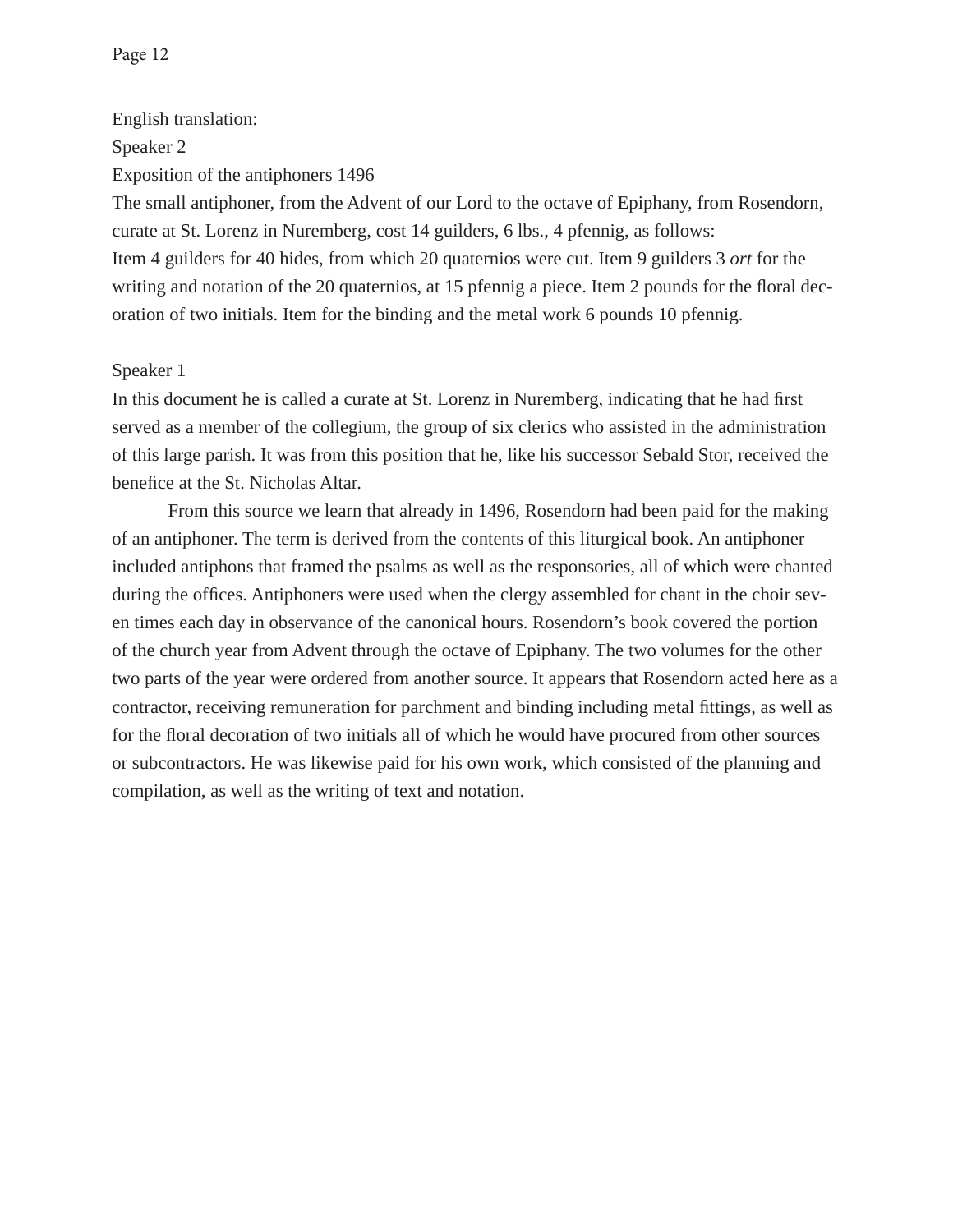English translation:

Speaker 2

Exposition of the antiphoners 1496

The small antiphoner, from the Advent of our Lord to the octave of Epiphany, from Rosendorn, curate at St. Lorenz in Nuremberg, cost 14 guilders, 6 lbs., 4 pfennig, as follows:

Item 4 guilders for 40 hides, from which 20 quaternios were cut. Item 9 guilders 3 *ort* for the writing and notation of the 20 quaternios, at 15 pfennig a piece. Item 2 pounds for the floral decoration of two initials. Item for the binding and the metal work 6 pounds 10 pfennig.

Speaker 1

In this document he is called a curate at St. Lorenz in Nuremberg, indicating that he had first served as a member of the collegium, the group of six clerics who assisted in the administration of this large parish. It was from this position that he, like his successor Sebald Stor, received the benefice at the St. Nicholas Altar.

From this source we learn that already in 1496, Rosendorn had been paid for the making of an antiphoner. The term is derived from the contents of this liturgical book. An antiphoner included antiphons that framed the psalms as well as the responsories, all of which were chanted during the offices. Antiphoners were used when the clergy assembled for chant in the choir seven times each day in observance of the canonical hours. Rosendorn's book covered the portion of the church year from Advent through the octave of Epiphany. The two volumes for the other two parts of the year were ordered from another source. It appears that Rosendorn acted here as a contractor, receiving remuneration for parchment and binding including metal fittings, as well as for the floral decoration of two initials all of which he would have procured from other sources or subcontractors. He was likewise paid for his own work, which consisted of the planning and compilation, as well as the writing of text and notation.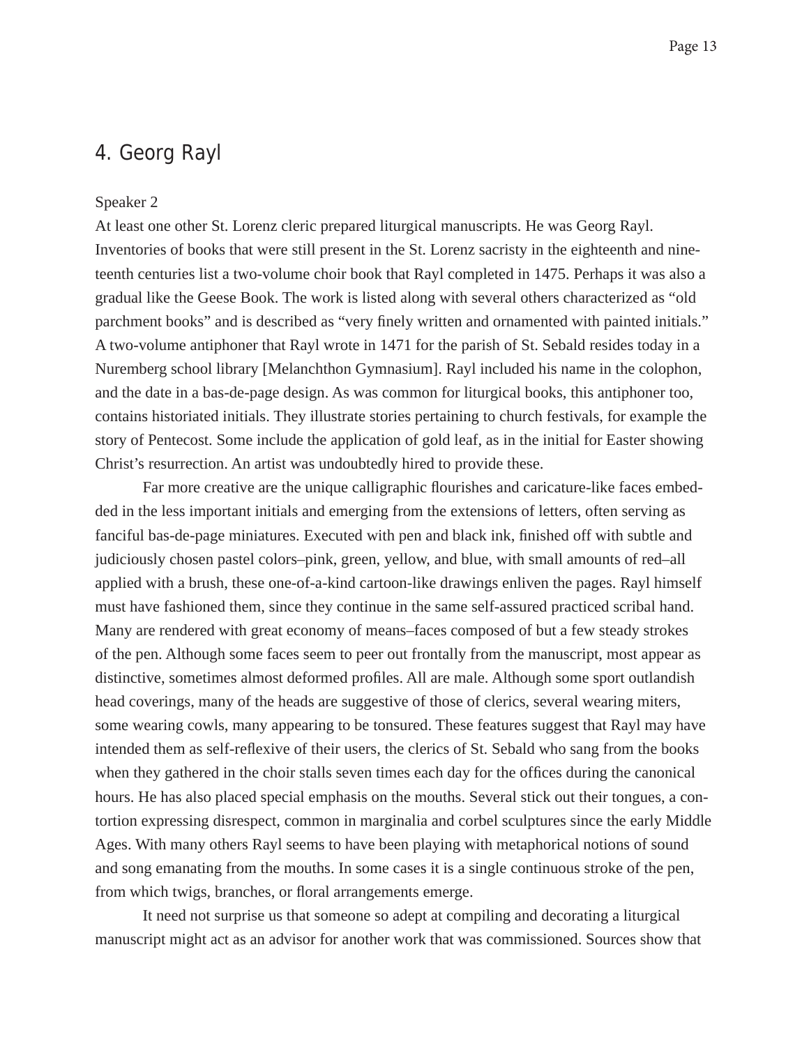## 4. Georg Rayl

Speaker 2

At least one other St. Lorenz cleric prepared liturgical manuscripts. He was Georg Rayl. Inventories of books that were still present in the St. Lorenz sacristy in the eighteenth and nineteenth centuries list a two-volume choir book that Rayl completed in 1475. Perhaps it was also a gradual like the Geese Book. The work is listed along with several others characterized as "old parchment books" and is described as "very finely written and ornamented with painted initials." A two-volume antiphoner that Rayl wrote in 1471 for the parish of St. Sebald resides today in a Nuremberg school library [Melanchthon Gymnasium]. Rayl included his name in the colophon, and the date in a bas-de-page design. As was common for liturgical books, this antiphoner too, contains historiated initials. They illustrate stories pertaining to church festivals, for example the story of Pentecost. Some include the application of gold leaf, as in the initial for Easter showing Christ's resurrection. An artist was undoubtedly hired to provide these.

Far more creative are the unique calligraphic flourishes and caricature-like faces embedded in the less important initials and emerging from the extensions of letters, often serving as fanciful bas-de-page miniatures. Executed with pen and black ink, finished off with subtle and judiciously chosen pastel colors–pink, green, yellow, and blue, with small amounts of red–all applied with a brush, these one-of-a-kind cartoon-like drawings enliven the pages. Rayl himself must have fashioned them, since they continue in the same self-assured practiced scribal hand. Many are rendered with great economy of means–faces composed of but a few steady strokes of the pen. Although some faces seem to peer out frontally from the manuscript, most appear as distinctive, sometimes almost deformed profiles. All are male. Although some sport outlandish head coverings, many of the heads are suggestive of those of clerics, several wearing miters, some wearing cowls, many appearing to be tonsured. These features suggest that Rayl may have intended them as self-reflexive of their users, the clerics of St. Sebald who sang from the books when they gathered in the choir stalls seven times each day for the offices during the canonical hours. He has also placed special emphasis on the mouths. Several stick out their tongues, a contortion expressing disrespect, common in marginalia and corbel sculptures since the early Middle Ages. With many others Rayl seems to have been playing with metaphorical notions of sound and song emanating from the mouths. In some cases it is a single continuous stroke of the pen, from which twigs, branches, or floral arrangements emerge.

It need not surprise us that someone so adept at compiling and decorating a liturgical manuscript might act as an advisor for another work that was commissioned. Sources show that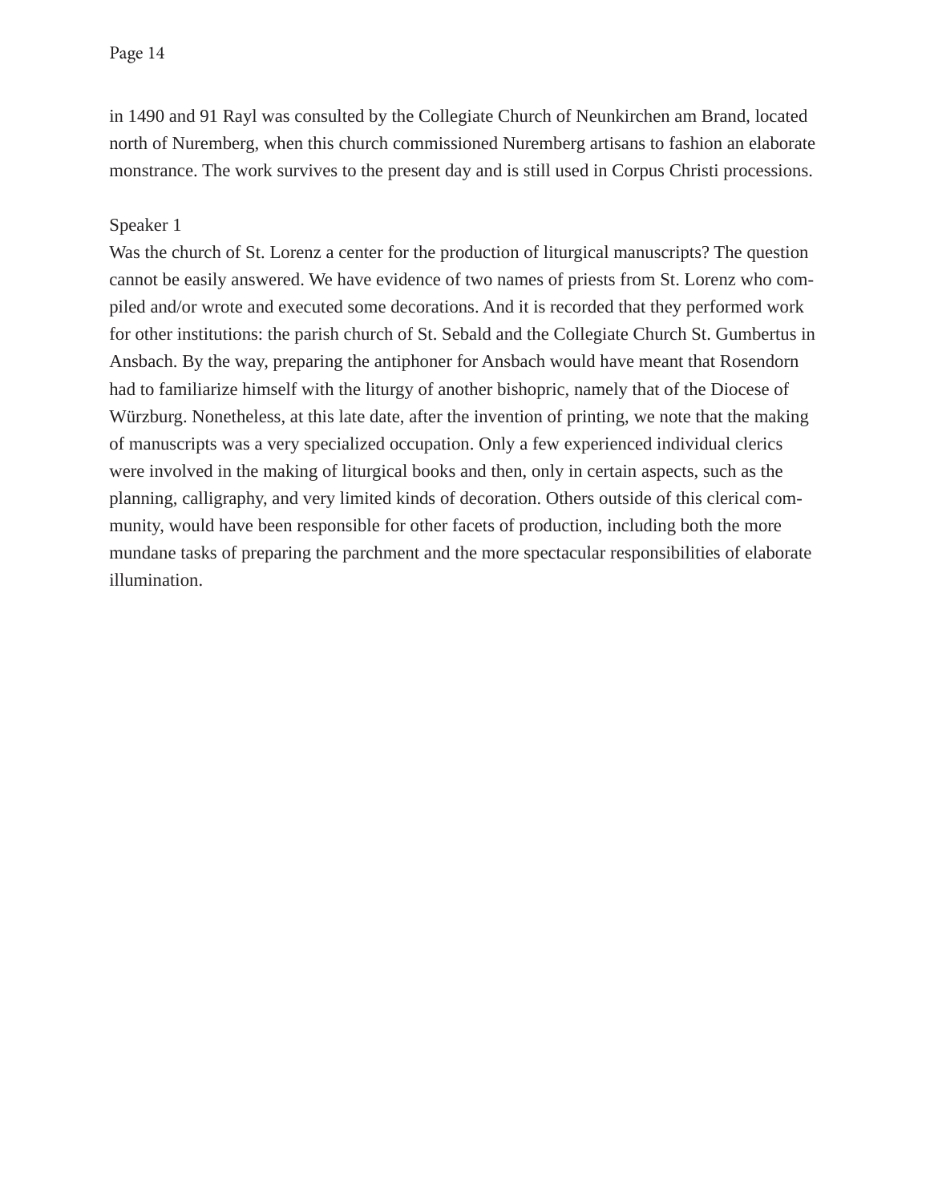in 1490 and 91 Rayl was consulted by the Collegiate Church of Neunkirchen am Brand, located north of Nuremberg, when this church commissioned Nuremberg artisans to fashion an elaborate monstrance. The work survives to the present day and is still used in Corpus Christi processions.

Speaker 1

Was the church of St. Lorenz a center for the production of liturgical manuscripts? The question cannot be easily answered. We have evidence of two names of priests from St. Lorenz who compiled and/or wrote and executed some decorations. And it is recorded that they performed work for other institutions: the parish church of St. Sebald and the Collegiate Church St. Gumbertus in Ansbach. By the way, preparing the antiphoner for Ansbach would have meant that Rosendorn had to familiarize himself with the liturgy of another bishopric, namely that of the Diocese of Würzburg. Nonetheless, at this late date, after the invention of printing, we note that the making of manuscripts was a very specialized occupation. Only a few experienced individual clerics were involved in the making of liturgical books and then, only in certain aspects, such as the planning, calligraphy, and very limited kinds of decoration. Others outside of this clerical community, would have been responsible for other facets of production, including both the more mundane tasks of preparing the parchment and the more spectacular responsibilities of elaborate illumination.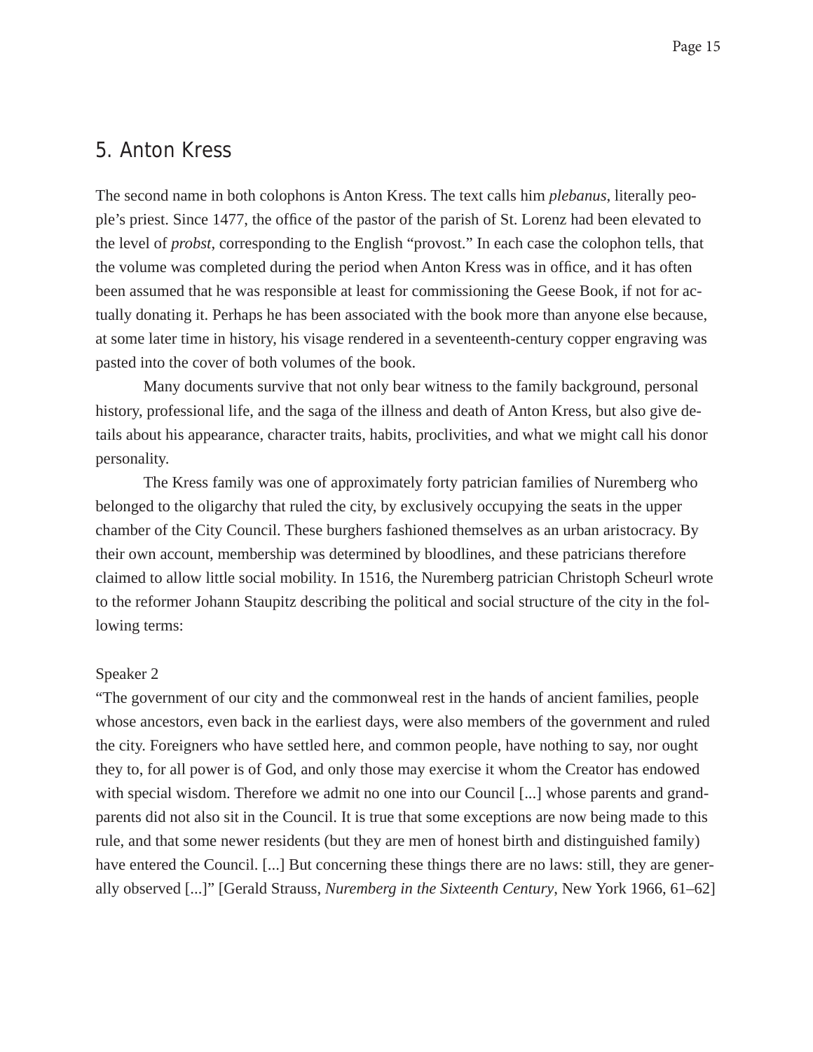## 5. Anton Kress

The second name in both colophons is Anton Kress. The text calls him *plebanus*, literally people's priest. Since 1477, the office of the pastor of the parish of St. Lorenz had been elevated to the level of *probst*, corresponding to the English "provost." In each case the colophon tells, that the volume was completed during the period when Anton Kress was in office, and it has often been assumed that he was responsible at least for commissioning the Geese Book, if not for actually donating it. Perhaps he has been associated with the book more than anyone else because, at some later time in history, his visage rendered in a seventeenth-century copper engraving was pasted into the cover of both volumes of the book.

Many documents survive that not only bear witness to the family background, personal history, professional life, and the saga of the illness and death of Anton Kress, but also give details about his appearance, character traits, habits, proclivities, and what we might call his donor personality.

The Kress family was one of approximately forty patrician families of Nuremberg who belonged to the oligarchy that ruled the city, by exclusively occupying the seats in the upper chamber of the City Council. These burghers fashioned themselves as an urban aristocracy. By their own account, membership was determined by bloodlines, and these patricians therefore claimed to allow little social mobility. In 1516, the Nuremberg patrician Christoph Scheurl wrote to the reformer Johann Staupitz describing the political and social structure of the city in the following terms:

Speaker 2

"The government of our city and the commonweal rest in the hands of ancient families, people whose ancestors, even back in the earliest days, were also members of the government and ruled the city. Foreigners who have settled here, and common people, have nothing to say, nor ought they to, for all power is of God, and only those may exercise it whom the Creator has endowed with special wisdom. Therefore we admit no one into our Council [...] whose parents and grandparents did not also sit in the Council. It is true that some exceptions are now being made to this rule, and that some newer residents (but they are men of honest birth and distinguished family) have entered the Council. [...] But concerning these things there are no laws: still, they are generally observed [...]" [Gerald Strauss, *Nuremberg in the Sixteenth Century*, New York 1966, 61–62]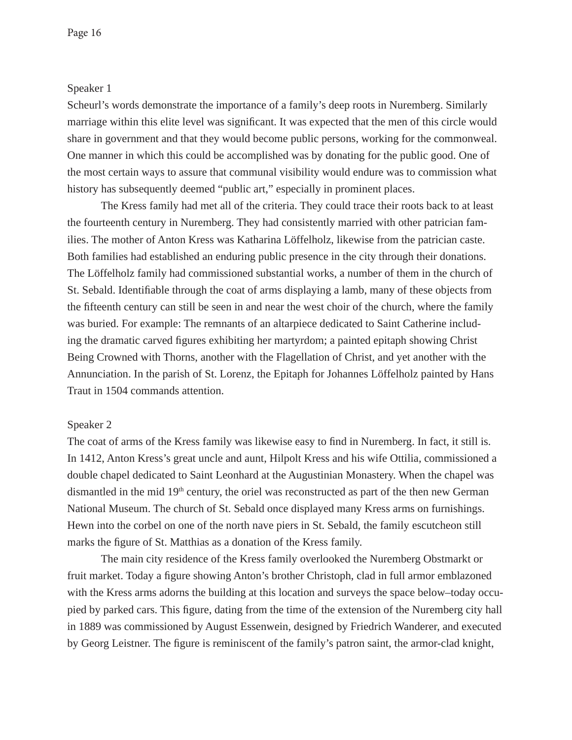Speaker 1

Scheurl's words demonstrate the importance of a family's deep roots in Nuremberg. Similarly marriage within this elite level was significant. It was expected that the men of this circle would share in government and that they would become public persons, working for the commonweal. One manner in which this could be accomplished was by donating for the public good. One of the most certain ways to assure that communal visibility would endure was to commission what history has subsequently deemed "public art," especially in prominent places.

The Kress family had met all of the criteria. They could trace their roots back to at least the fourteenth century in Nuremberg. They had consistently married with other patrician families. The mother of Anton Kress was Katharina Löffelholz, likewise from the patrician caste. Both families had established an enduring public presence in the city through their donations. The Löffelholz family had commissioned substantial works, a number of them in the church of St. Sebald. Identifiable through the coat of arms displaying a lamb, many of these objects from the fifteenth century can still be seen in and near the west choir of the church, where the family was buried. For example: The remnants of an altarpiece dedicated to Saint Catherine including the dramatic carved figures exhibiting her martyrdom; a painted epitaph showing Christ Being Crowned with Thorns, another with the Flagellation of Christ, and yet another with the Annunciation. In the parish of St. Lorenz, the Epitaph for Johannes Löffelholz painted by Hans Traut in 1504 commands attention.

Speaker 2

The coat of arms of the Kress family was likewise easy to find in Nuremberg. In fact, it still is. In 1412, Anton Kress's great uncle and aunt, Hilpolt Kress and his wife Ottilia, commissioned a double chapel dedicated to Saint Leonhard at the Augustinian Monastery. When the chapel was dismantled in the mid 19th century, the oriel was reconstructed as part of the then new German National Museum. The church of St. Sebald once displayed many Kress arms on furnishings. Hewn into the corbel on one of the north nave piers in St. Sebald, the family escutcheon still marks the figure of St. Matthias as a donation of the Kress family.

The main city residence of the Kress family overlooked the Nuremberg Obstmarkt or fruit market. Today a figure showing Anton's brother Christoph, clad in full armor emblazoned with the Kress arms adorns the building at this location and surveys the space below–today occupied by parked cars. This figure, dating from the time of the extension of the Nuremberg city hall in 1889 was commissioned by August Essenwein, designed by Friedrich Wanderer, and executed by Georg Leistner. The figure is reminiscent of the family's patron saint, the armor-clad knight,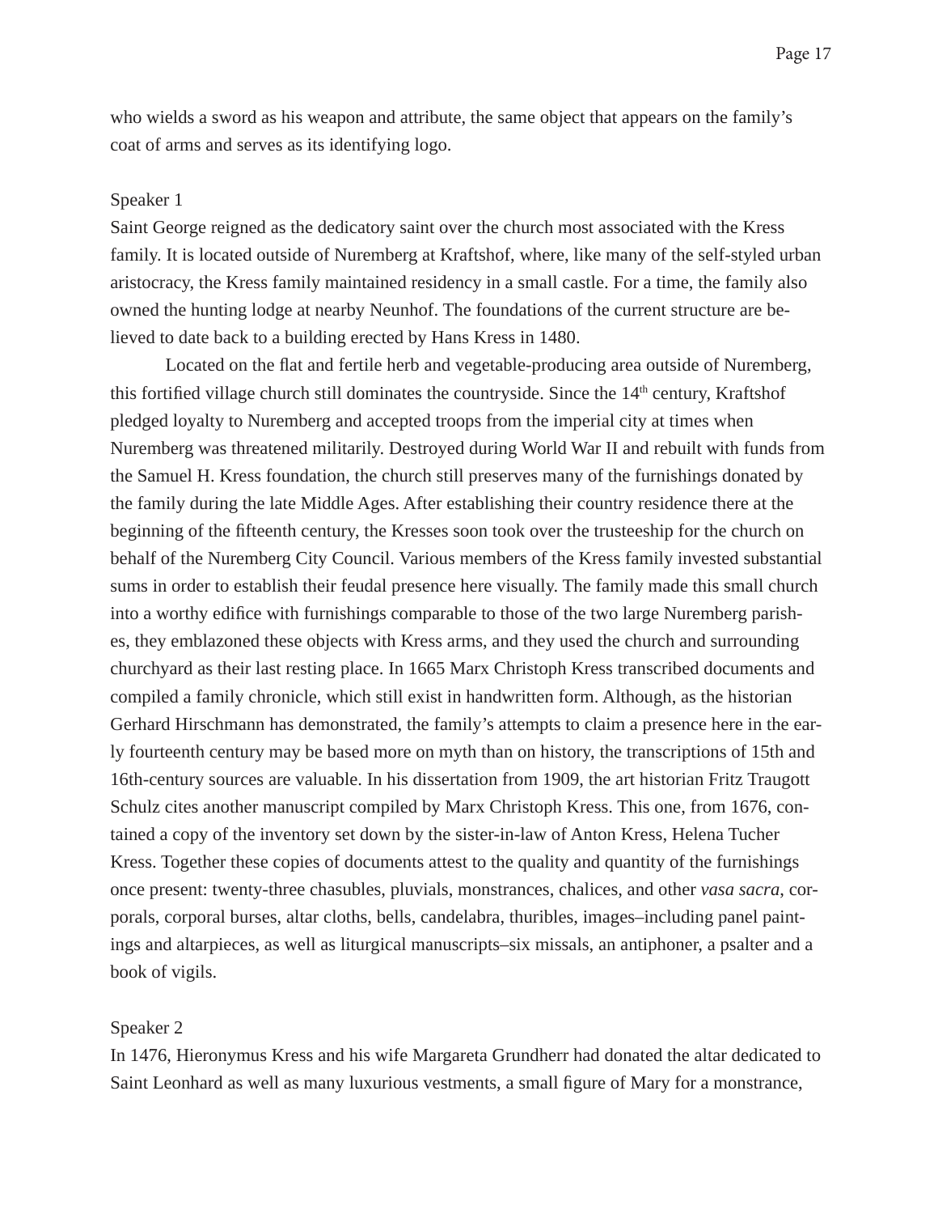who wields a sword as his weapon and attribute, the same object that appears on the family's coat of arms and serves as its identifying logo.

Speaker 1

Saint George reigned as the dedicatory saint over the church most associated with the Kress family. It is located outside of Nuremberg at Kraftshof, where, like many of the self-styled urban aristocracy, the Kress family maintained residency in a small castle. For a time, the family also owned the hunting lodge at nearby Neunhof. The foundations of the current structure are believed to date back to a building erected by Hans Kress in 1480.

Located on the flat and fertile herb and vegetable-producing area outside of Nuremberg, this fortified village church still dominates the countryside. Since the 14th century, Kraftshof pledged loyalty to Nuremberg and accepted troops from the imperial city at times when Nuremberg was threatened militarily. Destroyed during World War II and rebuilt with funds from the Samuel H. Kress foundation, the church still preserves many of the furnishings donated by the family during the late Middle Ages. After establishing their country residence there at the beginning of the fifteenth century, the Kresses soon took over the trusteeship for the church on behalf of the Nuremberg City Council. Various members of the Kress family invested substantial sums in order to establish their feudal presence here visually. The family made this small church into a worthy edifice with furnishings comparable to those of the two large Nuremberg parishes, they emblazoned these objects with Kress arms, and they used the church and surrounding churchyard as their last resting place. In 1665 Marx Christoph Kress transcribed documents and compiled a family chronicle, which still exist in handwritten form. Although, as the historian Gerhard Hirschmann has demonstrated, the family's attempts to claim a presence here in the early fourteenth century may be based more on myth than on history, the transcriptions of 15th and 16th-century sources are valuable. In his dissertation from 1909, the art historian Fritz Traugott Schulz cites another manuscript compiled by Marx Christoph Kress. This one, from 1676, contained a copy of the inventory set down by the sister-in-law of Anton Kress, Helena Tucher Kress. Together these copies of documents attest to the quality and quantity of the furnishings once present: twenty-three chasubles, pluvials, monstrances, chalices, and other *vasa sacra*, corporals, corporal burses, altar cloths, bells, candelabra, thuribles, images–including panel paintings and altarpieces, as well as liturgical manuscripts–six missals, an antiphoner, a psalter and a book of vigils.

Speaker 2

In 1476, Hieronymus Kress and his wife Margareta Grundherr had donated the altar dedicated to Saint Leonhard as well as many luxurious vestments, a small figure of Mary for a monstrance,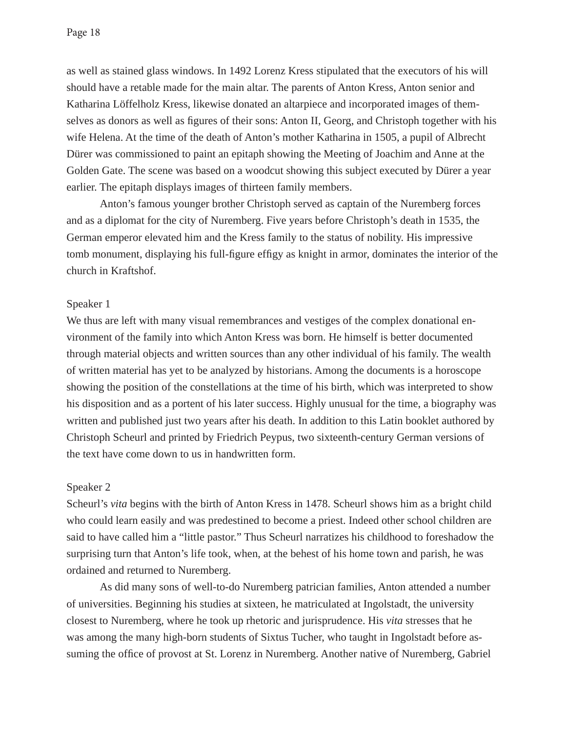as well as stained glass windows. In 1492 Lorenz Kress stipulated that the executors of his will should have a retable made for the main altar. The parents of Anton Kress, Anton senior and Katharina Löffelholz Kress, likewise donated an altarpiece and incorporated images of themselves as donors as well as figures of their sons: Anton II, Georg, and Christoph together with his wife Helena. At the time of the death of Anton's mother Katharina in 1505, a pupil of Albrecht Dürer was commissioned to paint an epitaph showing the Meeting of Joachim and Anne at the Golden Gate. The scene was based on a woodcut showing this subject executed by Dürer a year earlier. The epitaph displays images of thirteen family members.

Anton's famous younger brother Christoph served as captain of the Nuremberg forces and as a diplomat for the city of Nuremberg. Five years before Christoph's death in 1535, the German emperor elevated him and the Kress family to the status of nobility. His impressive tomb monument, displaying his full-figure effigy as knight in armor, dominates the interior of the church in Kraftshof.

Speaker 1

We thus are left with many visual remembrances and vestiges of the complex donational environment of the family into which Anton Kress was born. He himself is better documented through material objects and written sources than any other individual of his family. The wealth of written material has yet to be analyzed by historians. Among the documents is a horoscope showing the position of the constellations at the time of his birth, which was interpreted to show his disposition and as a portent of his later success. Highly unusual for the time, a biography was written and published just two years after his death. In addition to this Latin booklet authored by Christoph Scheurl and printed by Friedrich Peypus, two sixteenth-century German versions of the text have come down to us in handwritten form.

Speaker 2

Scheurl's *vita* begins with the birth of Anton Kress in 1478. Scheurl shows him as a bright child who could learn easily and was predestined to become a priest. Indeed other school children are said to have called him a "little pastor." Thus Scheurl narratizes his childhood to foreshadow the surprising turn that Anton's life took, when, at the behest of his home town and parish, he was ordained and returned to Nuremberg.

As did many sons of well-to-do Nuremberg patrician families, Anton attended a number of universities. Beginning his studies at sixteen, he matriculated at Ingolstadt, the university closest to Nuremberg, where he took up rhetoric and jurisprudence. His *vita* stresses that he was among the many high-born students of Sixtus Tucher, who taught in Ingolstadt before assuming the office of provost at St. Lorenz in Nuremberg. Another native of Nuremberg, Gabriel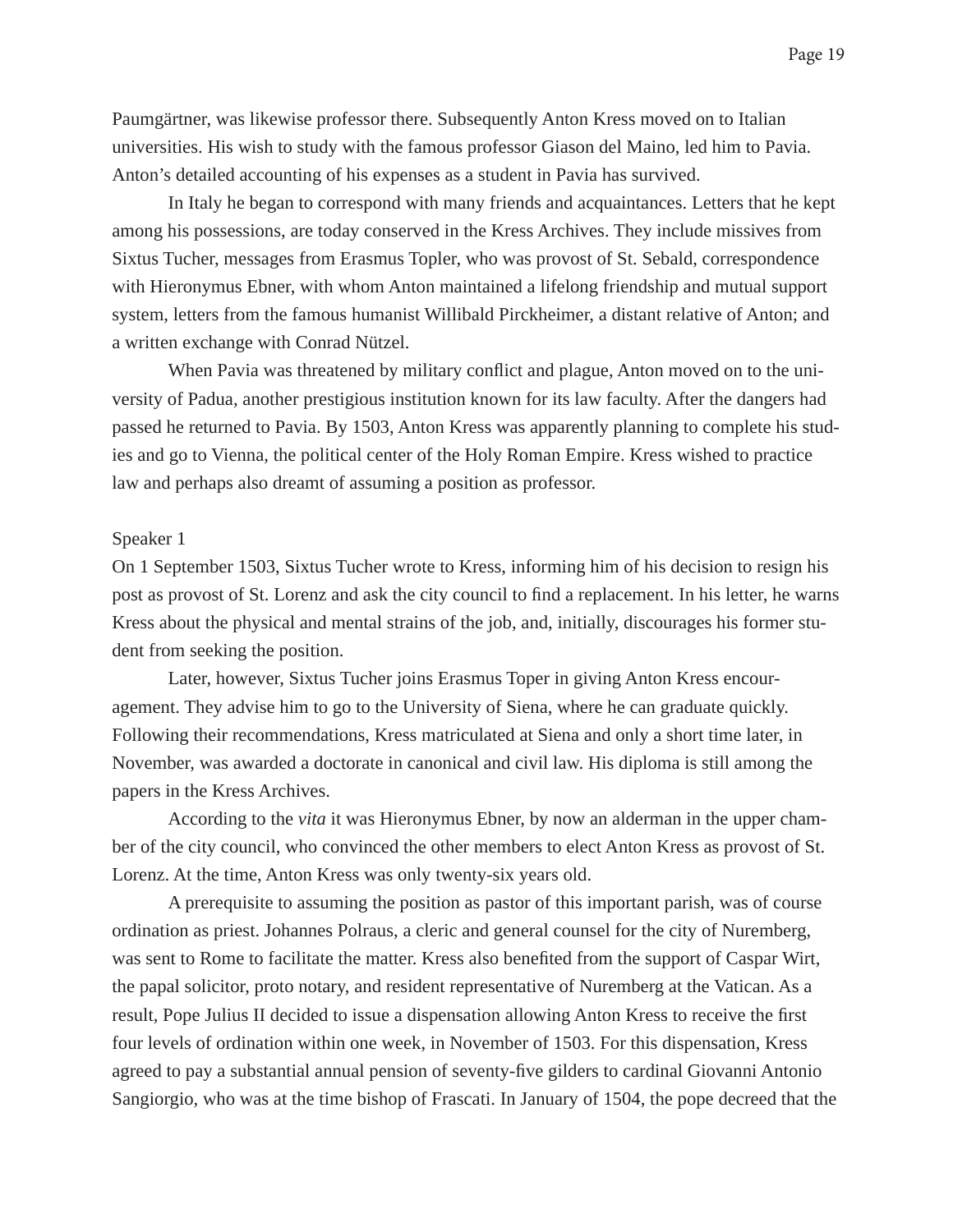Paumgärtner, was likewise professor there. Subsequently Anton Kress moved on to Italian universities. His wish to study with the famous professor Giason del Maino, led him to Pavia. Anton's detailed accounting of his expenses as a student in Pavia has survived.

In Italy he began to correspond with many friends and acquaintances. Letters that he kept among his possessions, are today conserved in the Kress Archives. They include missives from Sixtus Tucher, messages from Erasmus Topler, who was provost of St. Sebald, correspondence with Hieronymus Ebner, with whom Anton maintained a lifelong friendship and mutual support system, letters from the famous humanist Willibald Pirckheimer, a distant relative of Anton; and a written exchange with Conrad Nützel.

When Pavia was threatened by military conflict and plague, Anton moved on to the university of Padua, another prestigious institution known for its law faculty. After the dangers had passed he returned to Pavia. By 1503, Anton Kress was apparently planning to complete his studies and go to Vienna, the political center of the Holy Roman Empire. Kress wished to practice law and perhaps also dreamt of assuming a position as professor.

Speaker 1

On 1 September 1503, Sixtus Tucher wrote to Kress, informing him of his decision to resign his post as provost of St. Lorenz and ask the city council to find a replacement. In his letter, he warns Kress about the physical and mental strains of the job, and, initially, discourages his former student from seeking the position.

Later, however, Sixtus Tucher joins Erasmus Toper in giving Anton Kress encouragement. They advise him to go to the University of Siena, where he can graduate quickly. Following their recommendations, Kress matriculated at Siena and only a short time later, in November, was awarded a doctorate in canonical and civil law. His diploma is still among the papers in the Kress Archives.

According to the *vita* it was Hieronymus Ebner, by now an alderman in the upper chamber of the city council, who convinced the other members to elect Anton Kress as provost of St. Lorenz. At the time, Anton Kress was only twenty-six years old.

A prerequisite to assuming the position as pastor of this important parish, was of course ordination as priest. Johannes Polraus, a cleric and general counsel for the city of Nuremberg, was sent to Rome to facilitate the matter. Kress also benefited from the support of Caspar Wirt, the papal solicitor, proto notary, and resident representative of Nuremberg at the Vatican. As a result, Pope Julius II decided to issue a dispensation allowing Anton Kress to receive the first four levels of ordination within one week, in November of 1503. For this dispensation, Kress agreed to pay a substantial annual pension of seventy-five gilders to cardinal Giovanni Antonio Sangiorgio, who was at the time bishop of Frascati. In January of 1504, the pope decreed that the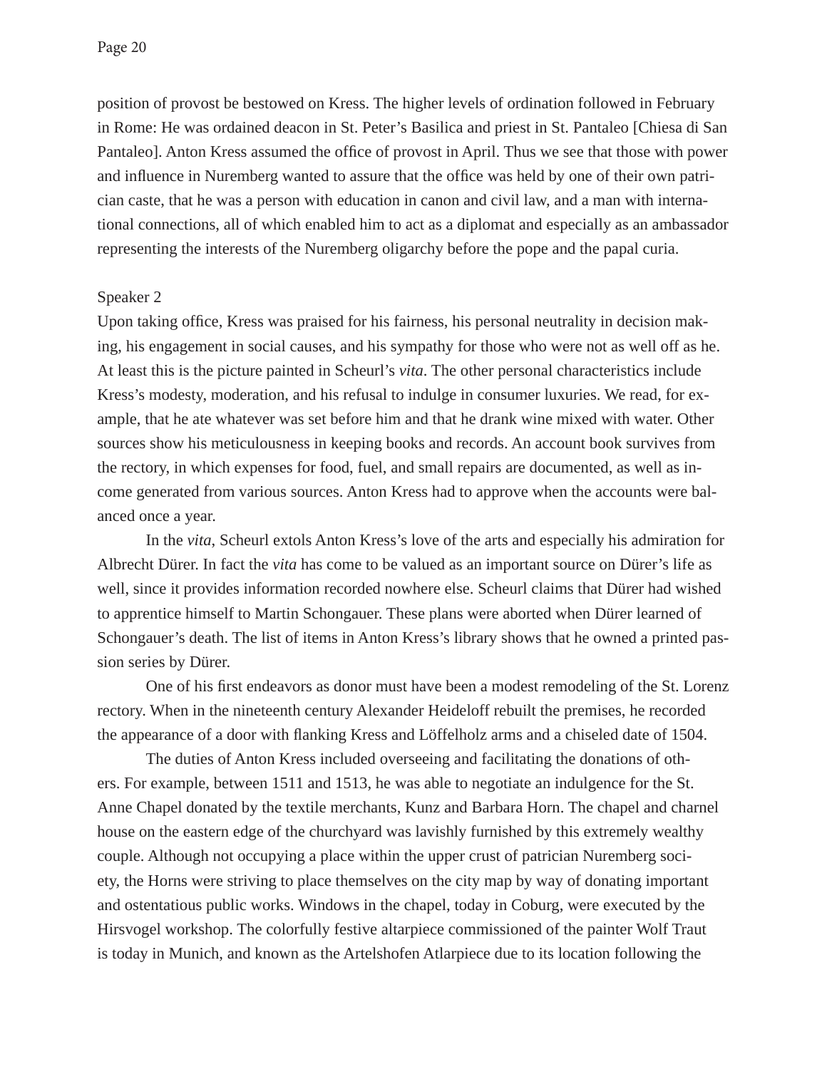position of provost be bestowed on Kress. The higher levels of ordination followed in February in Rome: He was ordained deacon in St. Peter's Basilica and priest in St. Pantaleo [Chiesa di San Pantaleo]. Anton Kress assumed the office of provost in April. Thus we see that those with power and influence in Nuremberg wanted to assure that the office was held by one of their own patrician caste, that he was a person with education in canon and civil law, and a man with international connections, all of which enabled him to act as a diplomat and especially as an ambassador representing the interests of the Nuremberg oligarchy before the pope and the papal curia.

Speaker 2

Upon taking office, Kress was praised for his fairness, his personal neutrality in decision making, his engagement in social causes, and his sympathy for those who were not as well off as he. At least this is the picture painted in Scheurl's *vita*. The other personal characteristics include Kress's modesty, moderation, and his refusal to indulge in consumer luxuries. We read, for example, that he ate whatever was set before him and that he drank wine mixed with water. Other sources show his meticulousness in keeping books and records. An account book survives from the rectory, in which expenses for food, fuel, and small repairs are documented, as well as income generated from various sources. Anton Kress had to approve when the accounts were balanced once a year.

In the *vita*, Scheurl extols Anton Kress's love of the arts and especially his admiration for Albrecht Dürer. In fact the *vita* has come to be valued as an important source on Dürer's life as well, since it provides information recorded nowhere else. Scheurl claims that Dürer had wished to apprentice himself to Martin Schongauer. These plans were aborted when Dürer learned of Schongauer's death. The list of items in Anton Kress's library shows that he owned a printed passion series by Dürer.

One of his first endeavors as donor must have been a modest remodeling of the St. Lorenz rectory. When in the nineteenth century Alexander Heideloff rebuilt the premises, he recorded the appearance of a door with flanking Kress and Löffelholz arms and a chiseled date of 1504.

The duties of Anton Kress included overseeing and facilitating the donations of others. For example, between 1511 and 1513, he was able to negotiate an indulgence for the St. Anne Chapel donated by the textile merchants, Kunz and Barbara Horn. The chapel and charnel house on the eastern edge of the churchyard was lavishly furnished by this extremely wealthy couple. Although not occupying a place within the upper crust of patrician Nuremberg society, the Horns were striving to place themselves on the city map by way of donating important and ostentatious public works. Windows in the chapel, today in Coburg, were executed by the Hirsvogel workshop. The colorfully festive altarpiece commissioned of the painter Wolf Traut is today in Munich, and known as the Artelshofen Atlarpiece due to its location following the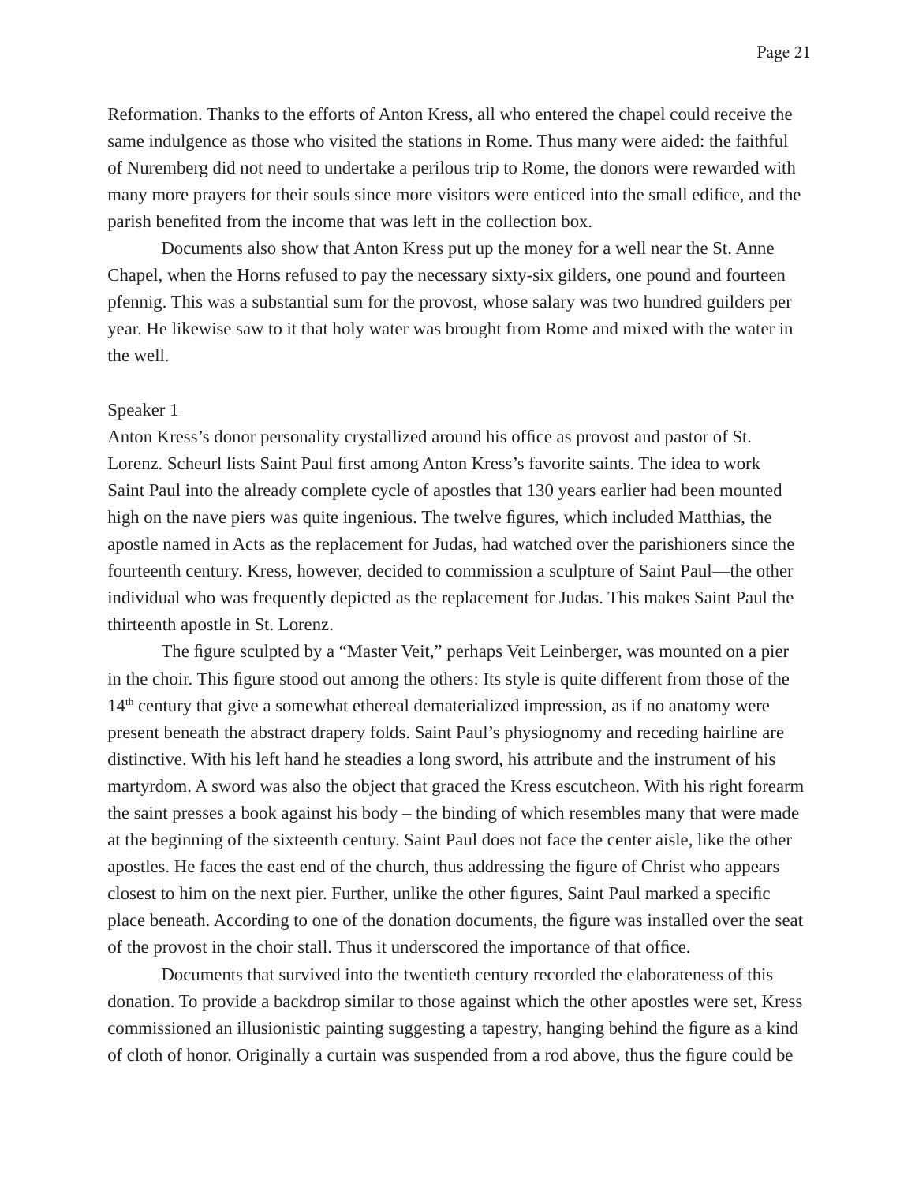Reformation. Thanks to the efforts of Anton Kress, all who entered the chapel could receive the same indulgence as those who visited the stations in Rome. Thus many were aided: the faithful of Nuremberg did not need to undertake a perilous trip to Rome, the donors were rewarded with many more prayers for their souls since more visitors were enticed into the small edifice, and the parish benefited from the income that was left in the collection box.

Documents also show that Anton Kress put up the money for a well near the St. Anne Chapel, when the Horns refused to pay the necessary sixty-six gilders, one pound and fourteen pfennig. This was a substantial sum for the provost, whose salary was two hundred guilders per year. He likewise saw to it that holy water was brought from Rome and mixed with the water in the well.

Speaker 1

Anton Kress's donor personality crystallized around his office as provost and pastor of St. Lorenz. Scheurl lists Saint Paul first among Anton Kress's favorite saints. The idea to work Saint Paul into the already complete cycle of apostles that 130 years earlier had been mounted high on the nave piers was quite ingenious. The twelve figures, which included Matthias, the apostle named in Acts as the replacement for Judas, had watched over the parishioners since the fourteenth century. Kress, however, decided to commission a sculpture of Saint Paul—the other individual who was frequently depicted as the replacement for Judas. This makes Saint Paul the thirteenth apostle in St. Lorenz.

The figure sculpted by a "Master Veit," perhaps Veit Leinberger, was mounted on a pier in the choir. This figure stood out among the others: Its style is quite different from those of the 14th century that give a somewhat ethereal dematerialized impression, as if no anatomy were present beneath the abstract drapery folds. Saint Paul's physiognomy and receding hairline are distinctive. With his left hand he steadies a long sword, his attribute and the instrument of his martyrdom. A sword was also the object that graced the Kress escutcheon. With his right forearm the saint presses a book against his body – the binding of which resembles many that were made at the beginning of the sixteenth century. Saint Paul does not face the center aisle, like the other apostles. He faces the east end of the church, thus addressing the figure of Christ who appears closest to him on the next pier. Further, unlike the other figures, Saint Paul marked a specific place beneath. According to one of the donation documents, the figure was installed over the seat of the provost in the choir stall. Thus it underscored the importance of that office.

Documents that survived into the twentieth century recorded the elaborateness of this donation. To provide a backdrop similar to those against which the other apostles were set, Kress commissioned an illusionistic painting suggesting a tapestry, hanging behind the figure as a kind of cloth of honor. Originally a curtain was suspended from a rod above, thus the figure could be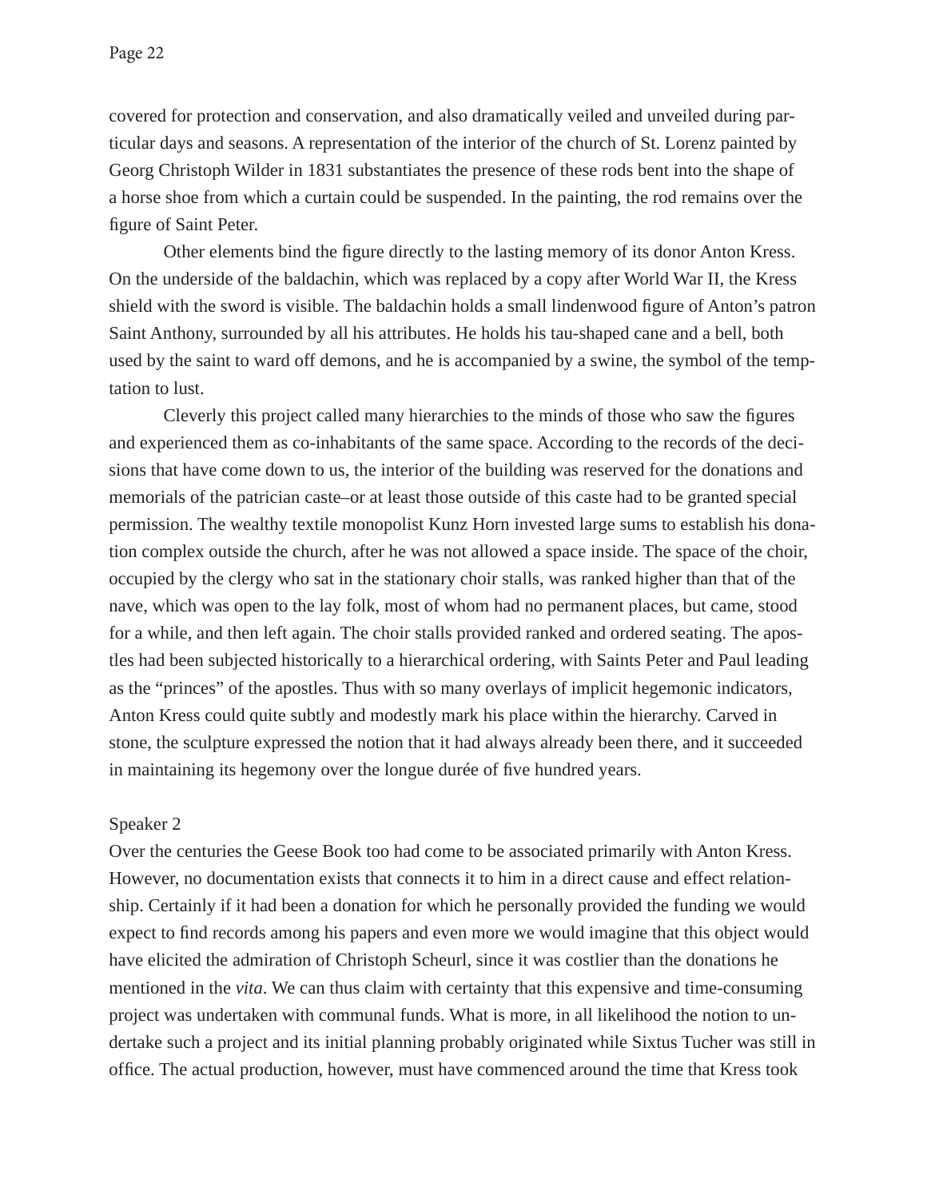covered for protection and conservation, and also dramatically veiled and unveiled during particular days and seasons. A representation of the interior of the church of St. Lorenz painted by Georg Christoph Wilder in 1831 substantiates the presence of these rods bent into the shape of a horse shoe from which a curtain could be suspended. In the painting, the rod remains over the figure of Saint Peter.

Other elements bind the figure directly to the lasting memory of its donor Anton Kress. On the underside of the baldachin, which was replaced by a copy after World War II, the Kress shield with the sword is visible. The baldachin holds a small lindenwood figure of Anton's patron Saint Anthony, surrounded by all his attributes. He holds his tau-shaped cane and a bell, both used by the saint to ward off demons, and he is accompanied by a swine, the symbol of the temptation to lust.

Cleverly this project called many hierarchies to the minds of those who saw the figures and experienced them as co-inhabitants of the same space. According to the records of the decisions that have come down to us, the interior of the building was reserved for the donations and memorials of the patrician caste–or at least those outside of this caste had to be granted special permission. The wealthy textile monopolist Kunz Horn invested large sums to establish his donation complex outside the church, after he was not allowed a space inside. The space of the choir, occupied by the clergy who sat in the stationary choir stalls, was ranked higher than that of the nave, which was open to the lay folk, most of whom had no permanent places, but came, stood for a while, and then left again. The choir stalls provided ranked and ordered seating. The apostles had been subjected historically to a hierarchical ordering, with Saints Peter and Paul leading as the "princes" of the apostles. Thus with so many overlays of implicit hegemonic indicators, Anton Kress could quite subtly and modestly mark his place within the hierarchy. Carved in stone, the sculpture expressed the notion that it had always already been there, and it succeeded in maintaining its hegemony over the longue durée of five hundred years.

Speaker 2

Over the centuries the Geese Book too had come to be associated primarily with Anton Kress. However, no documentation exists that connects it to him in a direct cause and effect relationship. Certainly if it had been a donation for which he personally provided the funding we would expect to find records among his papers and even more we would imagine that this object would have elicited the admiration of Christoph Scheurl, since it was costlier than the donations he mentioned in the *vita*. We can thus claim with certainty that this expensive and time-consuming project was undertaken with communal funds. What is more, in all likelihood the notion to undertake such a project and its initial planning probably originated while Sixtus Tucher was still in office. The actual production, however, must have commenced around the time that Kress took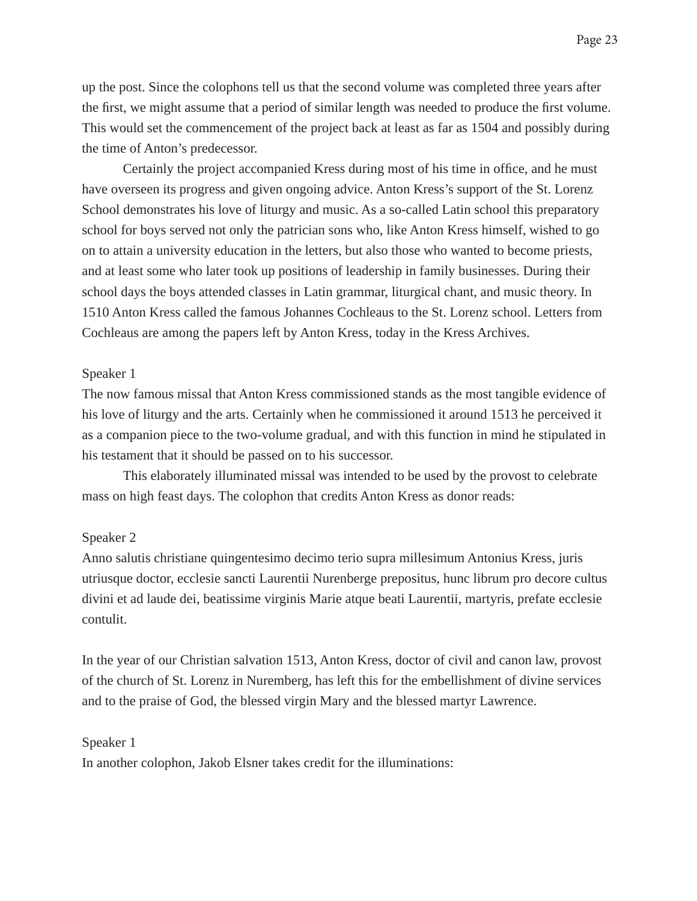up the post. Since the colophons tell us that the second volume was completed three years after the first, we might assume that a period of similar length was needed to produce the first volume. This would set the commencement of the project back at least as far as 1504 and possibly during the time of Anton's predecessor.

Certainly the project accompanied Kress during most of his time in office, and he must have overseen its progress and given ongoing advice. Anton Kress's support of the St. Lorenz School demonstrates his love of liturgy and music. As a so-called Latin school this preparatory school for boys served not only the patrician sons who, like Anton Kress himself, wished to go on to attain a university education in the letters, but also those who wanted to become priests, and at least some who later took up positions of leadership in family businesses. During their school days the boys attended classes in Latin grammar, liturgical chant, and music theory. In 1510 Anton Kress called the famous Johannes Cochleaus to the St. Lorenz school. Letters from Cochleaus are among the papers left by Anton Kress, today in the Kress Archives.

Speaker 1

The now famous missal that Anton Kress commissioned stands as the most tangible evidence of his love of liturgy and the arts. Certainly when he commissioned it around 1513 he perceived it as a companion piece to the two-volume gradual, and with this function in mind he stipulated in his testament that it should be passed on to his successor.

This elaborately illuminated missal was intended to be used by the provost to celebrate mass on high feast days. The colophon that credits Anton Kress as donor reads:

Speaker 2

Anno salutis christiane quingentesimo decimo terio supra millesimum Antonius Kress, juris utriusque doctor, ecclesie sancti Laurentii Nurenberge prepositus, hunc librum pro decore cultus divini et ad laude dei, beatissime virginis Marie atque beati Laurentii, martyris, prefate ecclesie contulit.

In the year of our Christian salvation 1513, Anton Kress, doctor of civil and canon law, provost of the church of St. Lorenz in Nuremberg, has left this for the embellishment of divine services and to the praise of God, the blessed virgin Mary and the blessed martyr Lawrence.

Speaker 1

In another colophon, Jakob Elsner takes credit for the illuminations: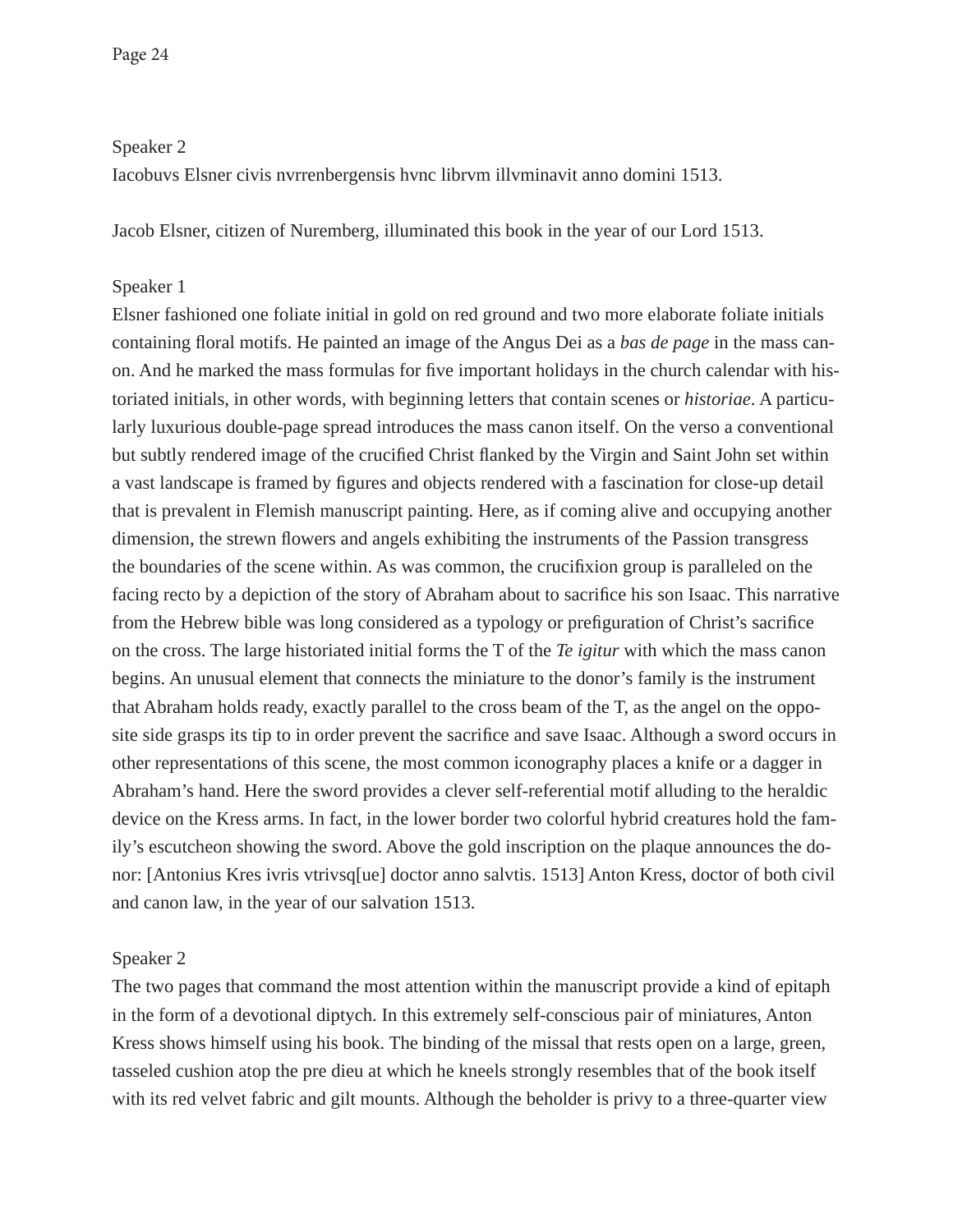Speaker 2

Iacobuvs Elsner civis nvrrenbergensis hvnc librvm illvminavit anno domini 1513.

Jacob Elsner, citizen of Nuremberg, illuminated this book in the year of our Lord 1513.

Speaker 1

Elsner fashioned one foliate initial in gold on red ground and two more elaborate foliate initials containing floral motifs. He painted an image of the Angus Dei as a *bas de page* in the mass canon. And he marked the mass formulas for five important holidays in the church calendar with historiated initials, in other words, with beginning letters that contain scenes or *historiae*. A particularly luxurious double-page spread introduces the mass canon itself. On the verso a conventional but subtly rendered image of the crucified Christ flanked by the Virgin and Saint John set within a vast landscape is framed by figures and objects rendered with a fascination for close-up detail that is prevalent in Flemish manuscript painting. Here, as if coming alive and occupying another dimension, the strewn flowers and angels exhibiting the instruments of the Passion transgress the boundaries of the scene within. As was common, the crucifixion group is paralleled on the facing recto by a depiction of the story of Abraham about to sacrifice his son Isaac. This narrative from the Hebrew bible was long considered as a typology or prefiguration of Christ's sacrifice on the cross. The large historiated initial forms the T of the *Te igitur* with which the mass canon begins. An unusual element that connects the miniature to the donor's family is the instrument that Abraham holds ready, exactly parallel to the cross beam of the T, as the angel on the opposite side grasps its tip to in order prevent the sacrifice and save Isaac. Although a sword occurs in other representations of this scene, the most common iconography places a knife or a dagger in Abraham's hand. Here the sword provides a clever self-referential motif alluding to the heraldic device on the Kress arms. In fact, in the lower border two colorful hybrid creatures hold the family's escutcheon showing the sword. Above the gold inscription on the plaque announces the donor: [Antonius Kres ivris vtrivsq[ue] doctor anno salvtis. 1513] Anton Kress, doctor of both civil and canon law, in the year of our salvation 1513.

Speaker 2

The two pages that command the most attention within the manuscript provide a kind of epitaph in the form of a devotional diptych. In this extremely self-conscious pair of miniatures, Anton Kress shows himself using his book. The binding of the missal that rests open on a large, green, tasseled cushion atop the pre dieu at which he kneels strongly resembles that of the book itself with its red velvet fabric and gilt mounts. Although the beholder is privy to a three-quarter view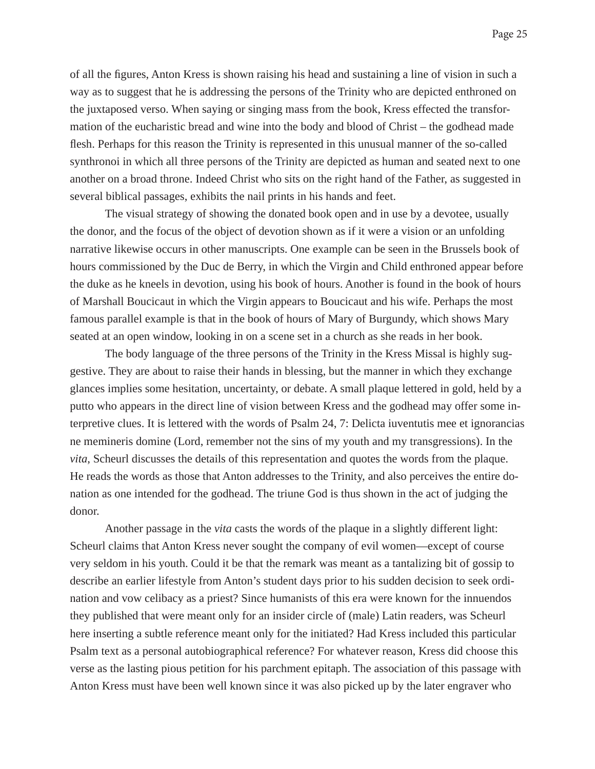of all the figures, Anton Kress is shown raising his head and sustaining a line of vision in such a way as to suggest that he is addressing the persons of the Trinity who are depicted enthroned on the juxtaposed verso. When saying or singing mass from the book, Kress effected the transformation of the eucharistic bread and wine into the body and blood of Christ – the godhead made flesh. Perhaps for this reason the Trinity is represented in this unusual manner of the so-called synthronoi in which all three persons of the Trinity are depicted as human and seated next to one another on a broad throne. Indeed Christ who sits on the right hand of the Father, as suggested in several biblical passages, exhibits the nail prints in his hands and feet.

The visual strategy of showing the donated book open and in use by a devotee, usually the donor, and the focus of the object of devotion shown as if it were a vision or an unfolding narrative likewise occurs in other manuscripts. One example can be seen in the Brussels book of hours commissioned by the Duc de Berry, in which the Virgin and Child enthroned appear before the duke as he kneels in devotion, using his book of hours. Another is found in the book of hours of Marshall Boucicaut in which the Virgin appears to Boucicaut and his wife. Perhaps the most famous parallel example is that in the book of hours of Mary of Burgundy, which shows Mary seated at an open window, looking in on a scene set in a church as she reads in her book.

The body language of the three persons of the Trinity in the Kress Missal is highly suggestive. They are about to raise their hands in blessing, but the manner in which they exchange glances implies some hesitation, uncertainty, or debate. A small plaque lettered in gold, held by a putto who appears in the direct line of vision between Kress and the godhead may offer some interpretive clues. It is lettered with the words of Psalm 24, 7: Delicta iuventutis mee et ignorancias ne memineris domine (Lord, remember not the sins of my youth and my transgressions). In the *vita*, Scheurl discusses the details of this representation and quotes the words from the plaque. He reads the words as those that Anton addresses to the Trinity, and also perceives the entire donation as one intended for the godhead. The triune God is thus shown in the act of judging the donor.

Another passage in the *vita* casts the words of the plaque in a slightly different light: Scheurl claims that Anton Kress never sought the company of evil women—except of course very seldom in his youth. Could it be that the remark was meant as a tantalizing bit of gossip to describe an earlier lifestyle from Anton's student days prior to his sudden decision to seek ordination and vow celibacy as a priest? Since humanists of this era were known for the innuendos they published that were meant only for an insider circle of (male) Latin readers, was Scheurl here inserting a subtle reference meant only for the initiated? Had Kress included this particular Psalm text as a personal autobiographical reference? For whatever reason, Kress did choose this verse as the lasting pious petition for his parchment epitaph. The association of this passage with Anton Kress must have been well known since it was also picked up by the later engraver who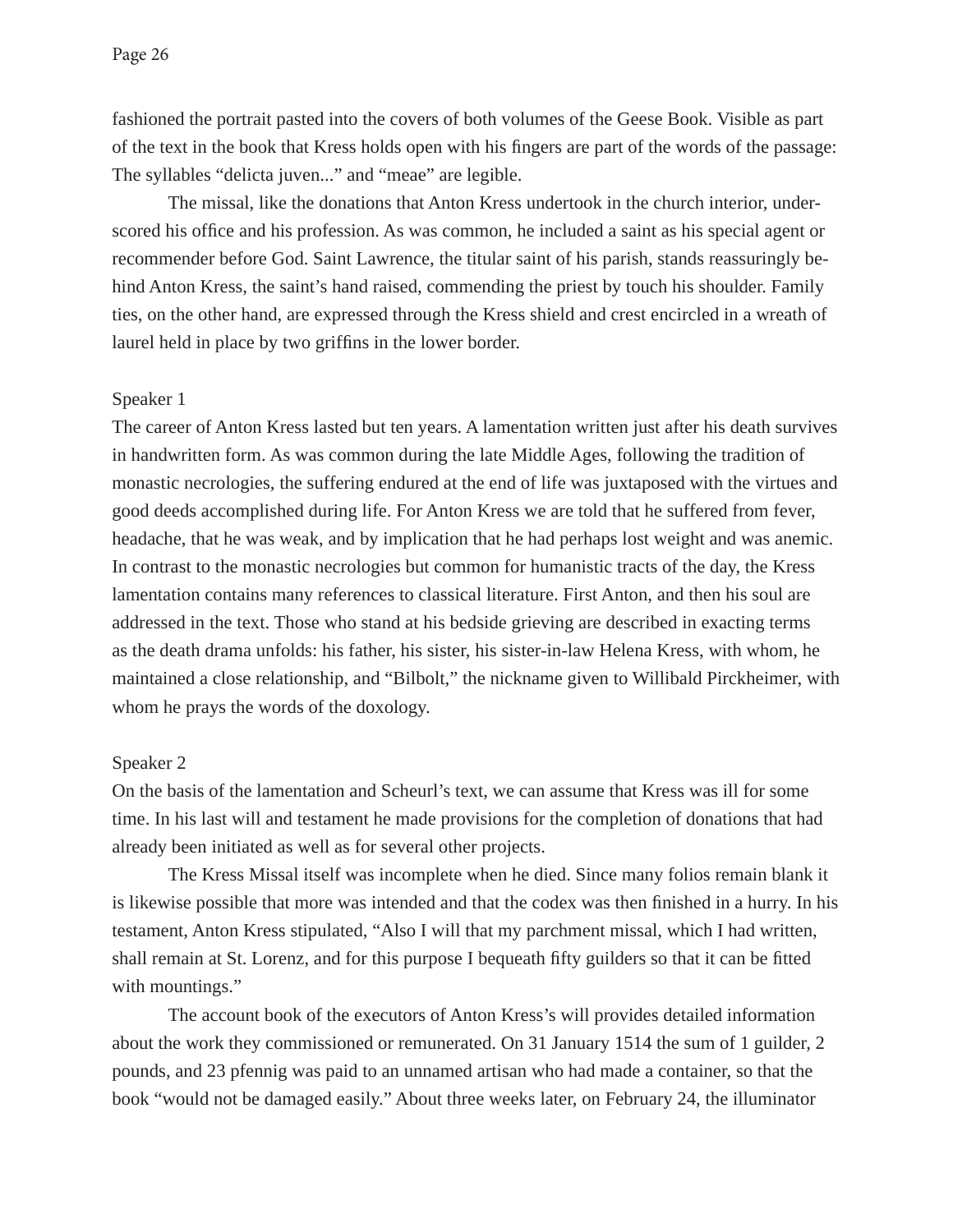fashioned the portrait pasted into the covers of both volumes of the Geese Book. Visible as part of the text in the book that Kress holds open with his fingers are part of the words of the passage: The syllables "delicta juven..." and "meae" are legible.

The missal, like the donations that Anton Kress undertook in the church interior, underscored his office and his profession. As was common, he included a saint as his special agent or recommender before God. Saint Lawrence, the titular saint of his parish, stands reassuringly behind Anton Kress, the saint's hand raised, commending the priest by touch his shoulder. Family ties, on the other hand, are expressed through the Kress shield and crest encircled in a wreath of laurel held in place by two griffins in the lower border.

Speaker 1

The career of Anton Kress lasted but ten years. A lamentation written just after his death survives in handwritten form. As was common during the late Middle Ages, following the tradition of monastic necrologies, the suffering endured at the end of life was juxtaposed with the virtues and good deeds accomplished during life. For Anton Kress we are told that he suffered from fever, headache, that he was weak, and by implication that he had perhaps lost weight and was anemic. In contrast to the monastic necrologies but common for humanistic tracts of the day, the Kress lamentation contains many references to classical literature. First Anton, and then his soul are addressed in the text. Those who stand at his bedside grieving are described in exacting terms as the death drama unfolds: his father, his sister, his sister-in-law Helena Kress, with whom, he maintained a close relationship, and "Bilbolt," the nickname given to Willibald Pirckheimer, with whom he prays the words of the doxology.

Speaker 2

On the basis of the lamentation and Scheurl's text, we can assume that Kress was ill for some time. In his last will and testament he made provisions for the completion of donations that had already been initiated as well as for several other projects.

The Kress Missal itself was incomplete when he died. Since many folios remain blank it is likewise possible that more was intended and that the codex was then finished in a hurry. In his testament, Anton Kress stipulated, "Also I will that my parchment missal, which I had written, shall remain at St. Lorenz, and for this purpose I bequeath fifty guilders so that it can be fitted with mountings."

The account book of the executors of Anton Kress's will provides detailed information about the work they commissioned or remunerated. On 31 January 1514 the sum of 1 guilder, 2 pounds, and 23 pfennig was paid to an unnamed artisan who had made a container, so that the book "would not be damaged easily." About three weeks later, on February 24, the illuminator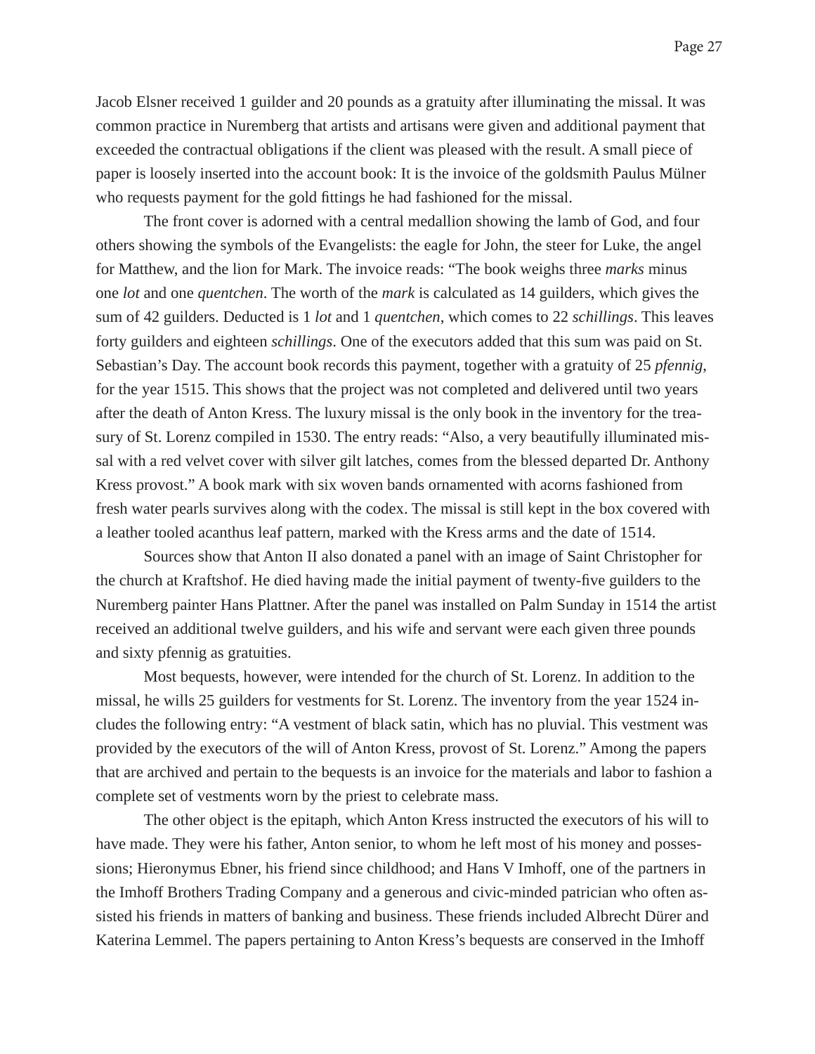Jacob Elsner received 1 guilder and 20 pounds as a gratuity after illuminating the missal. It was common practice in Nuremberg that artists and artisans were given and additional payment that exceeded the contractual obligations if the client was pleased with the result. A small piece of paper is loosely inserted into the account book: It is the invoice of the goldsmith Paulus Mülner who requests payment for the gold fittings he had fashioned for the missal.

The front cover is adorned with a central medallion showing the lamb of God, and four others showing the symbols of the Evangelists: the eagle for John, the steer for Luke, the angel for Matthew, and the lion for Mark. The invoice reads: "The book weighs three *marks* minus one *lot* and one *quentchen*. The worth of the *mark* is calculated as 14 guilders, which gives the sum of 42 guilders. Deducted is 1 *lot* and 1 *quentchen*, which comes to 22 *schillings*. This leaves forty guilders and eighteen *schillings*. One of the executors added that this sum was paid on St. Sebastian's Day. The account book records this payment, together with a gratuity of 25 *pfennig*, for the year 1515. This shows that the project was not completed and delivered until two years after the death of Anton Kress. The luxury missal is the only book in the inventory for the treasury of St. Lorenz compiled in 1530. The entry reads: "Also, a very beautifully illuminated missal with a red velvet cover with silver gilt latches, comes from the blessed departed Dr. Anthony Kress provost." A book mark with six woven bands ornamented with acorns fashioned from fresh water pearls survives along with the codex. The missal is still kept in the box covered with a leather tooled acanthus leaf pattern, marked with the Kress arms and the date of 1514.

Sources show that Anton II also donated a panel with an image of Saint Christopher for the church at Kraftshof. He died having made the initial payment of twenty-five guilders to the Nuremberg painter Hans Plattner. After the panel was installed on Palm Sunday in 1514 the artist received an additional twelve guilders, and his wife and servant were each given three pounds and sixty pfennig as gratuities.

Most bequests, however, were intended for the church of St. Lorenz. In addition to the missal, he wills 25 guilders for vestments for St. Lorenz. The inventory from the year 1524 includes the following entry: "A vestment of black satin, which has no pluvial. This vestment was provided by the executors of the will of Anton Kress, provost of St. Lorenz." Among the papers that are archived and pertain to the bequests is an invoice for the materials and labor to fashion a complete set of vestments worn by the priest to celebrate mass.

The other object is the epitaph, which Anton Kress instructed the executors of his will to have made. They were his father, Anton senior, to whom he left most of his money and possessions; Hieronymus Ebner, his friend since childhood; and Hans V Imhoff, one of the partners in the Imhoff Brothers Trading Company and a generous and civic-minded patrician who often assisted his friends in matters of banking and business. These friends included Albrecht Dürer and Katerina Lemmel. The papers pertaining to Anton Kress's bequests are conserved in the Imhoff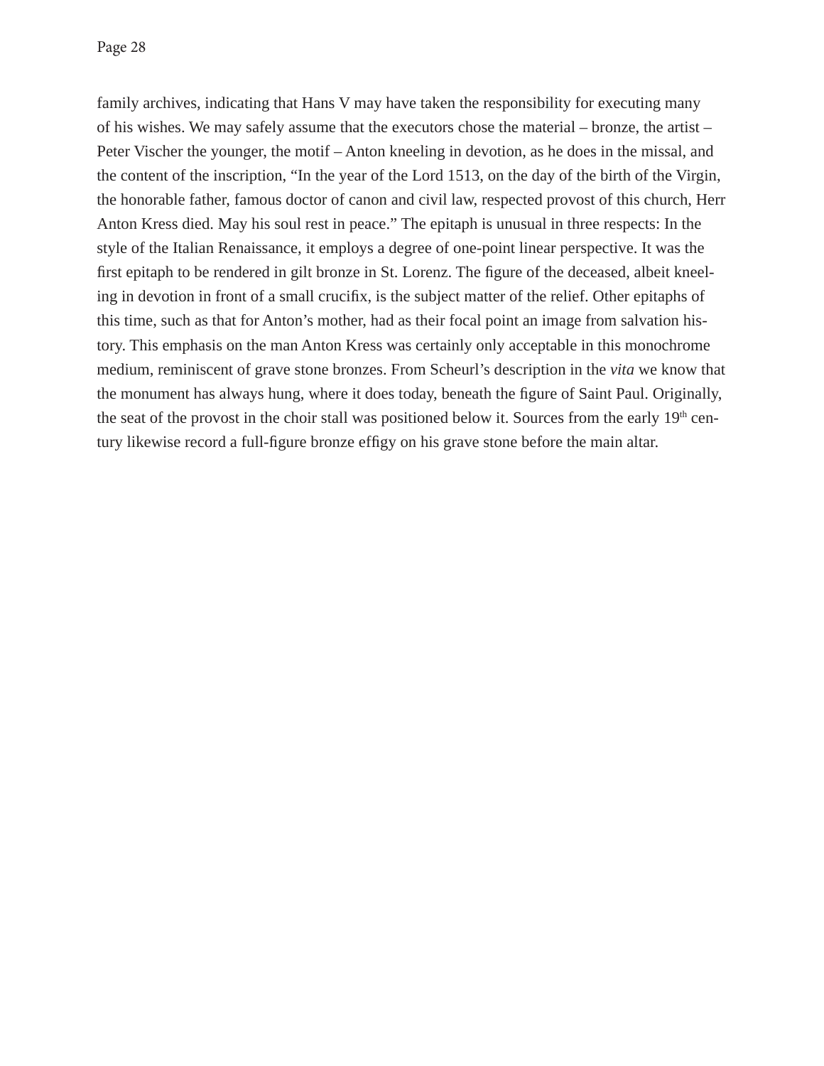family archives, indicating that Hans V may have taken the responsibility for executing many of his wishes. We may safely assume that the executors chose the material – bronze, the artist – Peter Vischer the younger, the motif – Anton kneeling in devotion, as he does in the missal, and the content of the inscription, “In the year of the Lord 1513, on the day of the birth of the Virgin, the honorable father, famous doctor of canon and civil law, respected provost of this church, Herr Anton Kress died. May his soul rest in peace.” The epitaph is unusual in three respects: In the style of the Italian Renaissance, it employs a degree of one-point linear perspective. It was the first epitaph to be rendered in gilt bronze in St. Lorenz. The figure of the deceased, albeit kneeling in devotion in front of a small crucifix, is the subject matter of the relief. Other epitaphs of this time, such as that for Anton’s mother, had as their focal point an image from salvation history. This emphasis on the man Anton Kress was certainly only acceptable in this monochrome medium, reminiscent of grave stone bronzes. From Scheurl’s description in the *vita* we know that the monument has always hung, where it does today, beneath the figure of Saint Paul. Originally, the seat of the provost in the choir stall was positioned below it. Sources from the early 19th century likewise record a full-figure bronze effigy on his grave stone before the main altar.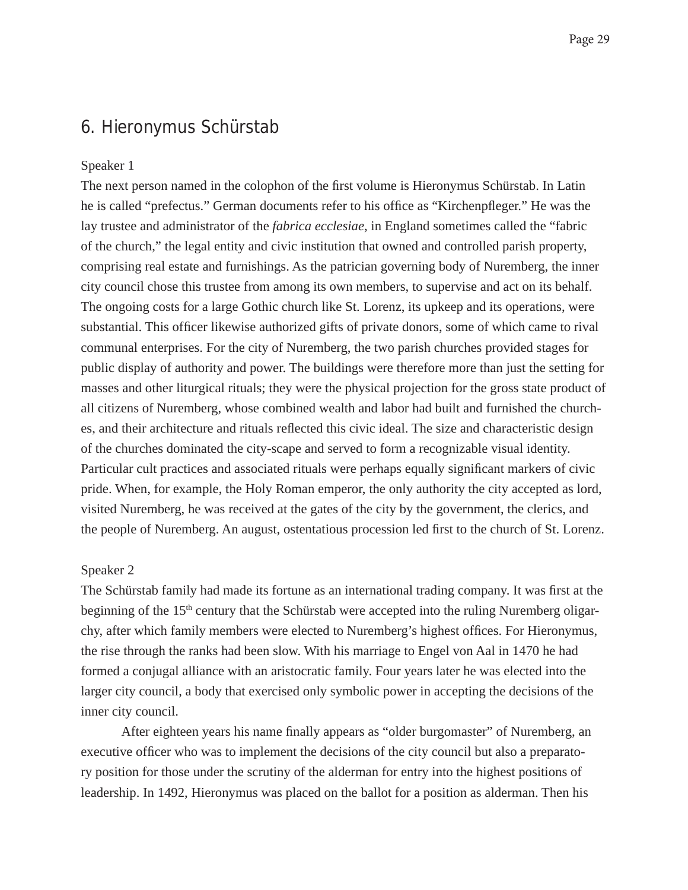## 6. Hieronymus Schürstab

Speaker 1

The next person named in the colophon of the first volume is Hieronymus Schürstab. In Latin he is called "prefectus." German documents refer to his office as "Kirchenpfleger." He was the lay trustee and administrator of the *fabrica ecclesiae*, in England sometimes called the "fabric of the church," the legal entity and civic institution that owned and controlled parish property, comprising real estate and furnishings. As the patrician governing body of Nuremberg, the inner city council chose this trustee from among its own members, to supervise and act on its behalf. The ongoing costs for a large Gothic church like St. Lorenz, its upkeep and its operations, were substantial. This officer likewise authorized gifts of private donors, some of which came to rival communal enterprises. For the city of Nuremberg, the two parish churches provided stages for public display of authority and power. The buildings were therefore more than just the setting for masses and other liturgical rituals; they were the physical projection for the gross state product of all citizens of Nuremberg, whose combined wealth and labor had built and furnished the churches, and their architecture and rituals reflected this civic ideal. The size and characteristic design of the churches dominated the city-scape and served to form a recognizable visual identity. Particular cult practices and associated rituals were perhaps equally significant markers of civic pride. When, for example, the Holy Roman emperor, the only authority the city accepted as lord, visited Nuremberg, he was received at the gates of the city by the government, the clerics, and the people of Nuremberg. An august, ostentatious procession led first to the church of St. Lorenz.

Speaker 2

The Schürstab family had made its fortune as an international trading company. It was first at the beginning of the 15th century that the Schürstab were accepted into the ruling Nuremberg oligarchy, after which family members were elected to Nuremberg's highest offices. For Hieronymus, the rise through the ranks had been slow. With his marriage to Engel von Aal in 1470 he had formed a conjugal alliance with an aristocratic family. Four years later he was elected into the larger city council, a body that exercised only symbolic power in accepting the decisions of the inner city council.

After eighteen years his name finally appears as "older burgomaster" of Nuremberg, an executive officer who was to implement the decisions of the city council but also a preparatory position for those under the scrutiny of the alderman for entry into the highest positions of leadership. In 1492, Hieronymus was placed on the ballot for a position as alderman. Then his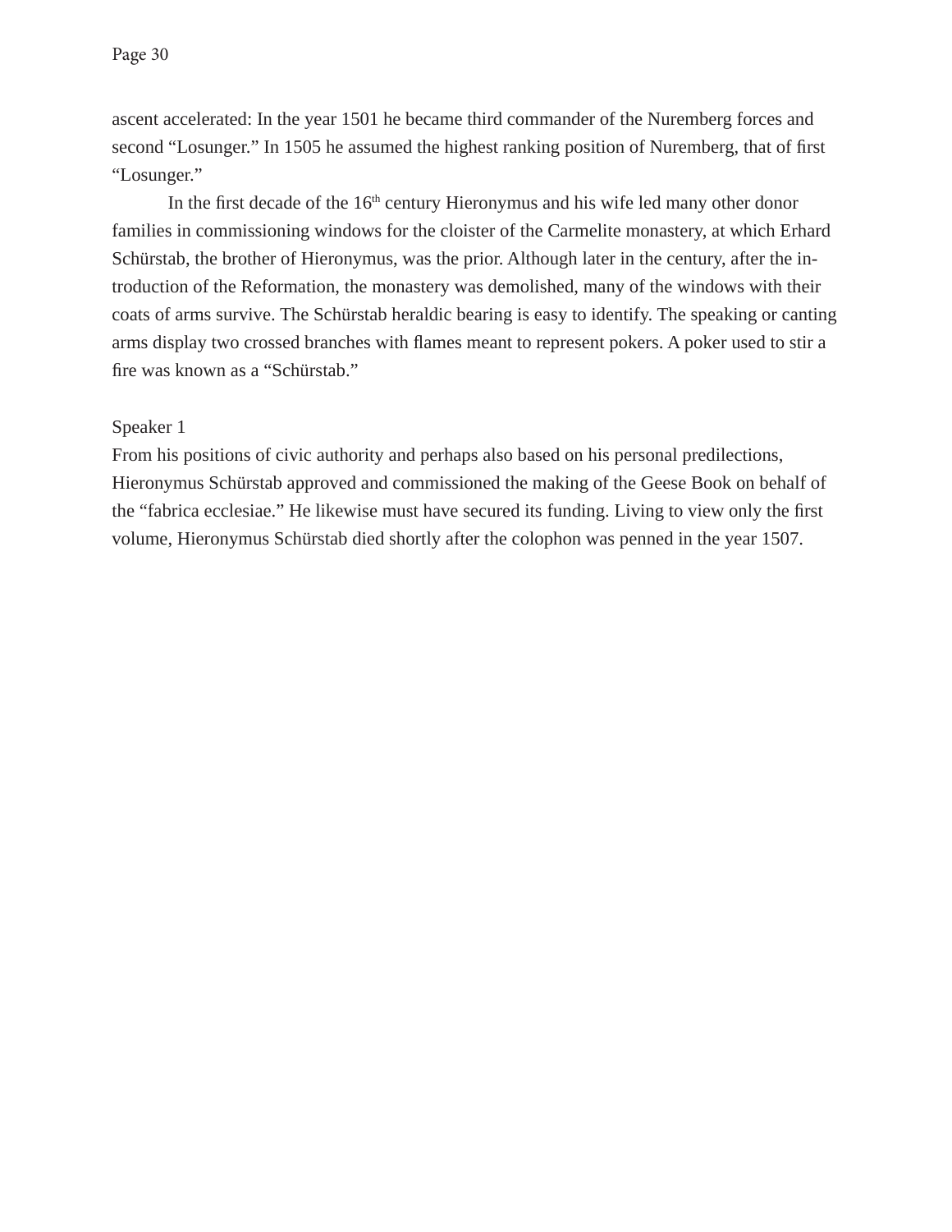ascent accelerated: In the year 1501 he became third commander of the Nuremberg forces and second “Losunger.” In 1505 he assumed the highest ranking position of Nuremberg, that of first “Losunger.”

In the first decade of the 16th century Hieronymus and his wife led many other donor families in commissioning windows for the cloister of the Carmelite monastery, at which Erhard Schürstab, the brother of Hieronymus, was the prior. Although later in the century, after the introduction of the Reformation, the monastery was demolished, many of the windows with their coats of arms survive. The Schürstab heraldic bearing is easy to identify. The speaking or canting arms display two crossed branches with flames meant to represent pokers. A poker used to stir a fire was known as a “Schürstab.”

Speaker 1

From his positions of civic authority and perhaps also based on his personal predilections, Hieronymus Schürstab approved and commissioned the making of the Geese Book on behalf of the “fabrica ecclesiae.” He likewise must have secured its funding. Living to view only the first volume, Hieronymus Schürstab died shortly after the colophon was penned in the year 1507.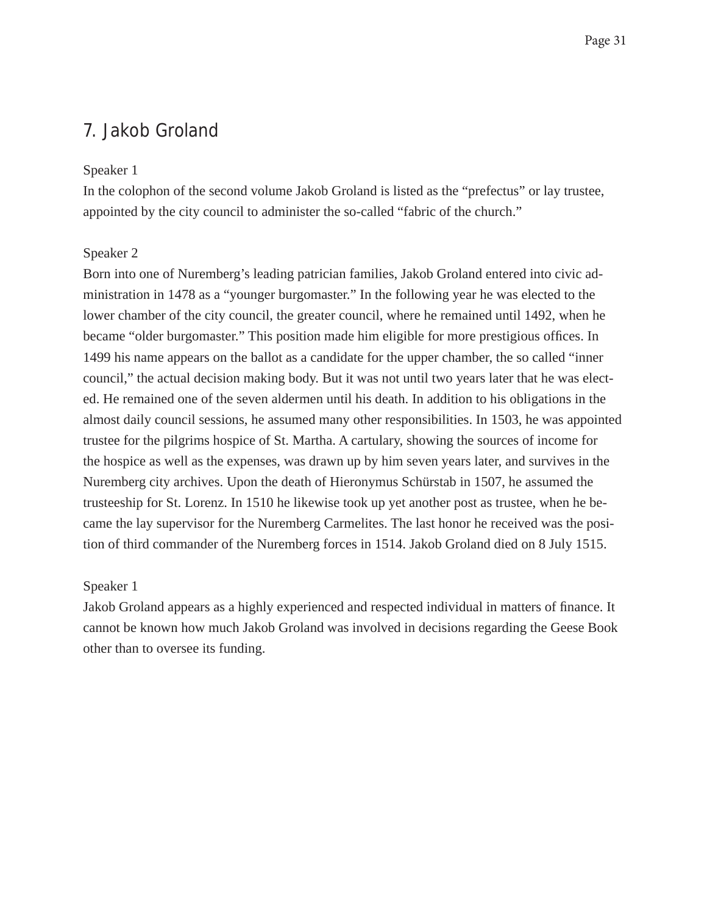## 7. Jakob Groland

Speaker 1

In the colophon of the second volume Jakob Groland is listed as the "prefectus" or lay trustee, appointed by the city council to administer the so-called "fabric of the church."

Speaker 2

Born into one of Nuremberg's leading patrician families, Jakob Groland entered into civic administration in 1478 as a "younger burgomaster." In the following year he was elected to the lower chamber of the city council, the greater council, where he remained until 1492, when he became "older burgomaster." This position made him eligible for more prestigious offices. In 1499 his name appears on the ballot as a candidate for the upper chamber, the so called "inner council," the actual decision making body. But it was not until two years later that he was elected. He remained one of the seven aldermen until his death. In addition to his obligations in the almost daily council sessions, he assumed many other responsibilities. In 1503, he was appointed trustee for the pilgrims hospice of St. Martha. A cartulary, showing the sources of income for the hospice as well as the expenses, was drawn up by him seven years later, and survives in the Nuremberg city archives. Upon the death of Hieronymus Schürstab in 1507, he assumed the trusteeship for St. Lorenz. In 1510 he likewise took up yet another post as trustee, when he became the lay supervisor for the Nuremberg Carmelites. The last honor he received was the position of third commander of the Nuremberg forces in 1514. Jakob Groland died on 8 July 1515.

Speaker 1

Jakob Groland appears as a highly experienced and respected individual in matters of finance. It cannot be known how much Jakob Groland was involved in decisions regarding the Geese Book other than to oversee its funding.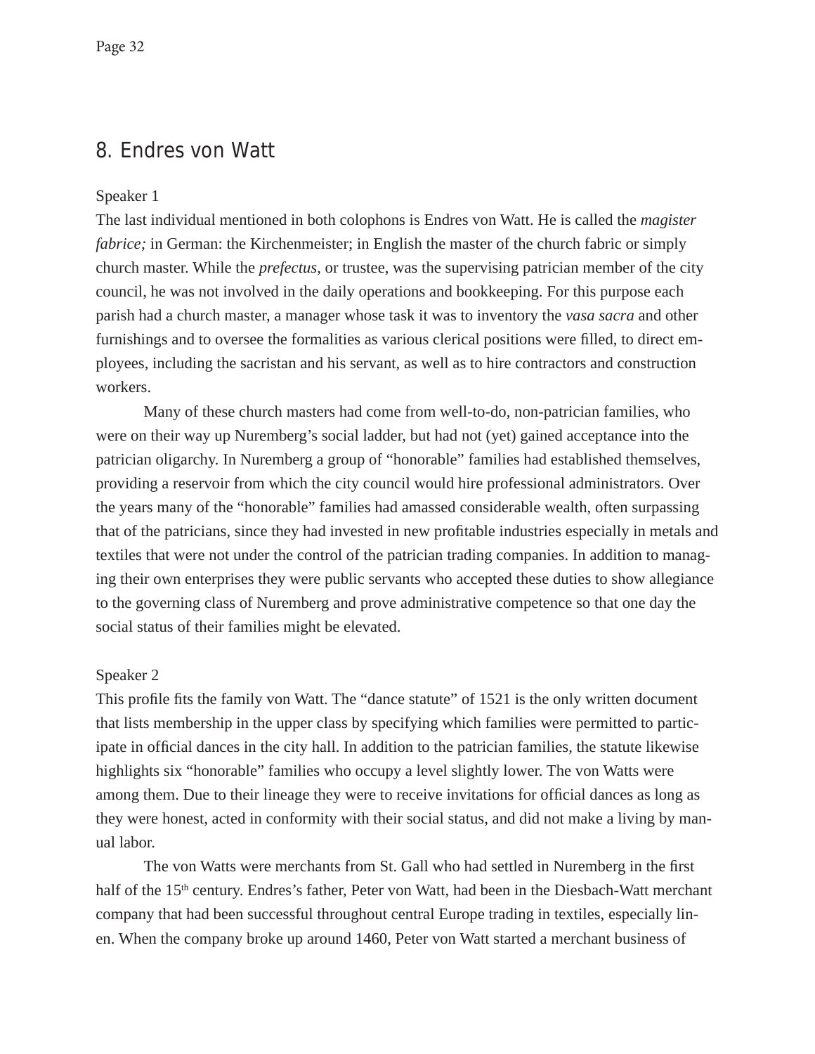## 8. Endres von Watt

Speaker 1

The last individual mentioned in both colophons is Endres von Watt. He is called the *magister fabrice;* in German: the Kirchenmeister; in English the master of the church fabric or simply church master. While the *prefectus*, or trustee, was the supervising patrician member of the city council, he was not involved in the daily operations and bookkeeping. For this purpose each parish had a church master, a manager whose task it was to inventory the *vasa sacra* and other furnishings and to oversee the formalities as various clerical positions were filled, to direct employees, including the sacristan and his servant, as well as to hire contractors and construction workers.

Many of these church masters had come from well-to-do, non-patrician families, who were on their way up Nuremberg's social ladder, but had not (yet) gained acceptance into the patrician oligarchy. In Nuremberg a group of "honorable" families had established themselves, providing a reservoir from which the city council would hire professional administrators. Over the years many of the "honorable" families had amassed considerable wealth, often surpassing that of the patricians, since they had invested in new profitable industries especially in metals and textiles that were not under the control of the patrician trading companies. In addition to managing their own enterprises they were public servants who accepted these duties to show allegiance to the governing class of Nuremberg and prove administrative competence so that one day the social status of their families might be elevated.

Speaker 2

This profile fits the family von Watt. The "dance statute" of 1521 is the only written document that lists membership in the upper class by specifying which families were permitted to participate in official dances in the city hall. In addition to the patrician families, the statute likewise highlights six "honorable" families who occupy a level slightly lower. The von Watts were among them. Due to their lineage they were to receive invitations for official dances as long as they were honest, acted in conformity with their social status, and did not make a living by manual labor.

The von Watts were merchants from St. Gall who had settled in Nuremberg in the first half of the 15th century. Endres's father, Peter von Watt, had been in the Diesbach-Watt merchant company that had been successful throughout central Europe trading in textiles, especially linen. When the company broke up around 1460, Peter von Watt started a merchant business of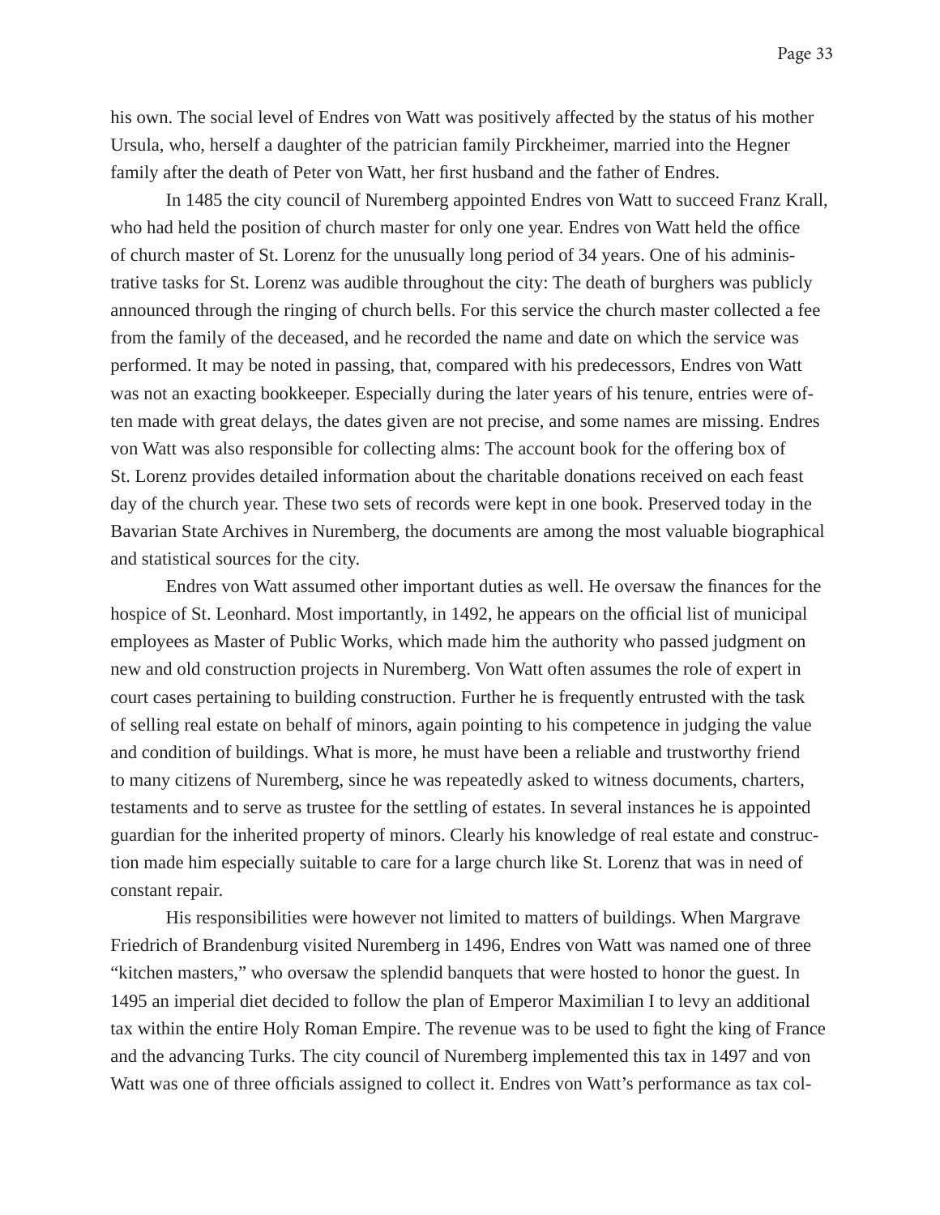his own. The social level of Endres von Watt was positively affected by the status of his mother Ursula, who, herself a daughter of the patrician family Pirckheimer, married into the Hegner family after the death of Peter von Watt, her first husband and the father of Endres.

In 1485 the city council of Nuremberg appointed Endres von Watt to succeed Franz Krall, who had held the position of church master for only one year. Endres von Watt held the office of church master of St. Lorenz for the unusually long period of 34 years. One of his administrative tasks for St. Lorenz was audible throughout the city: The death of burghers was publicly announced through the ringing of church bells. For this service the church master collected a fee from the family of the deceased, and he recorded the name and date on which the service was performed. It may be noted in passing, that, compared with his predecessors, Endres von Watt was not an exacting bookkeeper. Especially during the later years of his tenure, entries were often made with great delays, the dates given are not precise, and some names are missing. Endres von Watt was also responsible for collecting alms: The account book for the offering box of St. Lorenz provides detailed information about the charitable donations received on each feast day of the church year. These two sets of records were kept in one book. Preserved today in the Bavarian State Archives in Nuremberg, the documents are among the most valuable biographical and statistical sources for the city.

Endres von Watt assumed other important duties as well. He oversaw the finances for the hospice of St. Leonhard. Most importantly, in 1492, he appears on the official list of municipal employees as Master of Public Works, which made him the authority who passed judgment on new and old construction projects in Nuremberg. Von Watt often assumes the role of expert in court cases pertaining to building construction. Further he is frequently entrusted with the task of selling real estate on behalf of minors, again pointing to his competence in judging the value and condition of buildings. What is more, he must have been a reliable and trustworthy friend to many citizens of Nuremberg, since he was repeatedly asked to witness documents, charters, testaments and to serve as trustee for the settling of estates. In several instances he is appointed guardian for the inherited property of minors. Clearly his knowledge of real estate and construction made him especially suitable to care for a large church like St. Lorenz that was in need of constant repair.

His responsibilities were however not limited to matters of buildings. When Margrave Friedrich of Brandenburg visited Nuremberg in 1496, Endres von Watt was named one of three "kitchen masters," who oversaw the splendid banquets that were hosted to honor the guest. In 1495 an imperial diet decided to follow the plan of Emperor Maximilian I to levy an additional tax within the entire Holy Roman Empire. The revenue was to be used to fight the king of France and the advancing Turks. The city council of Nuremberg implemented this tax in 1497 and von Watt was one of three officials assigned to collect it. Endres von Watt's performance as tax col-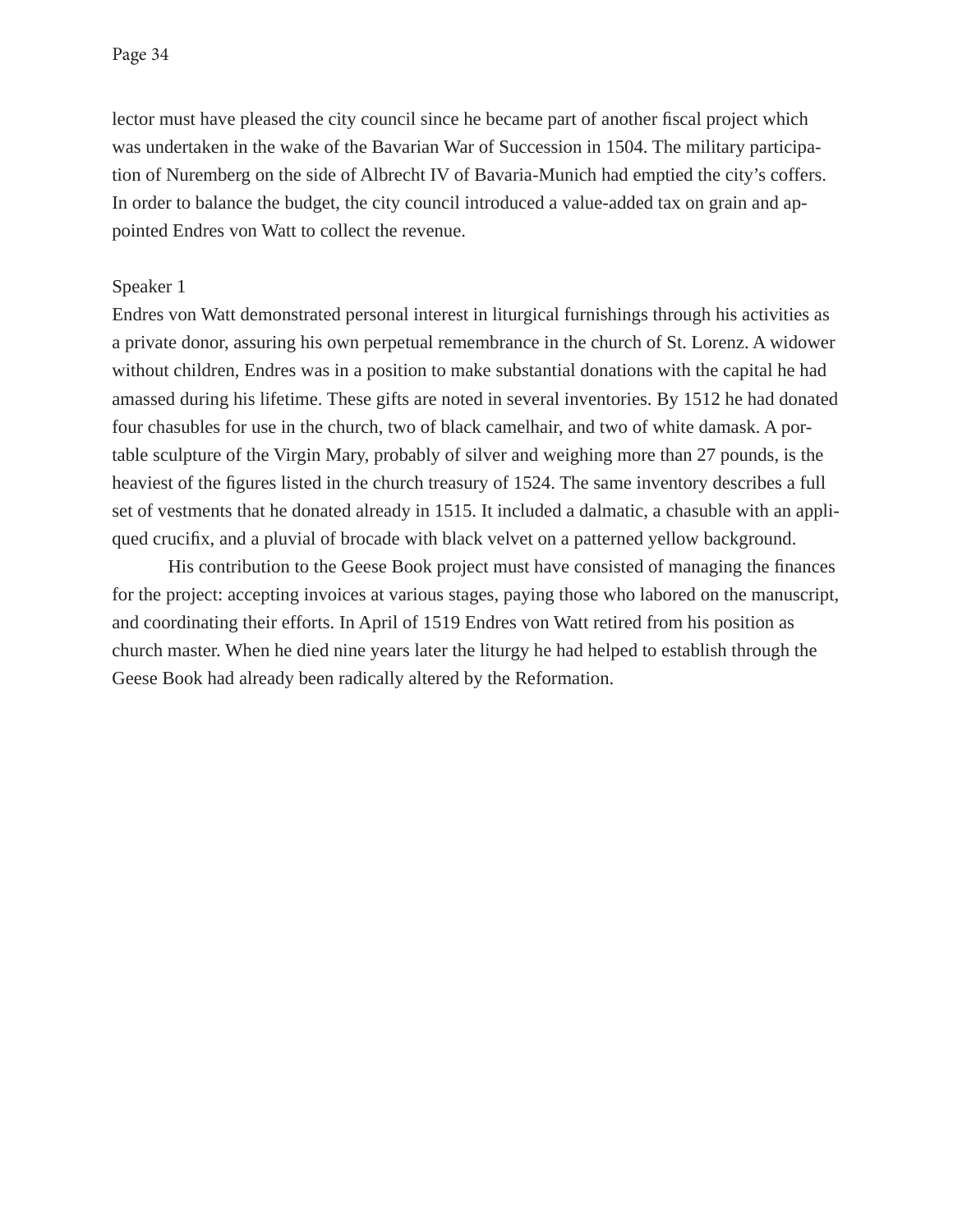lector must have pleased the city council since he became part of another fiscal project which was undertaken in the wake of the Bavarian War of Succession in 1504. The military participation of Nuremberg on the side of Albrecht IV of Bavaria-Munich had emptied the city's coffers. In order to balance the budget, the city council introduced a value-added tax on grain and appointed Endres von Watt to collect the revenue.

Speaker 1

Endres von Watt demonstrated personal interest in liturgical furnishings through his activities as a private donor, assuring his own perpetual remembrance in the church of St. Lorenz. A widower without children, Endres was in a position to make substantial donations with the capital he had amassed during his lifetime. These gifts are noted in several inventories. By 1512 he had donated four chasubles for use in the church, two of black camelhair, and two of white damask. A portable sculpture of the Virgin Mary, probably of silver and weighing more than 27 pounds, is the heaviest of the figures listed in the church treasury of 1524. The same inventory describes a full set of vestments that he donated already in 1515. It included a dalmatic, a chasuble with an appliqued crucifix, and a pluvial of brocade with black velvet on a patterned yellow background.

His contribution to the Geese Book project must have consisted of managing the finances for the project: accepting invoices at various stages, paying those who labored on the manuscript, and coordinating their efforts. In April of 1519 Endres von Watt retired from his position as church master. When he died nine years later the liturgy he had helped to establish through the Geese Book had already been radically altered by the Reformation.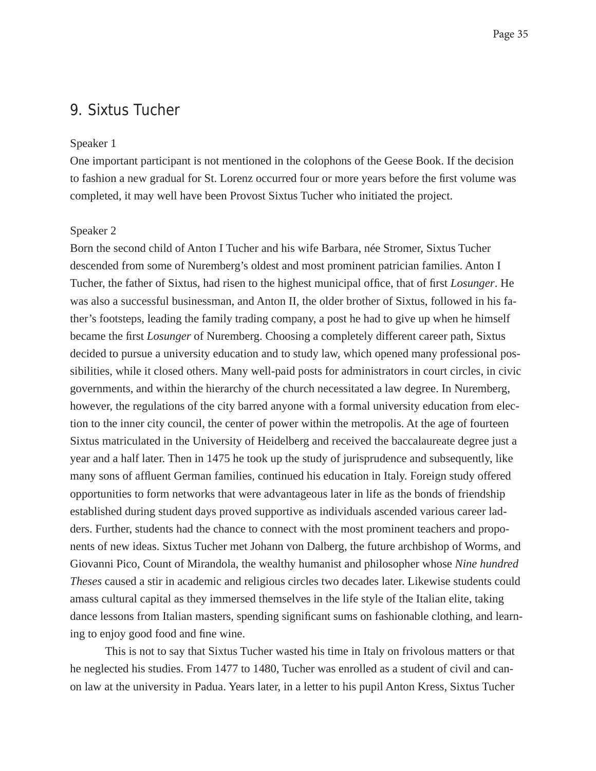## 9. Sixtus Tucher

Speaker 1

One important participant is not mentioned in the colophons of the Geese Book. If the decision to fashion a new gradual for St. Lorenz occurred four or more years before the first volume was completed, it may well have been Provost Sixtus Tucher who initiated the project.

Speaker 2

Born the second child of Anton I Tucher and his wife Barbara, née Stromer, Sixtus Tucher descended from some of Nuremberg's oldest and most prominent patrician families. Anton I Tucher, the father of Sixtus, had risen to the highest municipal office, that of first *Losunger*. He was also a successful businessman, and Anton II, the older brother of Sixtus, followed in his father's footsteps, leading the family trading company, a post he had to give up when he himself became the first *Losunger* of Nuremberg. Choosing a completely different career path, Sixtus decided to pursue a university education and to study law, which opened many professional possibilities, while it closed others. Many well-paid posts for administrators in court circles, in civic governments, and within the hierarchy of the church necessitated a law degree. In Nuremberg, however, the regulations of the city barred anyone with a formal university education from election to the inner city council, the center of power within the metropolis. At the age of fourteen Sixtus matriculated in the University of Heidelberg and received the baccalaureate degree just a year and a half later. Then in 1475 he took up the study of jurisprudence and subsequently, like many sons of affluent German families, continued his education in Italy. Foreign study offered opportunities to form networks that were advantageous later in life as the bonds of friendship established during student days proved supportive as individuals ascended various career ladders. Further, students had the chance to connect with the most prominent teachers and proponents of new ideas. Sixtus Tucher met Johann von Dalberg, the future archbishop of Worms, and Giovanni Pico, Count of Mirandola, the wealthy humanist and philosopher whose *Nine hundred Theses* caused a stir in academic and religious circles two decades later. Likewise students could amass cultural capital as they immersed themselves in the life style of the Italian elite, taking dance lessons from Italian masters, spending significant sums on fashionable clothing, and learning to enjoy good food and fine wine.

This is not to say that Sixtus Tucher wasted his time in Italy on frivolous matters or that he neglected his studies. From 1477 to 1480, Tucher was enrolled as a student of civil and canon law at the university in Padua. Years later, in a letter to his pupil Anton Kress, Sixtus Tucher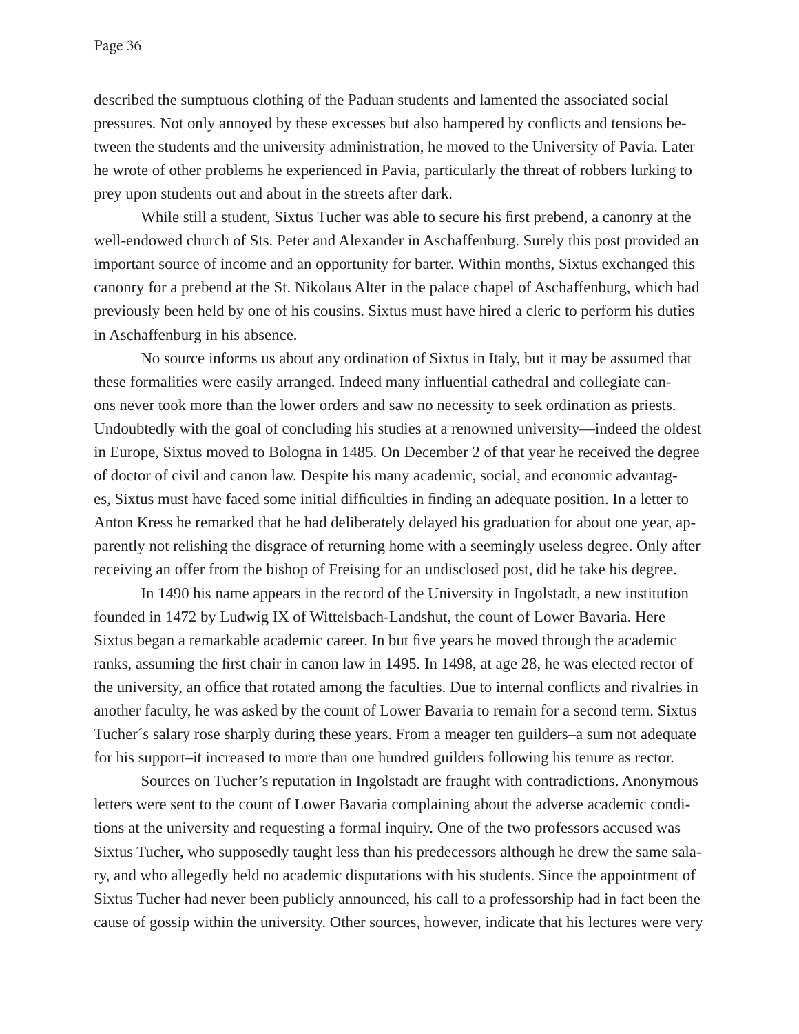described the sumptuous clothing of the Paduan students and lamented the associated social pressures. Not only annoyed by these excesses but also hampered by conflicts and tensions between the students and the university administration, he moved to the University of Pavia. Later he wrote of other problems he experienced in Pavia, particularly the threat of robbers lurking to prey upon students out and about in the streets after dark.

While still a student, Sixtus Tucher was able to secure his first prebend, a canonry at the well-endowed church of Sts. Peter and Alexander in Aschaffenburg. Surely this post provided an important source of income and an opportunity for barter. Within months, Sixtus exchanged this canonry for a prebend at the St. Nikolaus Alter in the palace chapel of Aschaffenburg, which had previously been held by one of his cousins. Sixtus must have hired a cleric to perform his duties in Aschaffenburg in his absence.

No source informs us about any ordination of Sixtus in Italy, but it may be assumed that these formalities were easily arranged. Indeed many influential cathedral and collegiate canons never took more than the lower orders and saw no necessity to seek ordination as priests. Undoubtedly with the goal of concluding his studies at a renowned university—indeed the oldest in Europe, Sixtus moved to Bologna in 1485. On December 2 of that year he received the degree of doctor of civil and canon law. Despite his many academic, social, and economic advantages, Sixtus must have faced some initial difficulties in finding an adequate position. In a letter to Anton Kress he remarked that he had deliberately delayed his graduation for about one year, apparently not relishing the disgrace of returning home with a seemingly useless degree. Only after receiving an offer from the bishop of Freising for an undisclosed post, did he take his degree.

In 1490 his name appears in the record of the University in Ingolstadt, a new institution founded in 1472 by Ludwig IX of Wittelsbach-Landshut, the count of Lower Bavaria. Here Sixtus began a remarkable academic career. In but five years he moved through the academic ranks, assuming the first chair in canon law in 1495. In 1498, at age 28, he was elected rector of the university, an office that rotated among the faculties. Due to internal conflicts and rivalries in another faculty, he was asked by the count of Lower Bavaria to remain for a second term. Sixtus Tucher´s salary rose sharply during these years. From a meager ten guilders–a sum not adequate for his support–it increased to more than one hundred guilders following his tenure as rector.

Sources on Tucher's reputation in Ingolstadt are fraught with contradictions. Anonymous letters were sent to the count of Lower Bavaria complaining about the adverse academic conditions at the university and requesting a formal inquiry. One of the two professors accused was Sixtus Tucher, who supposedly taught less than his predecessors although he drew the same salary, and who allegedly held no academic disputations with his students. Since the appointment of Sixtus Tucher had never been publicly announced, his call to a professorship had in fact been the cause of gossip within the university. Other sources, however, indicate that his lectures were very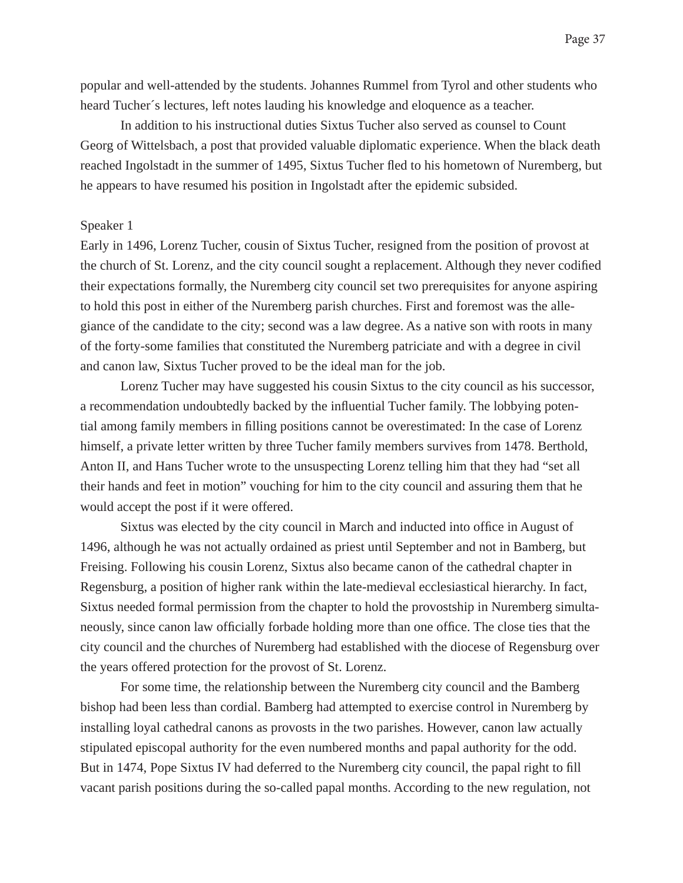popular and well-attended by the students. Johannes Rummel from Tyrol and other students who heard Tucher´s lectures, left notes lauding his knowledge and eloquence as a teacher.

In addition to his instructional duties Sixtus Tucher also served as counsel to Count Georg of Wittelsbach, a post that provided valuable diplomatic experience. When the black death reached Ingolstadt in the summer of 1495, Sixtus Tucher fled to his hometown of Nuremberg, but he appears to have resumed his position in Ingolstadt after the epidemic subsided.

Speaker 1

Early in 1496, Lorenz Tucher, cousin of Sixtus Tucher, resigned from the position of provost at the church of St. Lorenz, and the city council sought a replacement. Although they never codified their expectations formally, the Nuremberg city council set two prerequisites for anyone aspiring to hold this post in either of the Nuremberg parish churches. First and foremost was the allegiance of the candidate to the city; second was a law degree. As a native son with roots in many of the forty-some families that constituted the Nuremberg patriciate and with a degree in civil and canon law, Sixtus Tucher proved to be the ideal man for the job.

Lorenz Tucher may have suggested his cousin Sixtus to the city council as his successor, a recommendation undoubtedly backed by the influential Tucher family. The lobbying potential among family members in filling positions cannot be overestimated: In the case of Lorenz himself, a private letter written by three Tucher family members survives from 1478. Berthold, Anton II, and Hans Tucher wrote to the unsuspecting Lorenz telling him that they had "set all their hands and feet in motion" vouching for him to the city council and assuring them that he would accept the post if it were offered.

Sixtus was elected by the city council in March and inducted into office in August of 1496, although he was not actually ordained as priest until September and not in Bamberg, but Freising. Following his cousin Lorenz, Sixtus also became canon of the cathedral chapter in Regensburg, a position of higher rank within the late-medieval ecclesiastical hierarchy. In fact, Sixtus needed formal permission from the chapter to hold the provostship in Nuremberg simultaneously, since canon law officially forbade holding more than one office. The close ties that the city council and the churches of Nuremberg had established with the diocese of Regensburg over the years offered protection for the provost of St. Lorenz.

For some time, the relationship between the Nuremberg city council and the Bamberg bishop had been less than cordial. Bamberg had attempted to exercise control in Nuremberg by installing loyal cathedral canons as provosts in the two parishes. However, canon law actually stipulated episcopal authority for the even numbered months and papal authority for the odd. But in 1474, Pope Sixtus IV had deferred to the Nuremberg city council, the papal right to fill vacant parish positions during the so-called papal months. According to the new regulation, not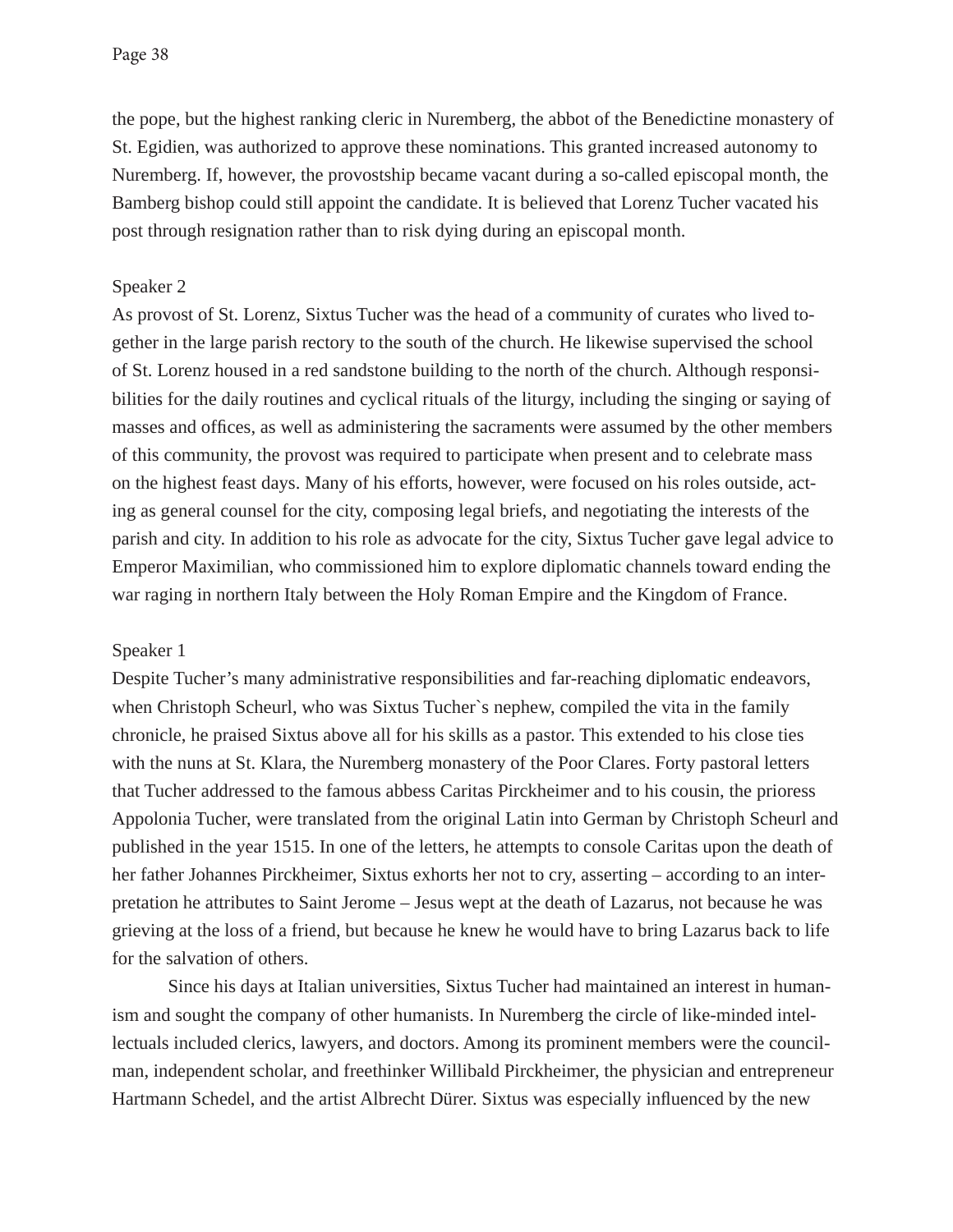the pope, but the highest ranking cleric in Nuremberg, the abbot of the Benedictine monastery of St. Egidien, was authorized to approve these nominations. This granted increased autonomy to Nuremberg. If, however, the provostship became vacant during a so-called episcopal month, the Bamberg bishop could still appoint the candidate. It is believed that Lorenz Tucher vacated his post through resignation rather than to risk dying during an episcopal month.

Speaker 2

As provost of St. Lorenz, Sixtus Tucher was the head of a community of curates who lived together in the large parish rectory to the south of the church. He likewise supervised the school of St. Lorenz housed in a red sandstone building to the north of the church. Although responsibilities for the daily routines and cyclical rituals of the liturgy, including the singing or saying of masses and offices, as well as administering the sacraments were assumed by the other members of this community, the provost was required to participate when present and to celebrate mass on the highest feast days. Many of his efforts, however, were focused on his roles outside, acting as general counsel for the city, composing legal briefs, and negotiating the interests of the parish and city. In addition to his role as advocate for the city, Sixtus Tucher gave legal advice to Emperor Maximilian, who commissioned him to explore diplomatic channels toward ending the war raging in northern Italy between the Holy Roman Empire and the Kingdom of France.

Speaker 1

Despite Tucher's many administrative responsibilities and far-reaching diplomatic endeavors, when Christoph Scheurl, who was Sixtus Tucher`s nephew, compiled the vita in the family chronicle, he praised Sixtus above all for his skills as a pastor. This extended to his close ties with the nuns at St. Klara, the Nuremberg monastery of the Poor Clares. Forty pastoral letters that Tucher addressed to the famous abbess Caritas Pirckheimer and to his cousin, the prioress Appolonia Tucher, were translated from the original Latin into German by Christoph Scheurl and published in the year 1515. In one of the letters, he attempts to console Caritas upon the death of her father Johannes Pirckheimer, Sixtus exhorts her not to cry, asserting – according to an interpretation he attributes to Saint Jerome – Jesus wept at the death of Lazarus, not because he was grieving at the loss of a friend, but because he knew he would have to bring Lazarus back to life for the salvation of others.

Since his days at Italian universities, Sixtus Tucher had maintained an interest in humanism and sought the company of other humanists. In Nuremberg the circle of like-minded intellectuals included clerics, lawyers, and doctors. Among its prominent members were the councilman, independent scholar, and freethinker Willibald Pirckheimer, the physician and entrepreneur Hartmann Schedel, and the artist Albrecht Dürer. Sixtus was especially influenced by the new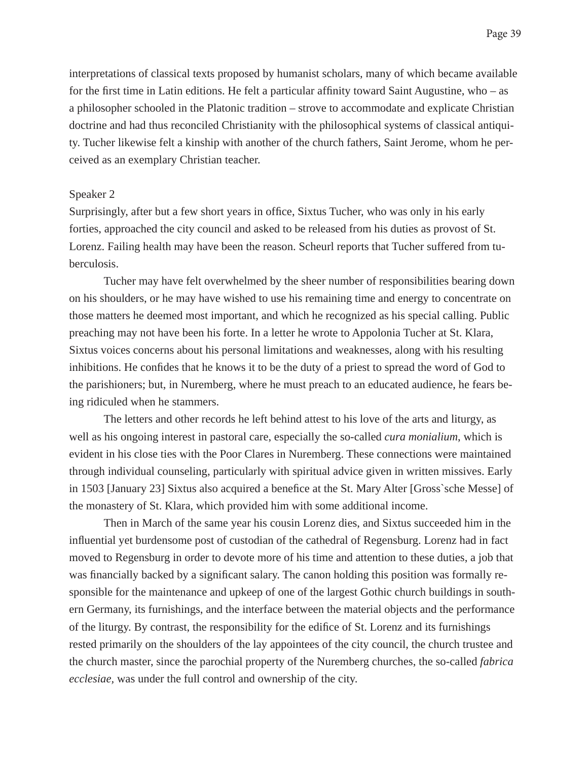interpretations of classical texts proposed by humanist scholars, many of which became available for the first time in Latin editions. He felt a particular affinity toward Saint Augustine, who – as a philosopher schooled in the Platonic tradition – strove to accommodate and explicate Christian doctrine and had thus reconciled Christianity with the philosophical systems of classical antiquity. Tucher likewise felt a kinship with another of the church fathers, Saint Jerome, whom he perceived as an exemplary Christian teacher.

Speaker 2

Surprisingly, after but a few short years in office, Sixtus Tucher, who was only in his early forties, approached the city council and asked to be released from his duties as provost of St. Lorenz. Failing health may have been the reason. Scheurl reports that Tucher suffered from tuberculosis.

Tucher may have felt overwhelmed by the sheer number of responsibilities bearing down on his shoulders, or he may have wished to use his remaining time and energy to concentrate on those matters he deemed most important, and which he recognized as his special calling. Public preaching may not have been his forte. In a letter he wrote to Appolonia Tucher at St. Klara, Sixtus voices concerns about his personal limitations and weaknesses, along with his resulting inhibitions. He confides that he knows it to be the duty of a priest to spread the word of God to the parishioners; but, in Nuremberg, where he must preach to an educated audience, he fears being ridiculed when he stammers.

The letters and other records he left behind attest to his love of the arts and liturgy, as well as his ongoing interest in pastoral care, especially the so-called *cura monialium*, which is evident in his close ties with the Poor Clares in Nuremberg. These connections were maintained through individual counseling, particularly with spiritual advice given in written missives. Early in 1503 [January 23] Sixtus also acquired a benefice at the St. Mary Alter [Gross`sche Messe] of the monastery of St. Klara, which provided him with some additional income.

Then in March of the same year his cousin Lorenz dies, and Sixtus succeeded him in the influential yet burdensome post of custodian of the cathedral of Regensburg. Lorenz had in fact moved to Regensburg in order to devote more of his time and attention to these duties, a job that was financially backed by a significant salary. The canon holding this position was formally responsible for the maintenance and upkeep of one of the largest Gothic church buildings in southern Germany, its furnishings, and the interface between the material objects and the performance of the liturgy. By contrast, the responsibility for the edifice of St. Lorenz and its furnishings rested primarily on the shoulders of the lay appointees of the city council, the church trustee and the church master, since the parochial property of the Nuremberg churches, the so-called *fabrica ecclesiae*, was under the full control and ownership of the city.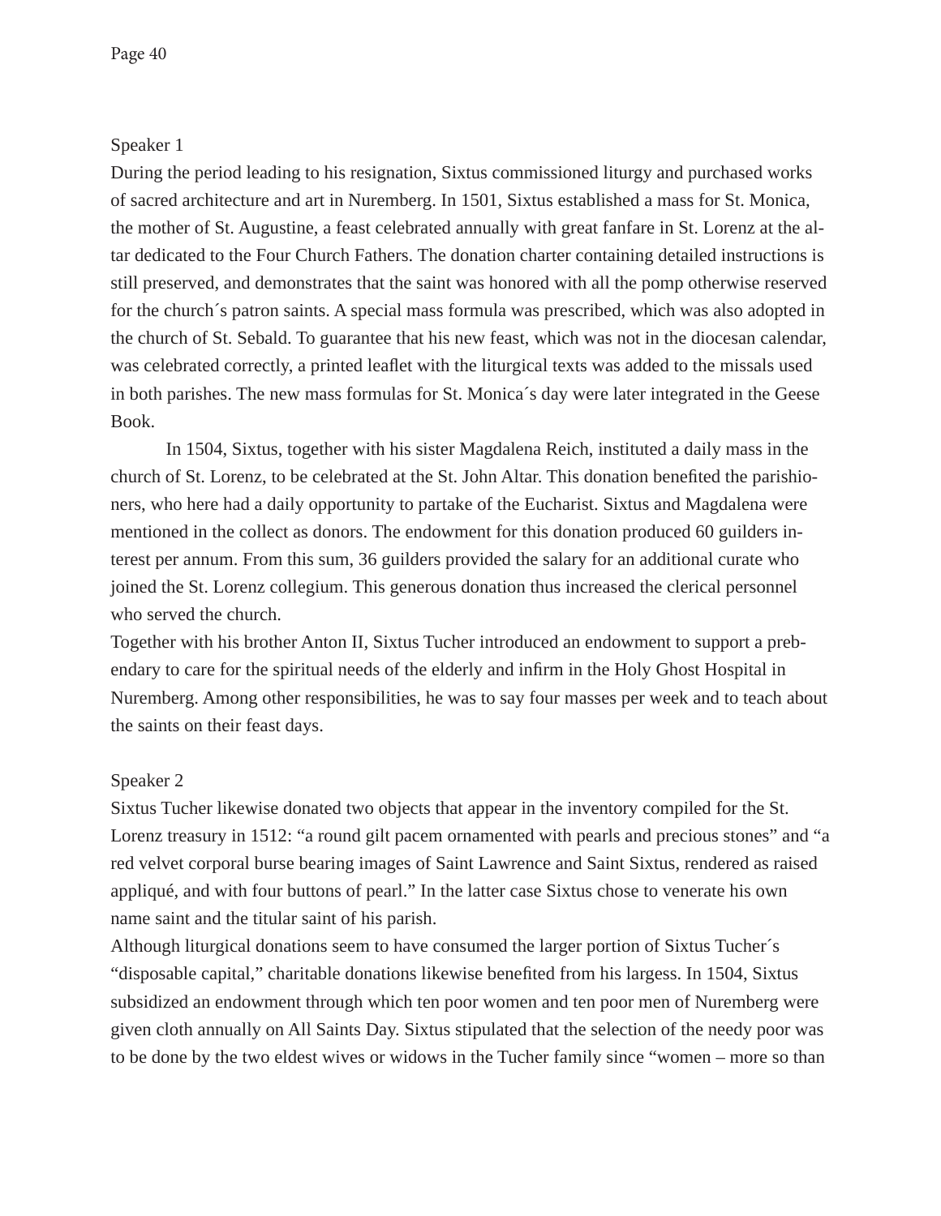Speaker 1

During the period leading to his resignation, Sixtus commissioned liturgy and purchased works of sacred architecture and art in Nuremberg. In 1501, Sixtus established a mass for St. Monica, the mother of St. Augustine, a feast celebrated annually with great fanfare in St. Lorenz at the altar dedicated to the Four Church Fathers. The donation charter containing detailed instructions is still preserved, and demonstrates that the saint was honored with all the pomp otherwise reserved for the church´s patron saints. A special mass formula was prescribed, which was also adopted in the church of St. Sebald. To guarantee that his new feast, which was not in the diocesan calendar, was celebrated correctly, a printed leaflet with the liturgical texts was added to the missals used in both parishes. The new mass formulas for St. Monica´s day were later integrated in the Geese Book.

In 1504, Sixtus, together with his sister Magdalena Reich, instituted a daily mass in the church of St. Lorenz, to be celebrated at the St. John Altar. This donation benefited the parishioners, who here had a daily opportunity to partake of the Eucharist. Sixtus and Magdalena were mentioned in the collect as donors. The endowment for this donation produced 60 guilders interest per annum. From this sum, 36 guilders provided the salary for an additional curate who joined the St. Lorenz collegium. This generous donation thus increased the clerical personnel who served the church.

Together with his brother Anton II, Sixtus Tucher introduced an endowment to support a prebendary to care for the spiritual needs of the elderly and infirm in the Holy Ghost Hospital in Nuremberg. Among other responsibilities, he was to say four masses per week and to teach about the saints on their feast days.

Speaker 2

Sixtus Tucher likewise donated two objects that appear in the inventory compiled for the St. Lorenz treasury in 1512: “a round gilt pacem ornamented with pearls and precious stones” and “a red velvet corporal burse bearing images of Saint Lawrence and Saint Sixtus, rendered as raised appliqué, and with four buttons of pearl.” In the latter case Sixtus chose to venerate his own name saint and the titular saint of his parish.

Although liturgical donations seem to have consumed the larger portion of Sixtus Tucher´s “disposable capital,” charitable donations likewise benefited from his largess. In 1504, Sixtus subsidized an endowment through which ten poor women and ten poor men of Nuremberg were given cloth annually on All Saints Day. Sixtus stipulated that the selection of the needy poor was to be done by the two eldest wives or widows in the Tucher family since “women – more so than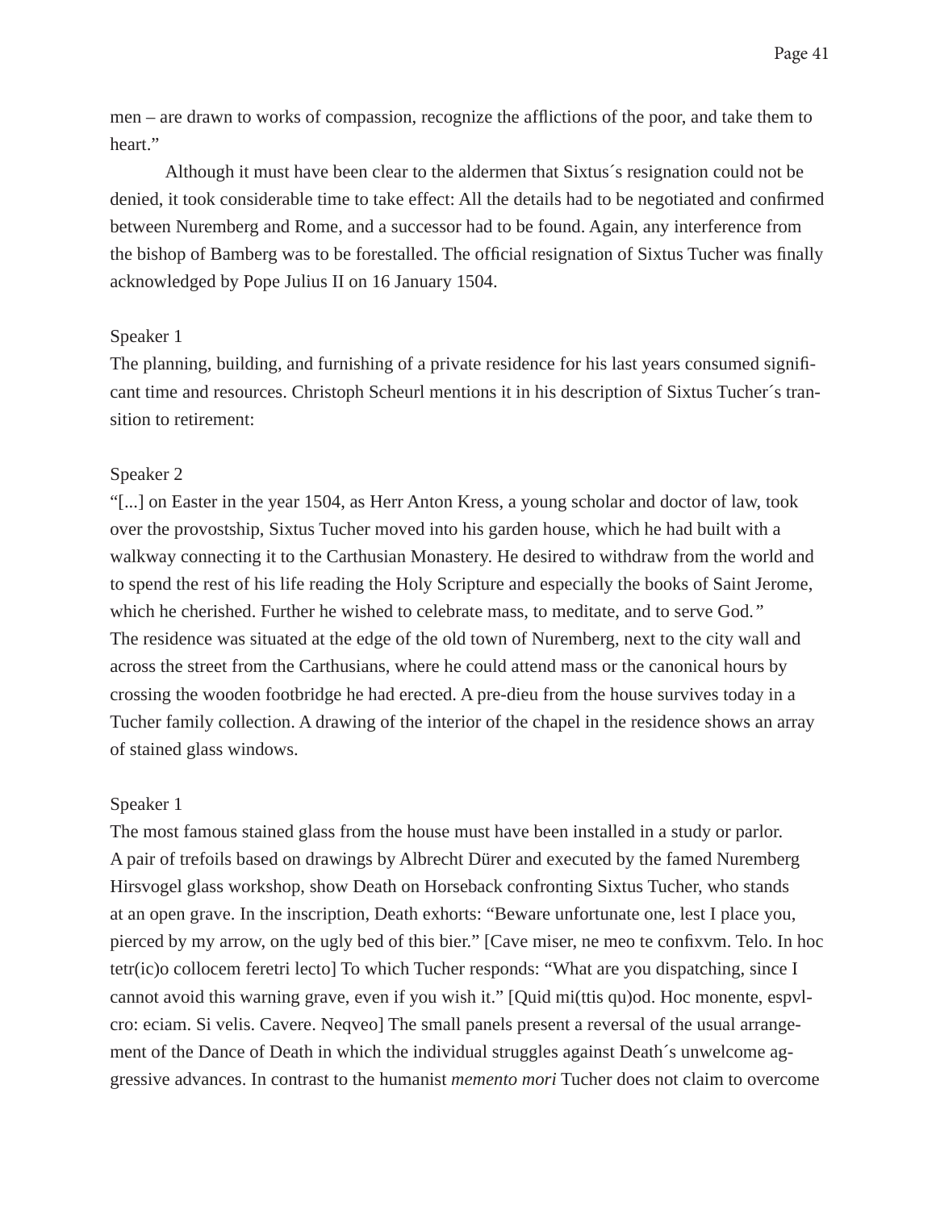men – are drawn to works of compassion, recognize the afflictions of the poor, and take them to heart."

Although it must have been clear to the aldermen that Sixtus´s resignation could not be denied, it took considerable time to take effect: All the details had to be negotiated and confirmed between Nuremberg and Rome, and a successor had to be found. Again, any interference from the bishop of Bamberg was to be forestalled. The official resignation of Sixtus Tucher was finally acknowledged by Pope Julius II on 16 January 1504.

Speaker 1

The planning, building, and furnishing of a private residence for his last years consumed significant time and resources. Christoph Scheurl mentions it in his description of Sixtus Tucher´s transition to retirement:

Speaker 2

"[...] on Easter in the year 1504, as Herr Anton Kress, a young scholar and doctor of law, took over the provostship, Sixtus Tucher moved into his garden house, which he had built with a walkway connecting it to the Carthusian Monastery. He desired to withdraw from the world and to spend the rest of his life reading the Holy Scripture and especially the books of Saint Jerome, which he cherished. Further he wished to celebrate mass, to meditate, and to serve God."

The residence was situated at the edge of the old town of Nuremberg, next to the city wall and across the street from the Carthusians, where he could attend mass or the canonical hours by crossing the wooden footbridge he had erected. A pre-dieu from the house survives today in a Tucher family collection. A drawing of the interior of the chapel in the residence shows an array of stained glass windows.

Speaker 1

The most famous stained glass from the house must have been installed in a study or parlor. A pair of trefoils based on drawings by Albrecht Dürer and executed by the famed Nuremberg Hirsvogel glass workshop, show Death on Horseback confronting Sixtus Tucher, who stands at an open grave. In the inscription, Death exhorts: "Beware unfortunate one, lest I place you, pierced by my arrow, on the ugly bed of this bier." [Cave miser, ne meo te confixvm. Telo. In hoc tetr(ic)o collocem feretri lecto] To which Tucher responds: "What are you dispatching, since I cannot avoid this warning grave, even if you wish it." [Quid mi(ttis qu)od. Hoc monente, espvlcro: eciam. Si velis. Cavere. Neqveo] The small panels present a reversal of the usual arrangement of the Dance of Death in which the individual struggles against Death´s unwelcome aggressive advances. In contrast to the humanist *memento mori* Tucher does not claim to overcome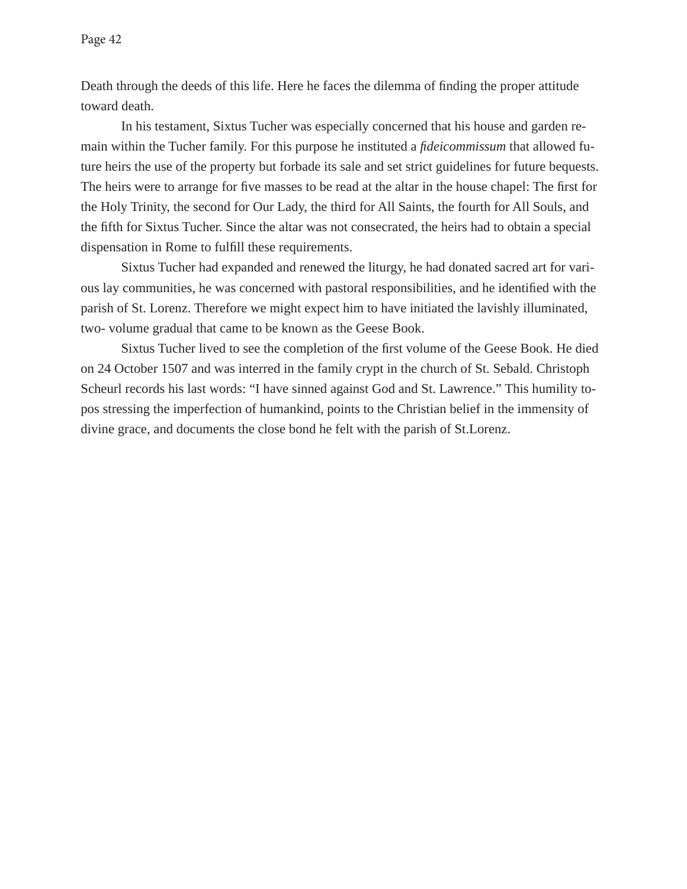Death through the deeds of this life. Here he faces the dilemma of finding the proper attitude toward death.

In his testament, Sixtus Tucher was especially concerned that his house and garden remain within the Tucher family. For this purpose he instituted a *fideicommissum* that allowed future heirs the use of the property but forbade its sale and set strict guidelines for future bequests. The heirs were to arrange for five masses to be read at the altar in the house chapel: The first for the Holy Trinity, the second for Our Lady, the third for All Saints, the fourth for All Souls, and the fifth for Sixtus Tucher. Since the altar was not consecrated, the heirs had to obtain a special dispensation in Rome to fulfill these requirements.

Sixtus Tucher had expanded and renewed the liturgy, he had donated sacred art for various lay communities, he was concerned with pastoral responsibilities, and he identified with the parish of St. Lorenz. Therefore we might expect him to have initiated the lavishly illuminated, two- volume gradual that came to be known as the Geese Book.

Sixtus Tucher lived to see the completion of the first volume of the Geese Book. He died on 24 October 1507 and was interred in the family crypt in the church of St. Sebald. Christoph Scheurl records his last words: "I have sinned against God and St. Lawrence." This humility topos stressing the imperfection of humankind, points to the Christian belief in the immensity of divine grace, and documents the close bond he felt with the parish of St.Lorenz.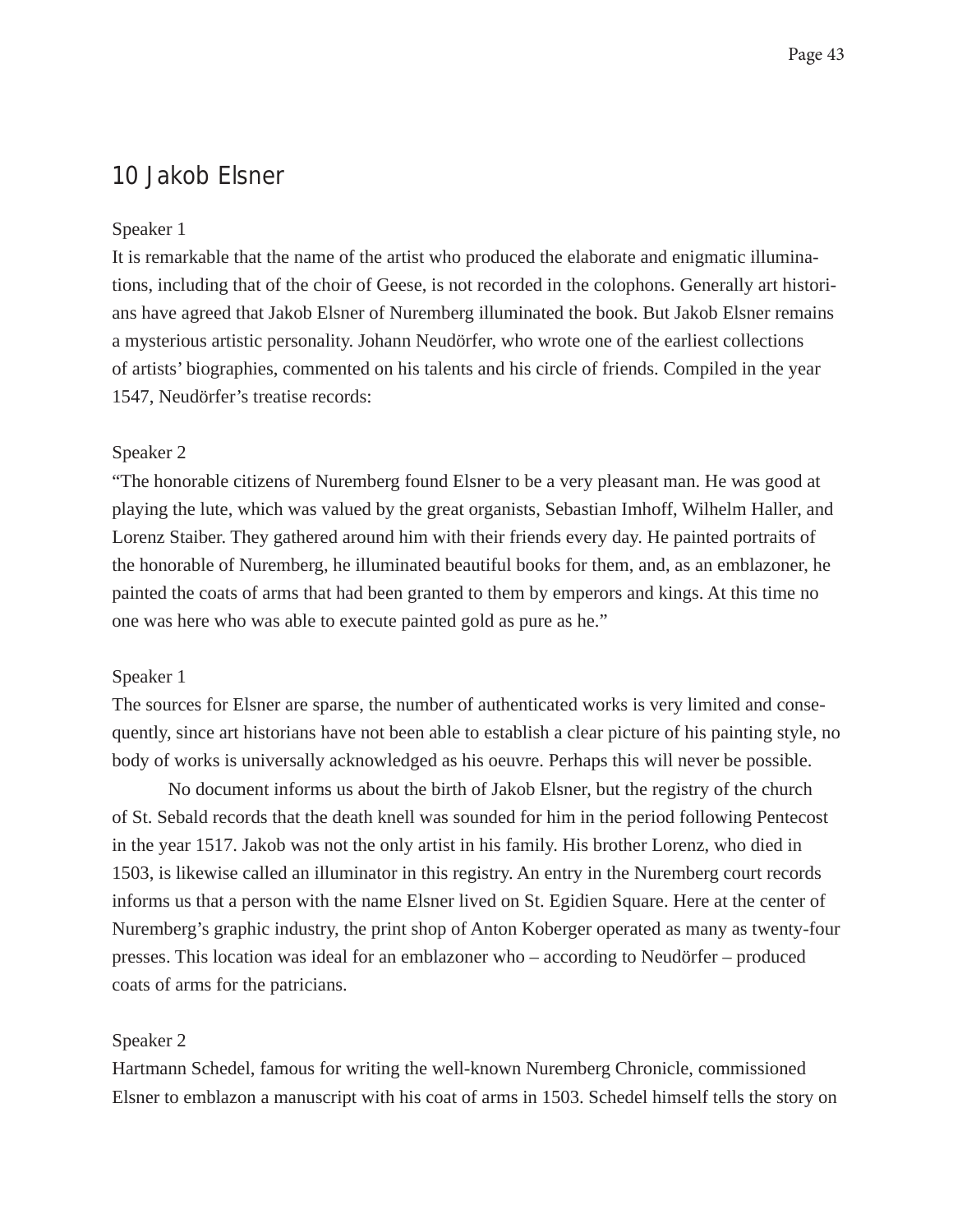# 10 Jakob Elsner

Speaker 1

It is remarkable that the name of the artist who produced the elaborate and enigmatic illuminations, including that of the choir of Geese, is not recorded in the colophons. Generally art historians have agreed that Jakob Elsner of Nuremberg illuminated the book. But Jakob Elsner remains a mysterious artistic personality. Johann Neudörfer, who wrote one of the earliest collections of artists' biographies, commented on his talents and his circle of friends. Compiled in the year 1547, Neudörfer's treatise records:

Speaker 2

"The honorable citizens of Nuremberg found Elsner to be a very pleasant man. He was good at playing the lute, which was valued by the great organists, Sebastian Imhoff, Wilhelm Haller, and Lorenz Staiber. They gathered around him with their friends every day. He painted portraits of the honorable of Nuremberg, he illuminated beautiful books for them, and, as an emblazoner, he painted the coats of arms that had been granted to them by emperors and kings. At this time no one was here who was able to execute painted gold as pure as he."

Speaker 1

The sources for Elsner are sparse, the number of authenticated works is very limited and consequently, since art historians have not been able to establish a clear picture of his painting style, no body of works is universally acknowledged as his oeuvre. Perhaps this will never be possible.

No document informs us about the birth of Jakob Elsner, but the registry of the church of St. Sebald records that the death knell was sounded for him in the period following Pentecost in the year 1517. Jakob was not the only artist in his family. His brother Lorenz, who died in 1503, is likewise called an illuminator in this registry. An entry in the Nuremberg court records informs us that a person with the name Elsner lived on St. Egidien Square. Here at the center of Nuremberg's graphic industry, the print shop of Anton Koberger operated as many as twenty-four presses. This location was ideal for an emblazoner who – according to Neudörfer – produced coats of arms for the patricians.

Speaker 2

Hartmann Schedel, famous for writing the well-known Nuremberg Chronicle, commissioned Elsner to emblazon a manuscript with his coat of arms in 1503. Schedel himself tells the story on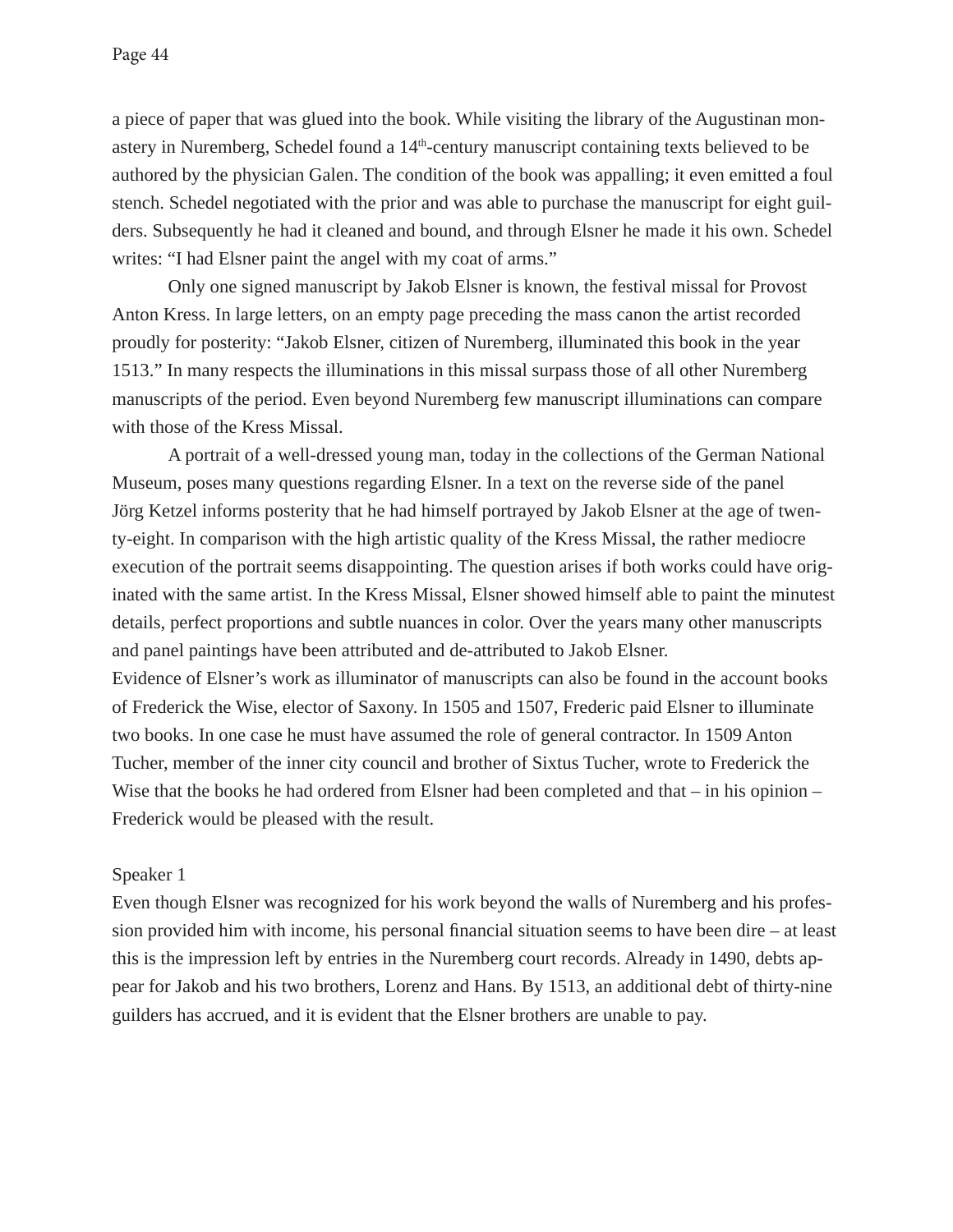a piece of paper that was glued into the book. While visiting the library of the Augustinan monastery in Nuremberg, Schedel found a 14th-century manuscript containing texts believed to be authored by the physician Galen. The condition of the book was appalling; it even emitted a foul stench. Schedel negotiated with the prior and was able to purchase the manuscript for eight guilders. Subsequently he had it cleaned and bound, and through Elsner he made it his own. Schedel writes: "I had Elsner paint the angel with my coat of arms."

Only one signed manuscript by Jakob Elsner is known, the festival missal for Provost Anton Kress. In large letters, on an empty page preceding the mass canon the artist recorded proudly for posterity: "Jakob Elsner, citizen of Nuremberg, illuminated this book in the year 1513." In many respects the illuminations in this missal surpass those of all other Nuremberg manuscripts of the period. Even beyond Nuremberg few manuscript illuminations can compare with those of the Kress Missal.

A portrait of a well-dressed young man, today in the collections of the German National Museum, poses many questions regarding Elsner. In a text on the reverse side of the panel Jörg Ketzel informs posterity that he had himself portrayed by Jakob Elsner at the age of twenty-eight. In comparison with the high artistic quality of the Kress Missal, the rather mediocre execution of the portrait seems disappointing. The question arises if both works could have originated with the same artist. In the Kress Missal, Elsner showed himself able to paint the minutest details, perfect proportions and subtle nuances in color. Over the years many other manuscripts and panel paintings have been attributed and de-attributed to Jakob Elsner.

Evidence of Elsner's work as illuminator of manuscripts can also be found in the account books of Frederick the Wise, elector of Saxony. In 1505 and 1507, Frederic paid Elsner to illuminate two books. In one case he must have assumed the role of general contractor. In 1509 Anton Tucher, member of the inner city council and brother of Sixtus Tucher, wrote to Frederick the Wise that the books he had ordered from Elsner had been completed and that – in his opinion – Frederick would be pleased with the result.

Speaker 1

Even though Elsner was recognized for his work beyond the walls of Nuremberg and his profession provided him with income, his personal financial situation seems to have been dire – at least this is the impression left by entries in the Nuremberg court records. Already in 1490, debts appear for Jakob and his two brothers, Lorenz and Hans. By 1513, an additional debt of thirty-nine guilders has accrued, and it is evident that the Elsner brothers are unable to pay.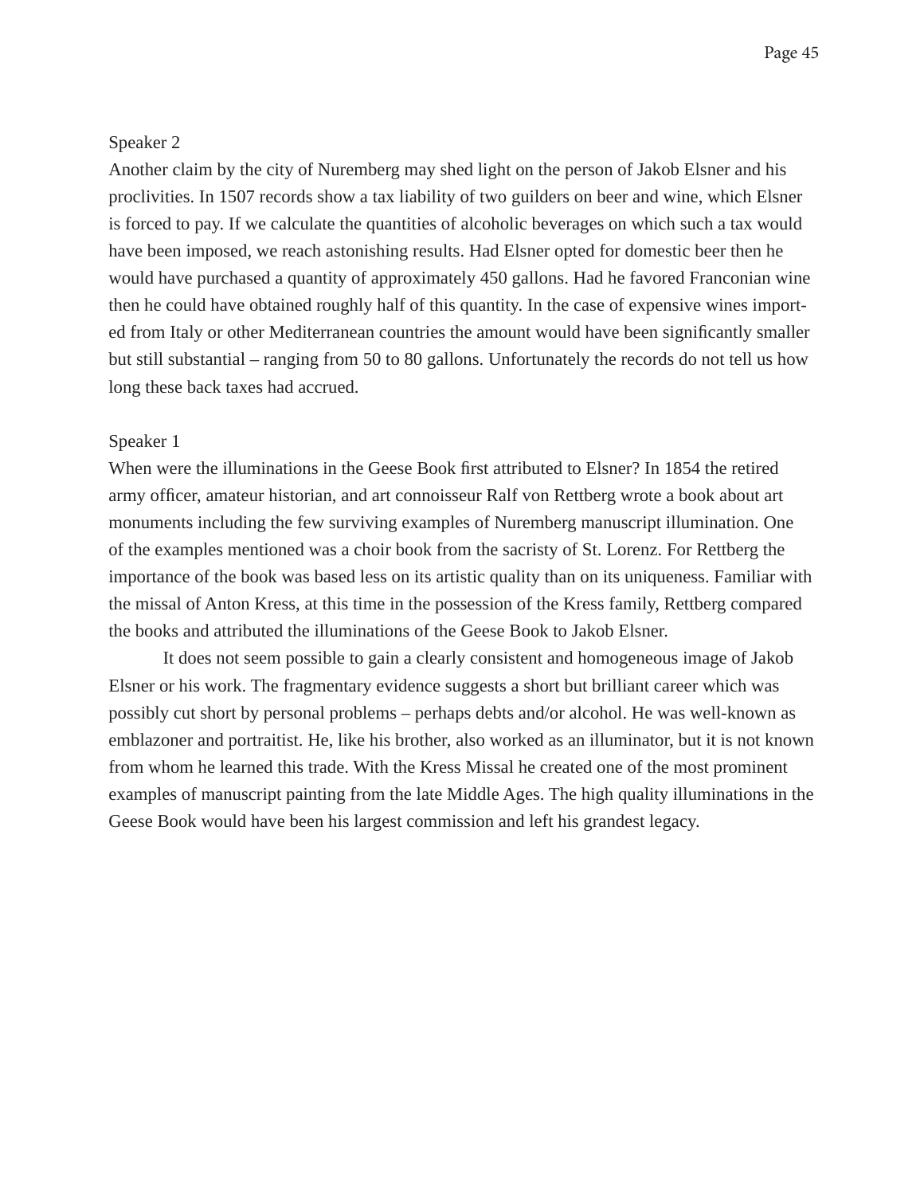Speaker 2

Another claim by the city of Nuremberg may shed light on the person of Jakob Elsner and his proclivities. In 1507 records show a tax liability of two guilders on beer and wine, which Elsner is forced to pay. If we calculate the quantities of alcoholic beverages on which such a tax would have been imposed, we reach astonishing results. Had Elsner opted for domestic beer then he would have purchased a quantity of approximately 450 gallons. Had he favored Franconian wine then he could have obtained roughly half of this quantity. In the case of expensive wines imported from Italy or other Mediterranean countries the amount would have been significantly smaller but still substantial – ranging from 50 to 80 gallons. Unfortunately the records do not tell us how long these back taxes had accrued.

Speaker 1

When were the illuminations in the Geese Book first attributed to Elsner? In 1854 the retired army officer, amateur historian, and art connoisseur Ralf von Rettberg wrote a book about art monuments including the few surviving examples of Nuremberg manuscript illumination. One of the examples mentioned was a choir book from the sacristy of St. Lorenz. For Rettberg the importance of the book was based less on its artistic quality than on its uniqueness. Familiar with the missal of Anton Kress, at this time in the possession of the Kress family, Rettberg compared the books and attributed the illuminations of the Geese Book to Jakob Elsner.

It does not seem possible to gain a clearly consistent and homogeneous image of Jakob Elsner or his work. The fragmentary evidence suggests a short but brilliant career which was possibly cut short by personal problems – perhaps debts and/or alcohol. He was well-known as emblazoner and portraitist. He, like his brother, also worked as an illuminator, but it is not known from whom he learned this trade. With the Kress Missal he created one of the most prominent examples of manuscript painting from the late Middle Ages. The high quality illuminations in the Geese Book would have been his largest commission and left his grandest legacy.